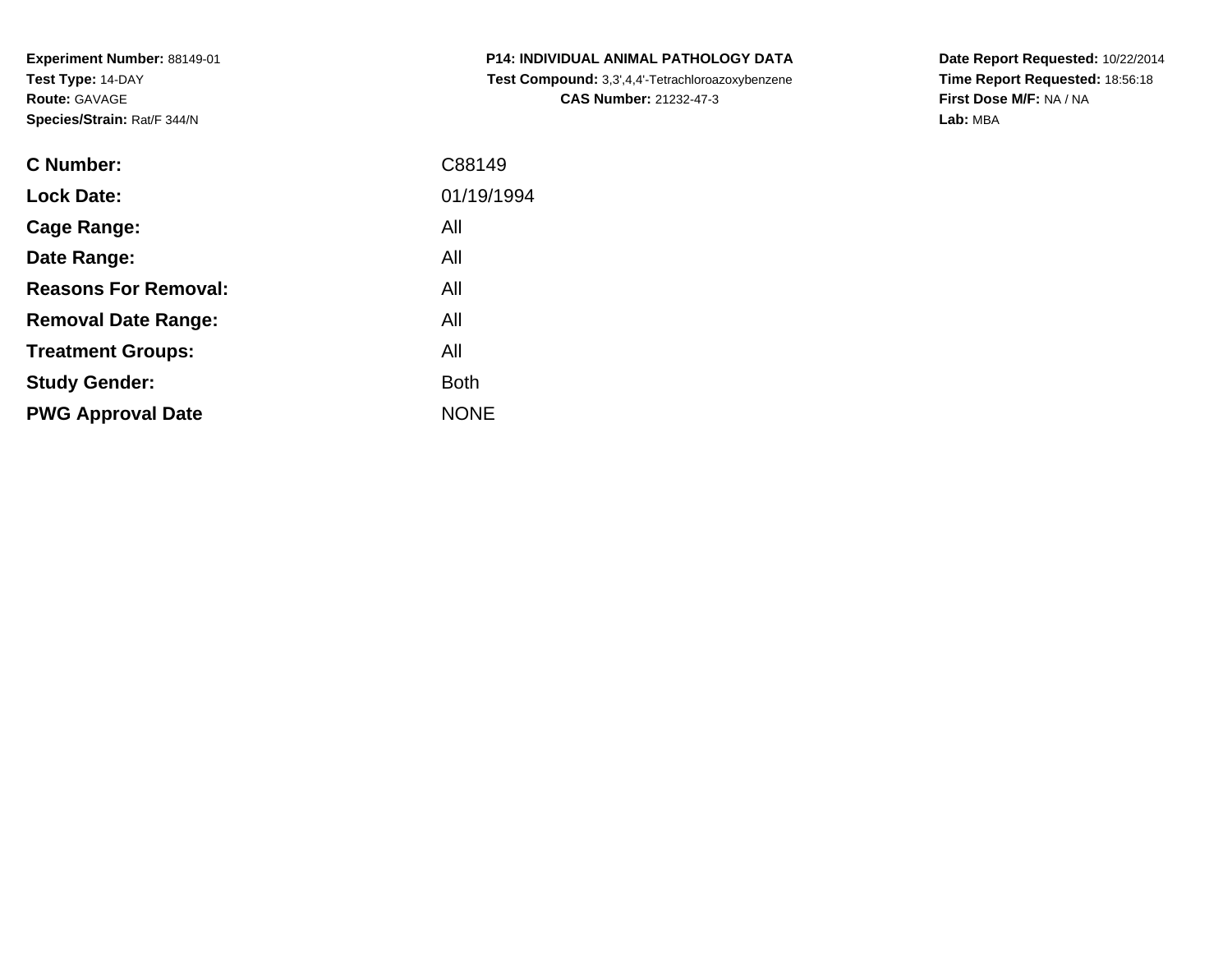**Experiment Number:** 88149-01
**Test Type:** 14-DAY
**Route:** GAVAGE
**Species/Strain:** Rat/F 344/N

**P14: INDIVIDUAL ANIMAL PATHOLOGY DATA**
**Test Compound:** 3,3',4,4'-Tetrachloroazoxybenzene
**CAS Number:** 21232-47-3

**Date Report Requested:** 10/22/2014
**Time Report Requested:** 18:56:18
**First Dose M/F:** NA / NA
**Lab:** MBA

| | |
|---|---|
| **C Number:** | C88149 |
| **Lock Date:** | 01/19/1994 |
| **Cage Range:** | All |
| **Date Range:** | All |
| **Reasons For Removal:** | All |
| **Removal Date Range:** | All |
| **Treatment Groups:** | All |
| **Study Gender:** | Both |
| **PWG Approval Date** | NONE |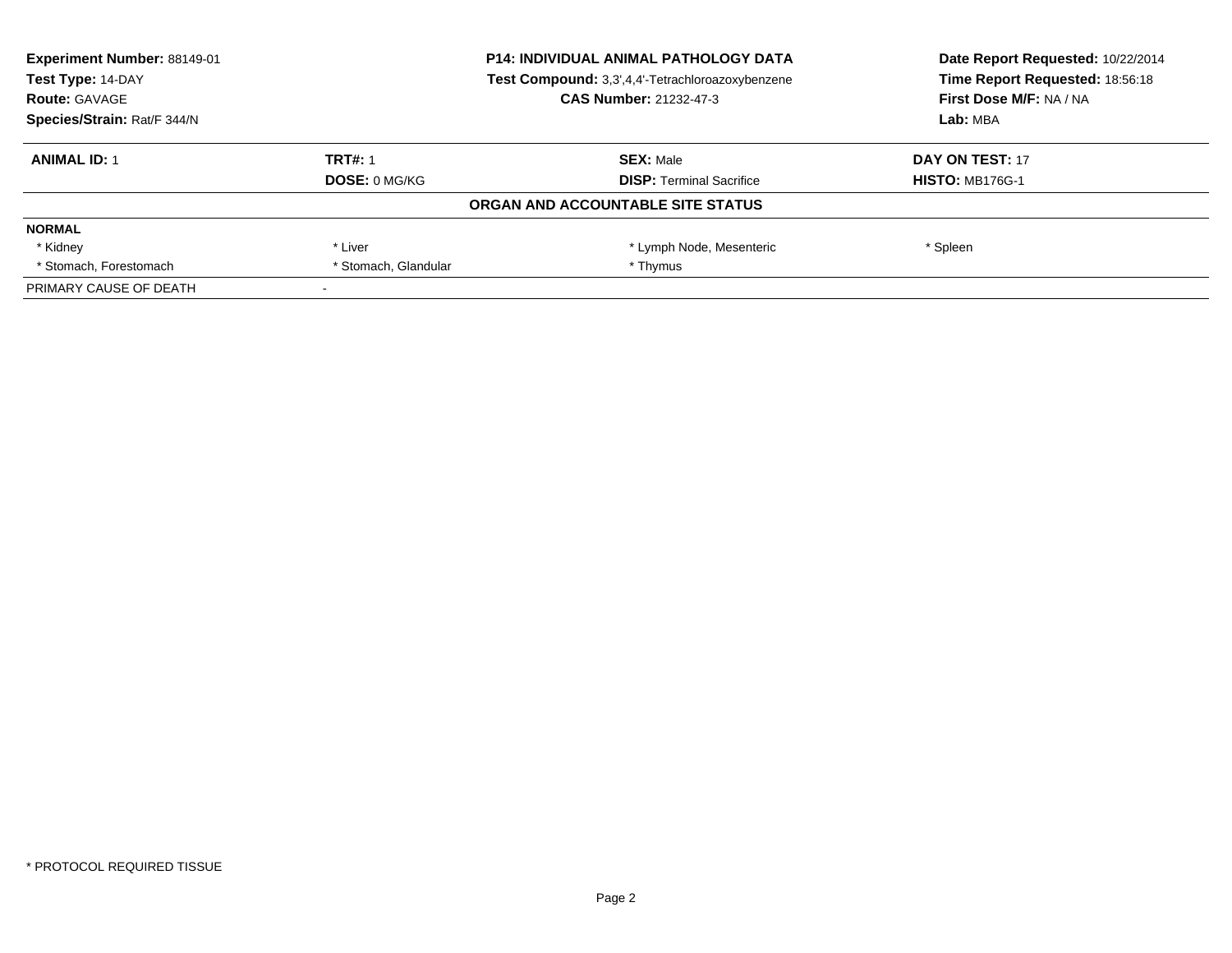**Experiment Number:** 88149-01
**Test Type:** 14-DAY
**Route:** GAVAGE
**Species/Strain:** Rat/F 344/N

**P14: INDIVIDUAL ANIMAL PATHOLOGY DATA**
**Test Compound:** 3,3',4,4'-Tetrachloroazoxybenzene
**CAS Number:** 21232-47-3

**Date Report Requested:** 10/22/2014
**Time Report Requested:** 18:56:18
**First Dose M/F:** NA / NA
**Lab:** MBA

| **ANIMAL ID:** 1 | **TRT#:** 1 | **SEX:** Male | **DAY ON TEST:** 17 |
|---|---|---|---|
| | **DOSE:** 0 MG/KG | **DISP:** Terminal Sacrifice | **HISTO:** MB176G-1 |

**ORGAN AND ACCOUNTABLE SITE STATUS**

| **NORMAL** | | | |
|---|---|---|---|
| * Kidney | * Liver | * Lymph Node, Mesenteric | * Spleen |
| * Stomach, Forestomach | * Stomach, Glandular | * Thymus | |
| PRIMARY CAUSE OF DEATH | - | | |

* PROTOCOL REQUIRED TISSUE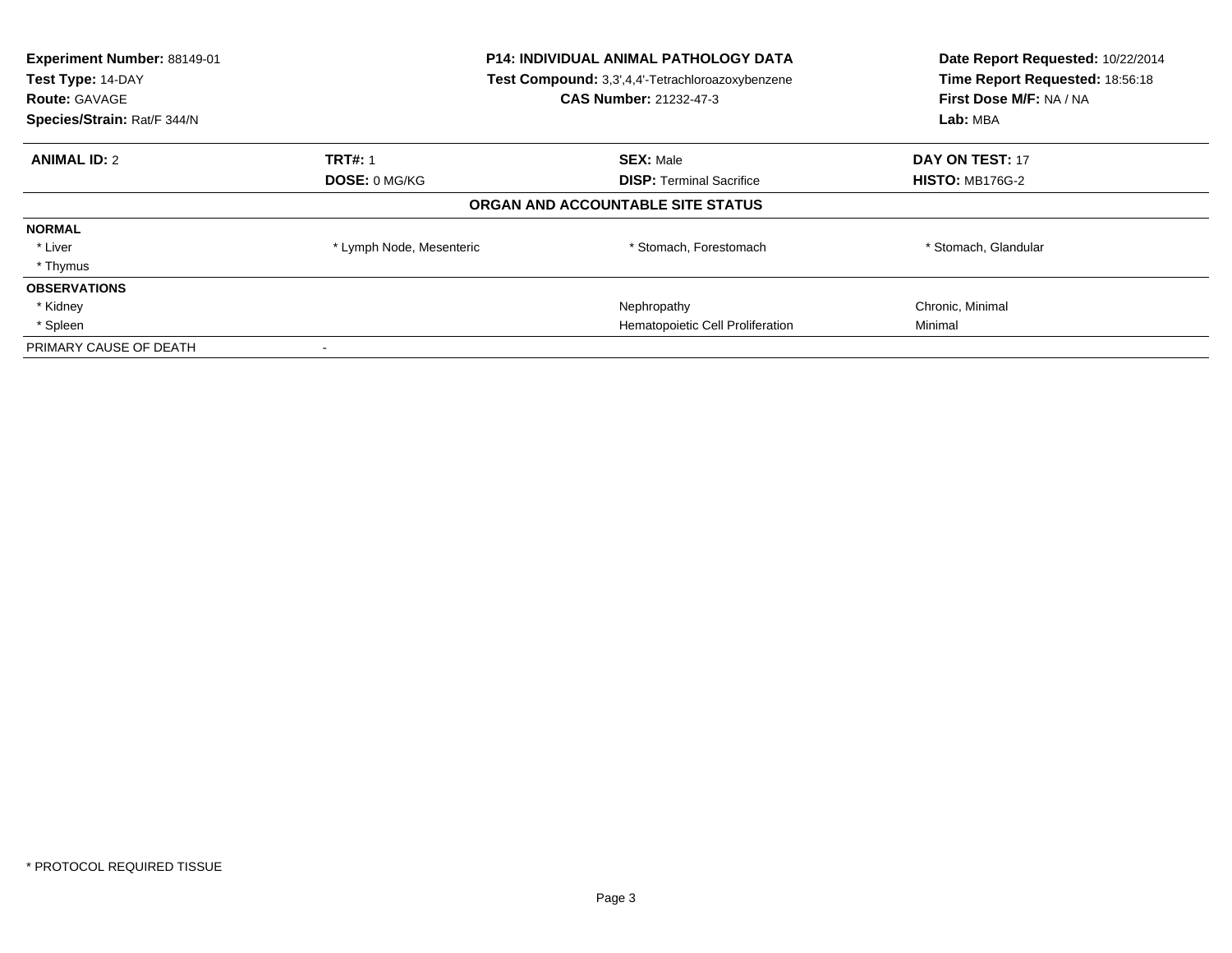**Experiment Number:** 88149-01
**Test Type:** 14-DAY
**Route:** GAVAGE
**Species/Strain:** Rat/F 344/N

**P14: INDIVIDUAL ANIMAL PATHOLOGY DATA**
**Test Compound:** 3,3',4,4'-Tetrachloroazoxybenzene
**CAS Number:** 21232-47-3

**Date Report Requested:** 10/22/2014
**Time Report Requested:** 18:56:18
**First Dose M/F:** NA / NA
**Lab:** MBA

| **ANIMAL ID:** 2 | **TRT#:** 1 | **SEX:** Male | **DAY ON TEST:** 17 |
|---|---|---|---|
| | **DOSE:** 0 MG/KG | **DISP:** Terminal Sacrifice | **HISTO:** MB176G-2 |

**ORGAN AND ACCOUNTABLE SITE STATUS**

| | | | |
|---|---|---|---|
| **NORMAL** | | | |
| * Liver | * Lymph Node, Mesenteric | * Stomach, Forestomach | * Stomach, Glandular |
| * Thymus | | | |
| **OBSERVATIONS** | | | |
| * Kidney | | Nephropathy | Chronic, Minimal |
| * Spleen | | Hematopoietic Cell Proliferation | Minimal |
| PRIMARY CAUSE OF DEATH | - | | |

\* PROTOCOL REQUIRED TISSUE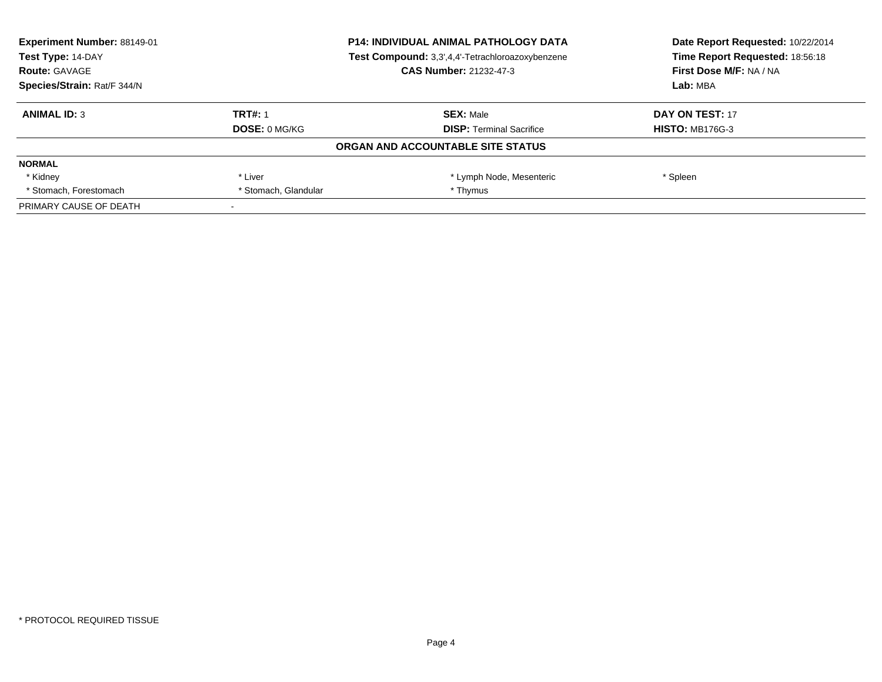**Experiment Number:** 88149-01
**Test Type:** 14-DAY
**Route:** GAVAGE
**Species/Strain:** Rat/F 344/N

**P14: INDIVIDUAL ANIMAL PATHOLOGY DATA**
**Test Compound:** 3,3',4,4'-Tetrachloroazoxybenzene
**CAS Number:** 21232-47-3

**Date Report Requested:** 10/22/2014
**Time Report Requested:** 18:56:18
**First Dose M/F:** NA / NA
**Lab:** MBA

| **ANIMAL ID:** 3 | **TRT#:** 1 | **SEX:** Male | **DAY ON TEST:** 17 |
|---|---|---|---|
| | **DOSE:** 0 MG/KG | **DISP:** Terminal Sacrifice | **HISTO:** MB176G-3 |

**ORGAN AND ACCOUNTABLE SITE STATUS**

| **NORMAL** | | | |
|---|---|---|---|
| * Kidney | * Liver | * Lymph Node, Mesenteric | * Spleen |
| * Stomach, Forestomach | * Stomach, Glandular | * Thymus | |
| PRIMARY CAUSE OF DEATH | - | | |

* PROTOCOL REQUIRED TISSUE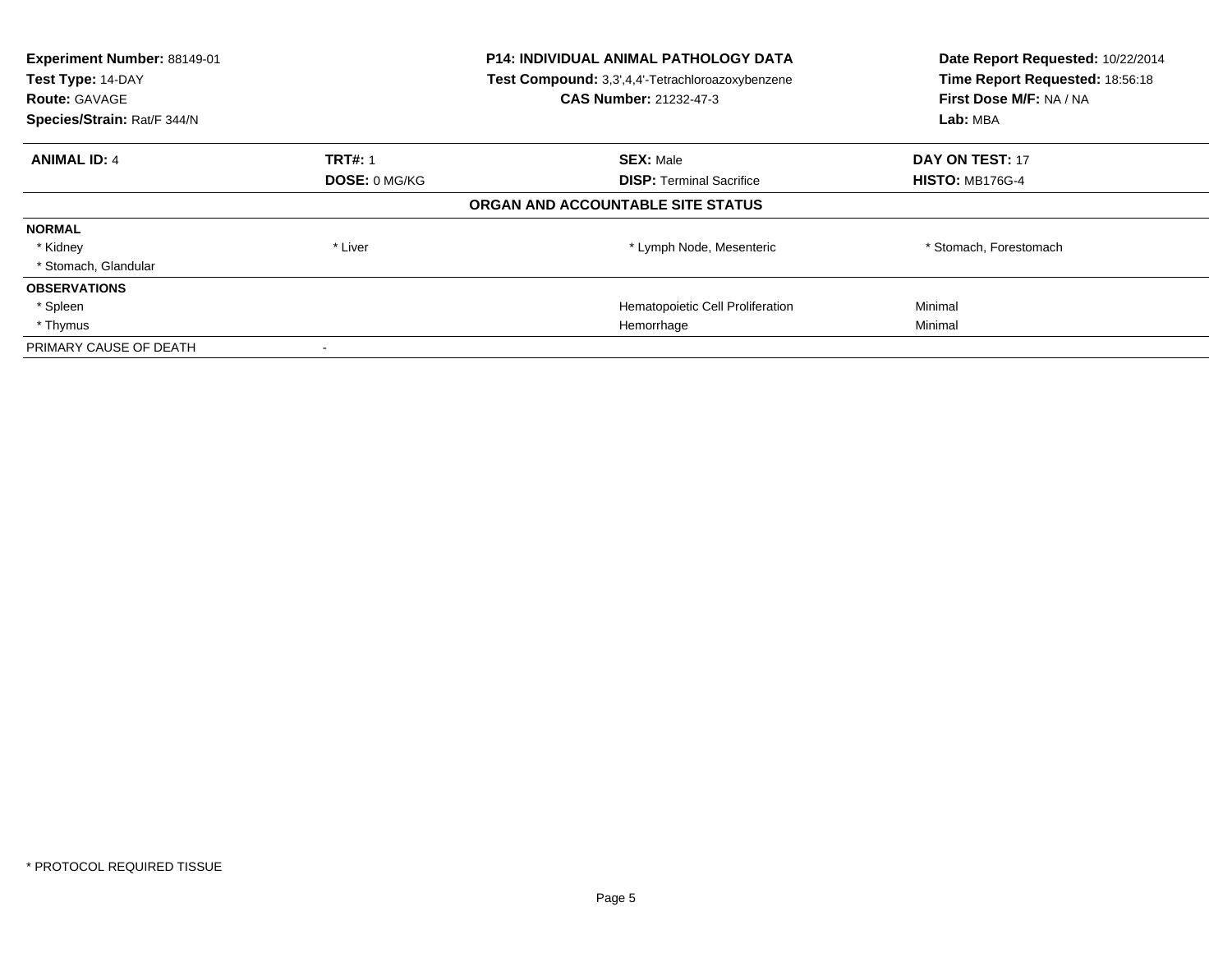**Experiment Number:** 88149-01
**Test Type:** 14-DAY
**Route:** GAVAGE
**Species/Strain:** Rat/F 344/N

**P14: INDIVIDUAL ANIMAL PATHOLOGY DATA**
**Test Compound:** 3,3',4,4'-Tetrachloroazoxybenzene
**CAS Number:** 21232-47-3

**Date Report Requested:** 10/22/2014
**Time Report Requested:** 18:56:18
**First Dose M/F:** NA / NA
**Lab:** MBA

| **ANIMAL ID:** 4 | **TRT#:** 1 | **SEX:** Male | **DAY ON TEST:** 17 |
|---|---|---|---|
| | **DOSE:** 0 MG/KG | **DISP:** Terminal Sacrifice | **HISTO:** MB176G-4 |

**ORGAN AND ACCOUNTABLE SITE STATUS**

| | | | |
|---|---|---|---|
| **NORMAL** | | | |
| * Kidney | * Liver | * Lymph Node, Mesenteric | * Stomach, Forestomach |
| * Stomach, Glandular | | | |
| **OBSERVATIONS** | | | |
| * Spleen | | Hematopoietic Cell Proliferation | Minimal |
| * Thymus | | Hemorrhage | Minimal |
| PRIMARY CAUSE OF DEATH | - | | |

* PROTOCOL REQUIRED TISSUE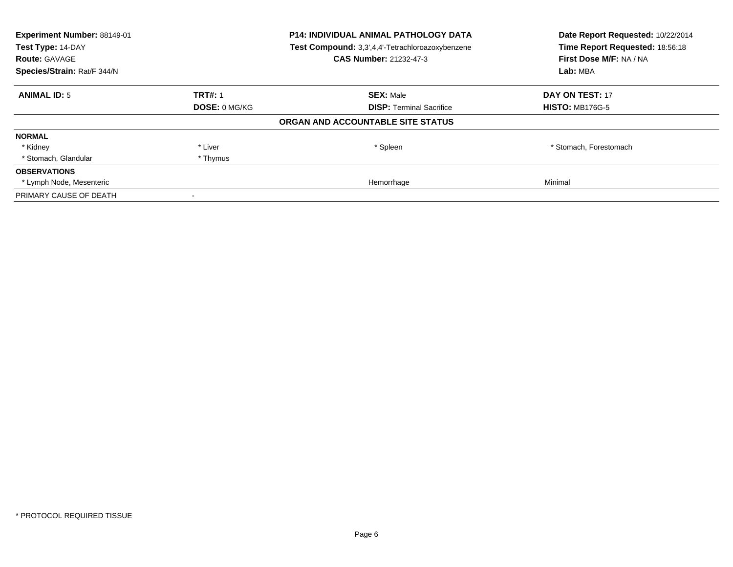**Experiment Number:** 88149-01
**Test Type:** 14-DAY
**Route:** GAVAGE
**Species/Strain:** Rat/F 344/N

**P14: INDIVIDUAL ANIMAL PATHOLOGY DATA**
**Test Compound:** 3,3',4,4'-Tetrachloroazoxybenzene
**CAS Number:** 21232-47-3

**Date Report Requested:** 10/22/2014
**Time Report Requested:** 18:56:18
**First Dose M/F:** NA / NA
**Lab:** MBA

| **ANIMAL ID:** 5 | **TRT#:** 1 | **SEX:** Male | **DAY ON TEST:** 17 |
|---|---|---|---|
| | **DOSE:** 0 MG/KG | **DISP:** Terminal Sacrifice | **HISTO:** MB176G-5 |

**ORGAN AND ACCOUNTABLE SITE STATUS**

| | | | |
|---|---|---|---|
| **NORMAL** | | | |
| * Kidney | * Liver | * Spleen | * Stomach, Forestomach |
| * Stomach, Glandular | * Thymus | | |
| **OBSERVATIONS** | | | |
| * Lymph Node, Mesenteric | | Hemorrhage | Minimal |
| PRIMARY CAUSE OF DEATH | - | | |

* PROTOCOL REQUIRED TISSUE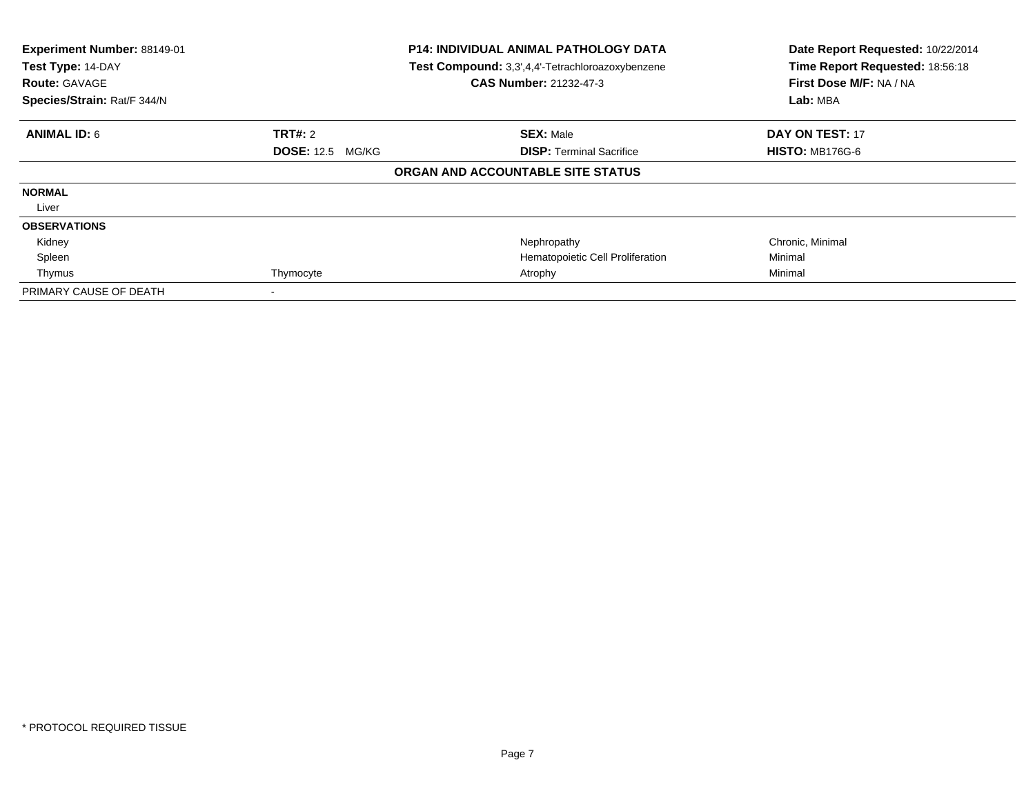| Experiment Number: 88149-01 | P14: INDIVIDUAL ANIMAL PATHOLOGY DATA | Date Report Requested: 10/22/2014 |
|---|---|---|
| Test Type: 14-DAY | Test Compound: 3,3',4,4'-Tetrachloroazoxybenzene | Time Report Requested: 18:56:18 |
| Route: GAVAGE | CAS Number: 21232-47-3 | First Dose M/F: NA / NA |
| Species/Strain: Rat/F 344/N | | Lab: MBA |

| **ANIMAL ID:** 6 | **TRT#:** 2 | **SEX:** Male | **DAY ON TEST:** 17 |
|---|---|---|---|
| | **DOSE:** 12.5 MG/KG | **DISP:** Terminal Sacrifice | **HISTO:** MB176G-6 |

**ORGAN AND ACCOUNTABLE SITE STATUS**

| | | | |
|---|---|---|---|
| **NORMAL** | | | |
| Liver | | | |
| **OBSERVATIONS** | | | |
| Kidney | | Nephropathy | Chronic, Minimal |
| Spleen | | Hematopoietic Cell Proliferation | Minimal |
| Thymus | Thymocyte | Atrophy | Minimal |
| PRIMARY CAUSE OF DEATH | - | | |

\* PROTOCOL REQUIRED TISSUE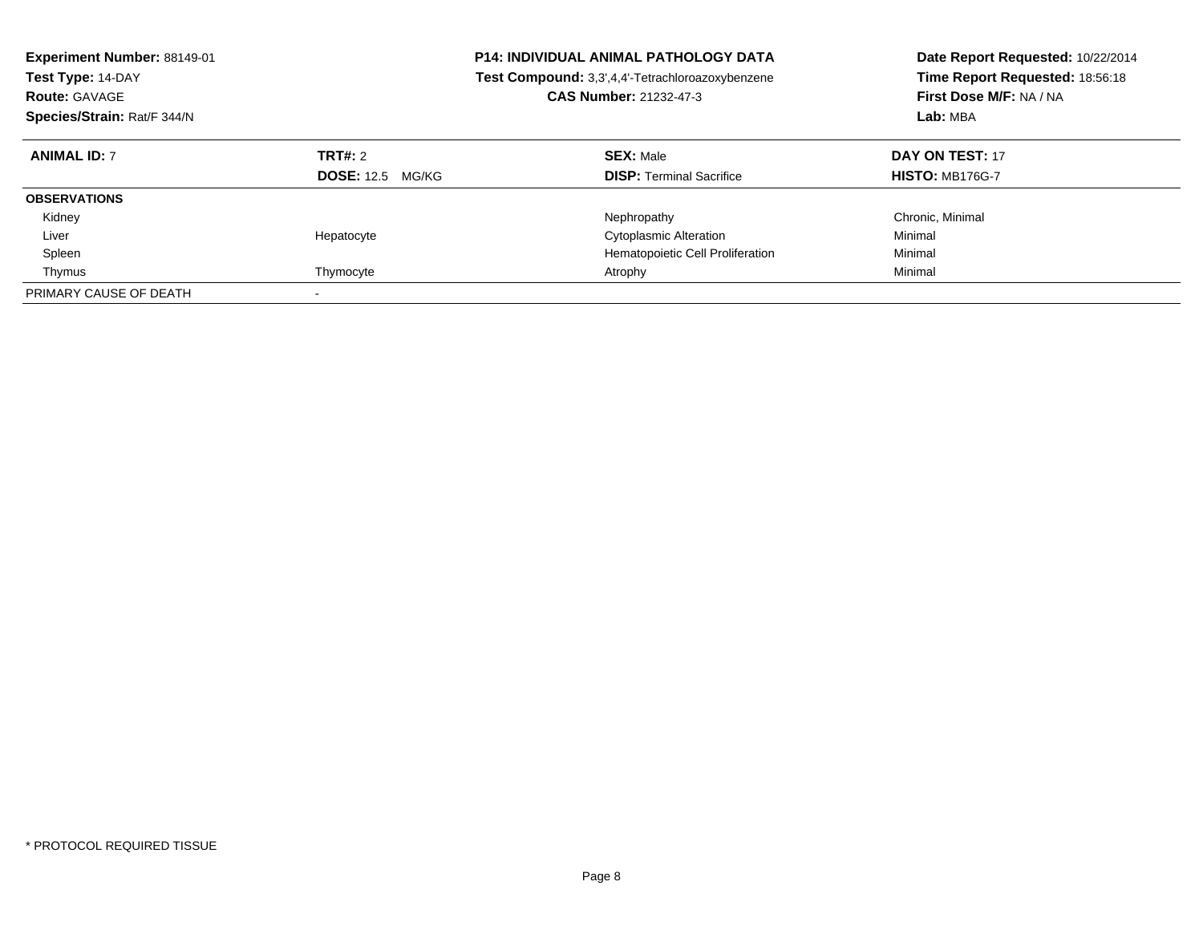**Experiment Number:** 88149-01
**Test Type:** 14-DAY
**Route:** GAVAGE
**Species/Strain:** Rat/F 344/N

**P14: INDIVIDUAL ANIMAL PATHOLOGY DATA**
**Test Compound:** 3,3',4,4'-Tetrachloroazoxybenzene
**CAS Number:** 21232-47-3

**Date Report Requested:** 10/22/2014
**Time Report Requested:** 18:56:18
**First Dose M/F:** NA / NA
**Lab:** MBA

| **ANIMAL ID:** 7 | **TRT#:** 2 | **SEX:** Male | **DAY ON TEST:** 17 |
|---|---|---|---|
| | **DOSE:** 12.5 MG/KG | **DISP:** Terminal Sacrifice | **HISTO:** MB176G-7 |
| **OBSERVATIONS** | | | |
| Kidney | | Nephropathy | Chronic, Minimal |
| Liver | Hepatocyte | Cytoplasmic Alteration | Minimal |
| Spleen | | Hematopoietic Cell Proliferation | Minimal |
| Thymus | Thymocyte | Atrophy | Minimal |
| PRIMARY CAUSE OF DEATH | - | | |

* PROTOCOL REQUIRED TISSUE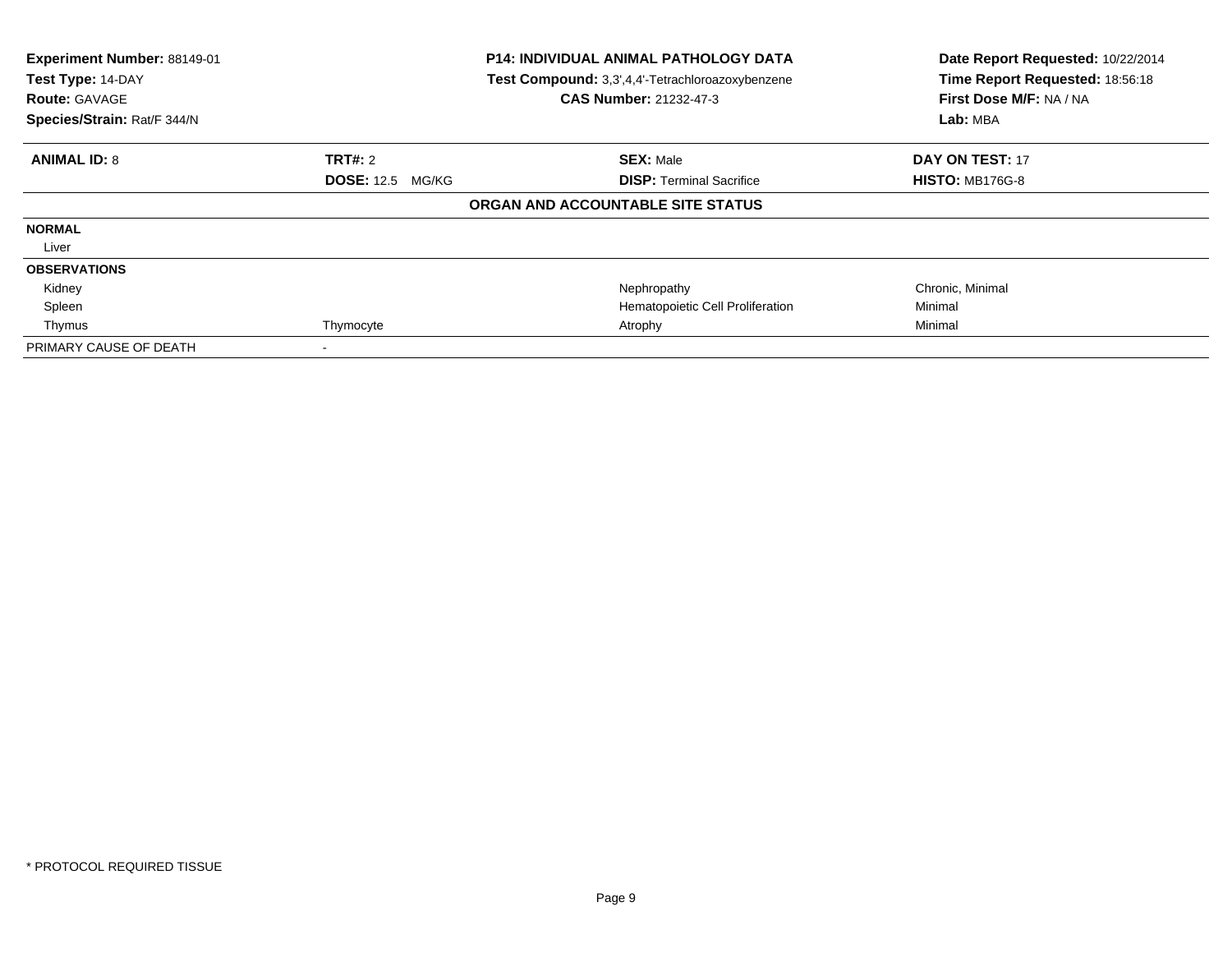| Experiment Number: 88149-01 | P14: INDIVIDUAL ANIMAL PATHOLOGY DATA | Date Report Requested: 10/22/2014 |
|---|---|---|
| Test Type: 14-DAY | Test Compound: 3,3',4,4'-Tetrachloroazoxybenzene | Time Report Requested: 18:56:18 |
| Route: GAVAGE | CAS Number: 21232-47-3 | First Dose M/F: NA / NA |
| Species/Strain: Rat/F 344/N | | Lab: MBA |

| **ANIMAL ID:** 8 | **TRT#:** 2 | **SEX:** Male | **DAY ON TEST:** 17 |
|---|---|---|---|
| | **DOSE:** 12.5 MG/KG | **DISP:** Terminal Sacrifice | **HISTO:** MB176G-8 |

**ORGAN AND ACCOUNTABLE SITE STATUS**

| | | | |
|---|---|---|---|
| **NORMAL** | | | |
| Liver | | | |
| **OBSERVATIONS** | | | |
| Kidney | | Nephropathy | Chronic, Minimal |
| Spleen | | Hematopoietic Cell Proliferation | Minimal |
| Thymus | Thymocyte | Atrophy | Minimal |
| PRIMARY CAUSE OF DEATH | - | | |

\* PROTOCOL REQUIRED TISSUE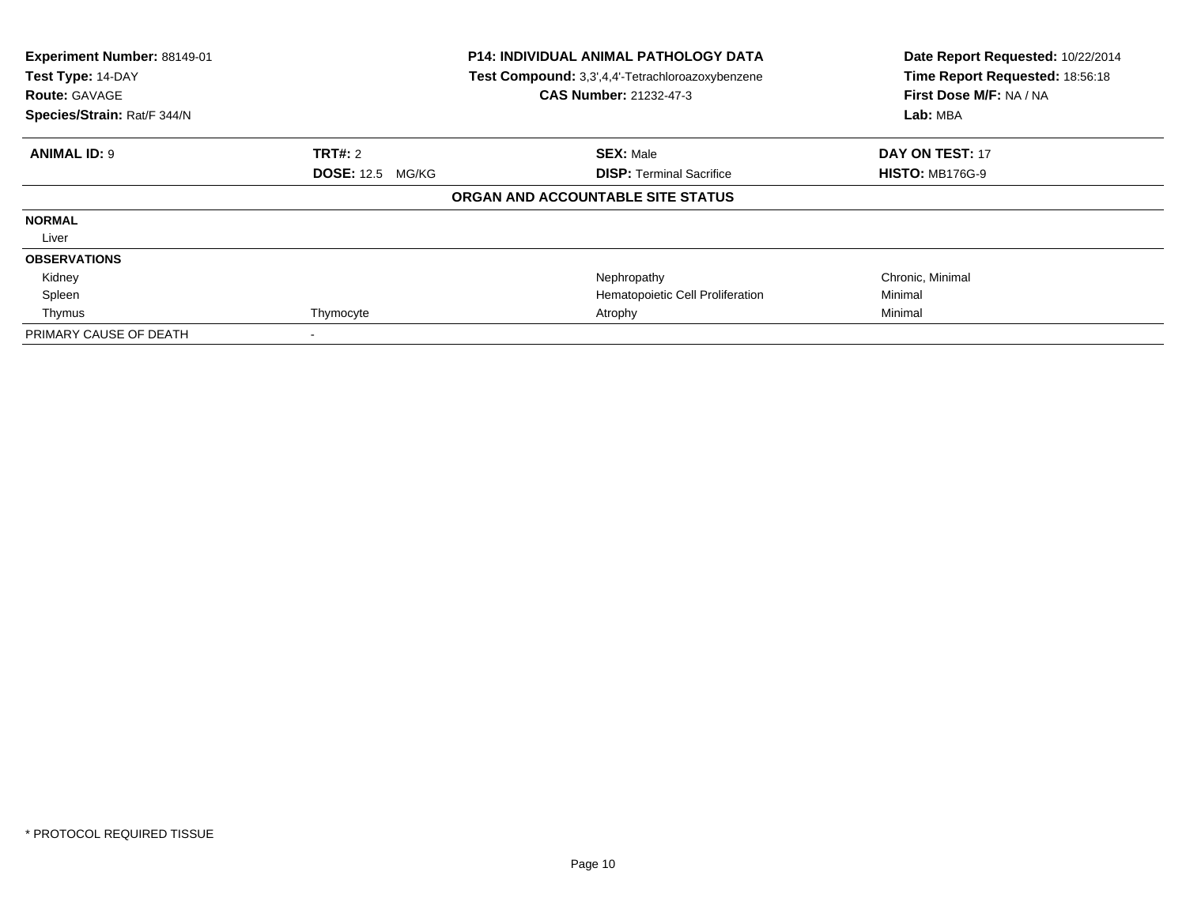| **Experiment Number:** 88149-01 | **P14: INDIVIDUAL ANIMAL PATHOLOGY DATA** | **Date Report Requested:** 10/22/2014 |
|---|---|---|
| **Test Type:** 14-DAY | **Test Compound:** 3,3',4,4'-Tetrachloroazoxybenzene | **Time Report Requested:** 18:56:18 |
| **Route:** GAVAGE | **CAS Number:** 21232-47-3 | **First Dose M/F:** NA / NA |
| **Species/Strain:** Rat/F 344/N | | **Lab:** MBA |

| **ANIMAL ID:** 9 | **TRT#:** 2 | **SEX:** Male | **DAY ON TEST:** 17 |
|---|---|---|---|
| | **DOSE:** 12.5 MG/KG | **DISP:** Terminal Sacrifice | **HISTO:** MB176G-9 |

**ORGAN AND ACCOUNTABLE SITE STATUS**

| | | | |
|---|---|---|---|
| **NORMAL** | | | |
| Liver | | | |
| **OBSERVATIONS** | | | |
| Kidney | | Nephropathy | Chronic, Minimal |
| Spleen | | Hematopoietic Cell Proliferation | Minimal |
| Thymus | Thymocyte | Atrophy | Minimal |
| PRIMARY CAUSE OF DEATH | - | | |

* PROTOCOL REQUIRED TISSUE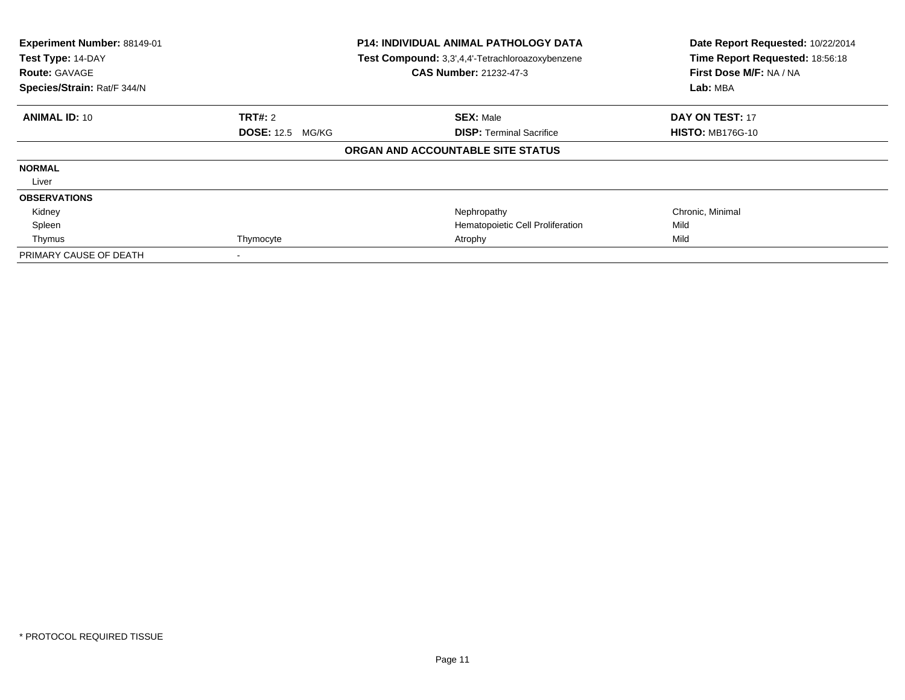**Experiment Number:** 88149-01
**Test Type:** 14-DAY
**Route:** GAVAGE
**Species/Strain:** Rat/F 344/N

**P14: INDIVIDUAL ANIMAL PATHOLOGY DATA**
**Test Compound:** 3,3',4,4'-Tetrachloroazoxybenzene
**CAS Number:** 21232-47-3

**Date Report Requested:** 10/22/2014
**Time Report Requested:** 18:56:18
**First Dose M/F:** NA / NA
**Lab:** MBA

| **ANIMAL ID:** 10 | **TRT#:** 2 | **SEX:** Male | **DAY ON TEST:** 17 |
|---|---|---|---|
| | **DOSE:** 12.5 MG/KG | **DISP:** Terminal Sacrifice | **HISTO:** MB176G-10 |

**ORGAN AND ACCOUNTABLE SITE STATUS**

| | | | |
|---|---|---|---|
| **NORMAL** | | | |
| Liver | | | |
| **OBSERVATIONS** | | | |
| Kidney | | Nephropathy | Chronic, Minimal |
| Spleen | | Hematopoietic Cell Proliferation | Mild |
| Thymus | Thymocyte | Atrophy | Mild |
| PRIMARY CAUSE OF DEATH | - | | |

\* PROTOCOL REQUIRED TISSUE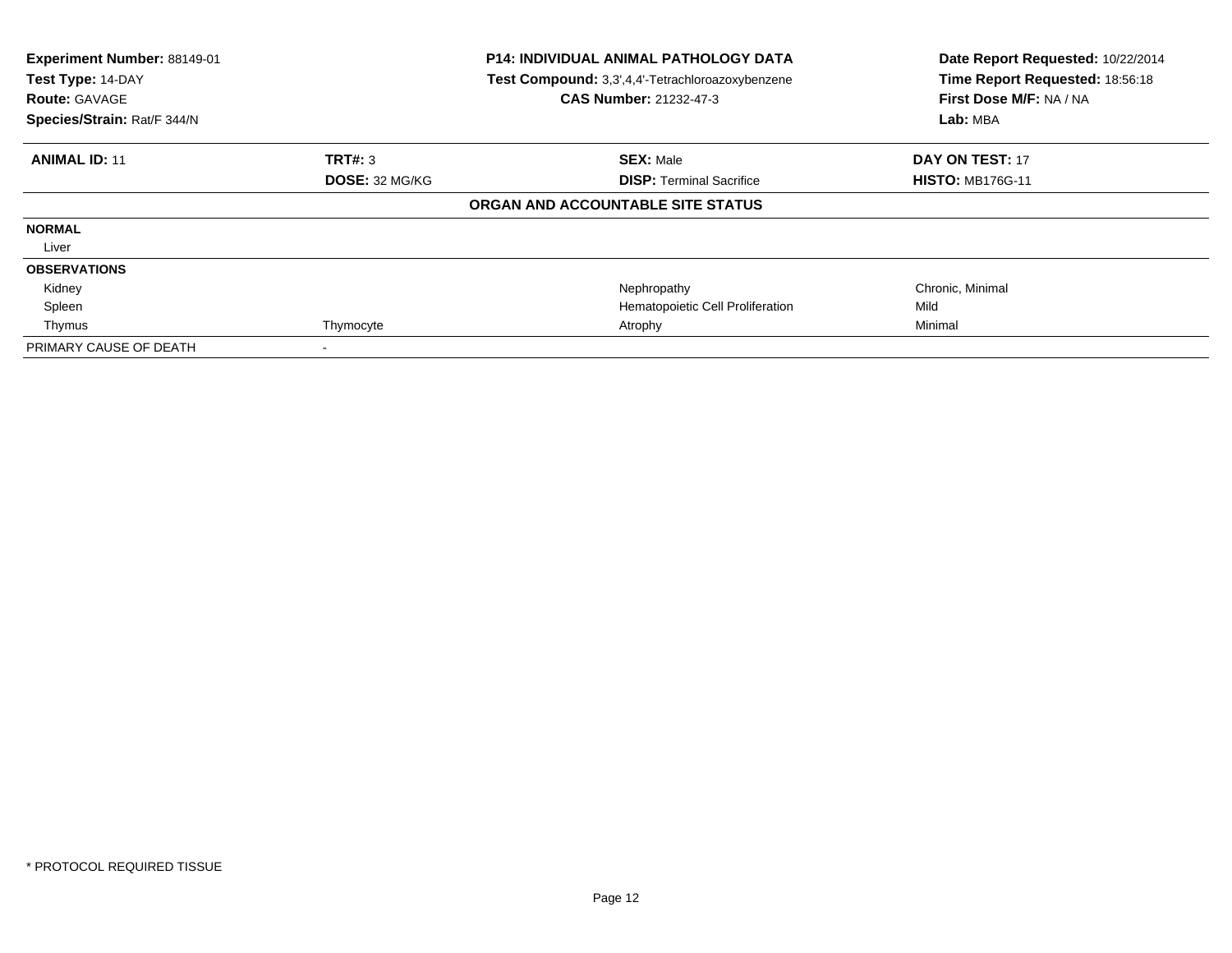| **Experiment Number:** 88149-01 | **P14: INDIVIDUAL ANIMAL PATHOLOGY DATA** | **Date Report Requested:** 10/22/2014 |
|---|---|---|
| **Test Type:** 14-DAY | **Test Compound:** 3,3',4,4'-Tetrachloroazoxybenzene | **Time Report Requested:** 18:56:18 |
| **Route:** GAVAGE | **CAS Number:** 21232-47-3 | **First Dose M/F:** NA / NA |
| **Species/Strain:** Rat/F 344/N | | **Lab:** MBA |

| **ANIMAL ID:** 11 | **TRT#:** 3 | **SEX:** Male | **DAY ON TEST:** 17 |
|---|---|---|---|
| | **DOSE:** 32 MG/KG | **DISP:** Terminal Sacrifice | **HISTO:** MB176G-11 |
| | | **ORGAN AND ACCOUNTABLE SITE STATUS** | |
| **NORMAL** | | | |
| Liver | | | |
| **OBSERVATIONS** | | | |
| Kidney | | Nephropathy | Chronic, Minimal |
| Spleen | | Hematopoietic Cell Proliferation | Mild |
| Thymus | Thymocyte | Atrophy | Minimal |
| PRIMARY CAUSE OF DEATH | - | | |

* PROTOCOL REQUIRED TISSUE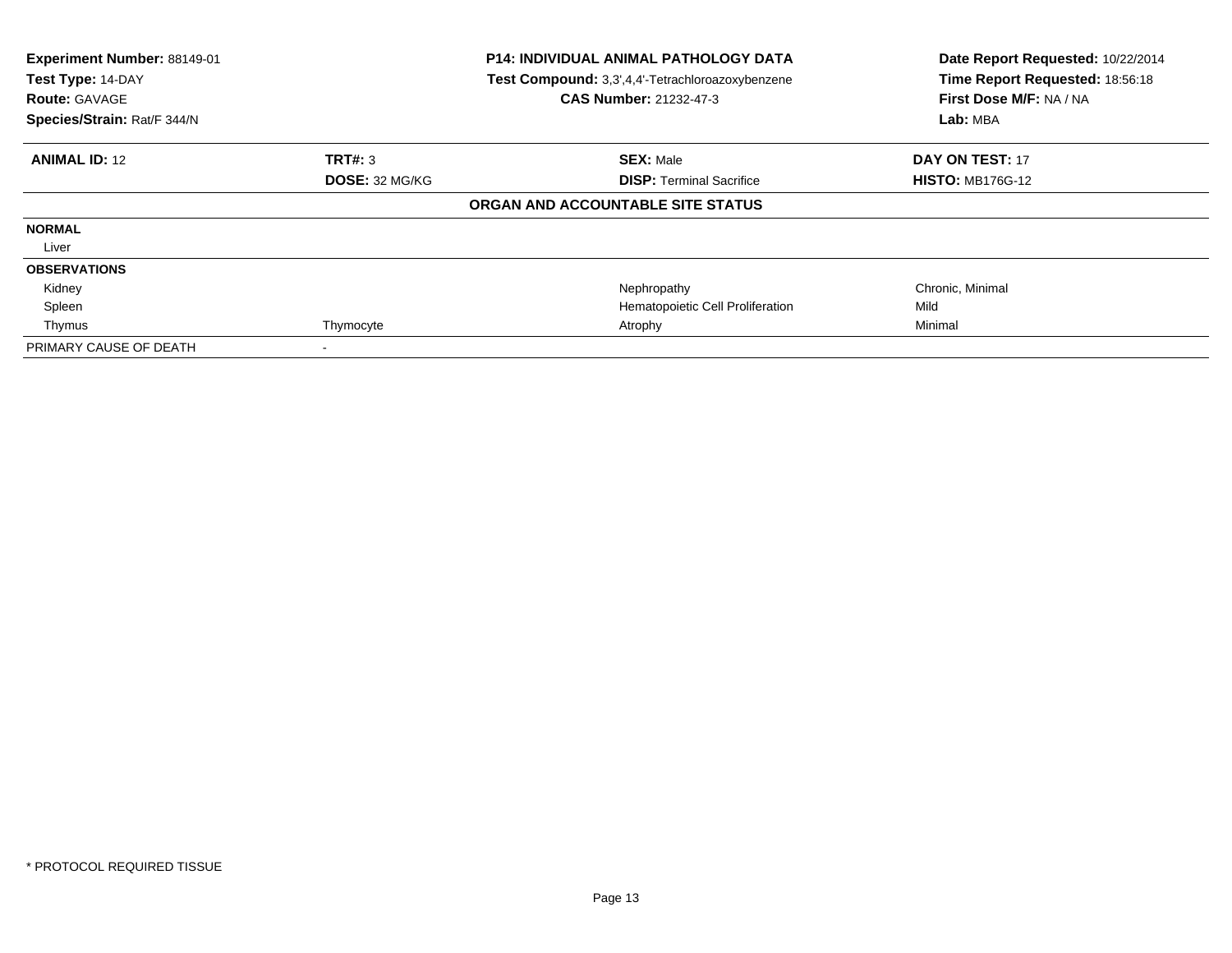**Experiment Number:** 88149-01
**Test Type:** 14-DAY
**Route:** GAVAGE
**Species/Strain:** Rat/F 344/N

**P14: INDIVIDUAL ANIMAL PATHOLOGY DATA**
**Test Compound:** 3,3',4,4'-Tetrachloroazoxybenzene
**CAS Number:** 21232-47-3

**Date Report Requested:** 10/22/2014
**Time Report Requested:** 18:56:18
**First Dose M/F:** NA / NA
**Lab:** MBA

| **ANIMAL ID:** 12 | **TRT#:** 3 | **SEX:** Male | **DAY ON TEST:** 17 |
|---|---|---|---|
| | **DOSE:** 32 MG/KG | **DISP:** Terminal Sacrifice | **HISTO:** MB176G-12 |

**ORGAN AND ACCOUNTABLE SITE STATUS**

| | | | |
|---|---|---|---|
| **NORMAL** | | | |
| Liver | | | |
| **OBSERVATIONS** | | | |
| Kidney | | Nephropathy | Chronic, Minimal |
| Spleen | | Hematopoietic Cell Proliferation | Mild |
| Thymus | Thymocyte | Atrophy | Minimal |
| PRIMARY CAUSE OF DEATH | - | | |

* PROTOCOL REQUIRED TISSUE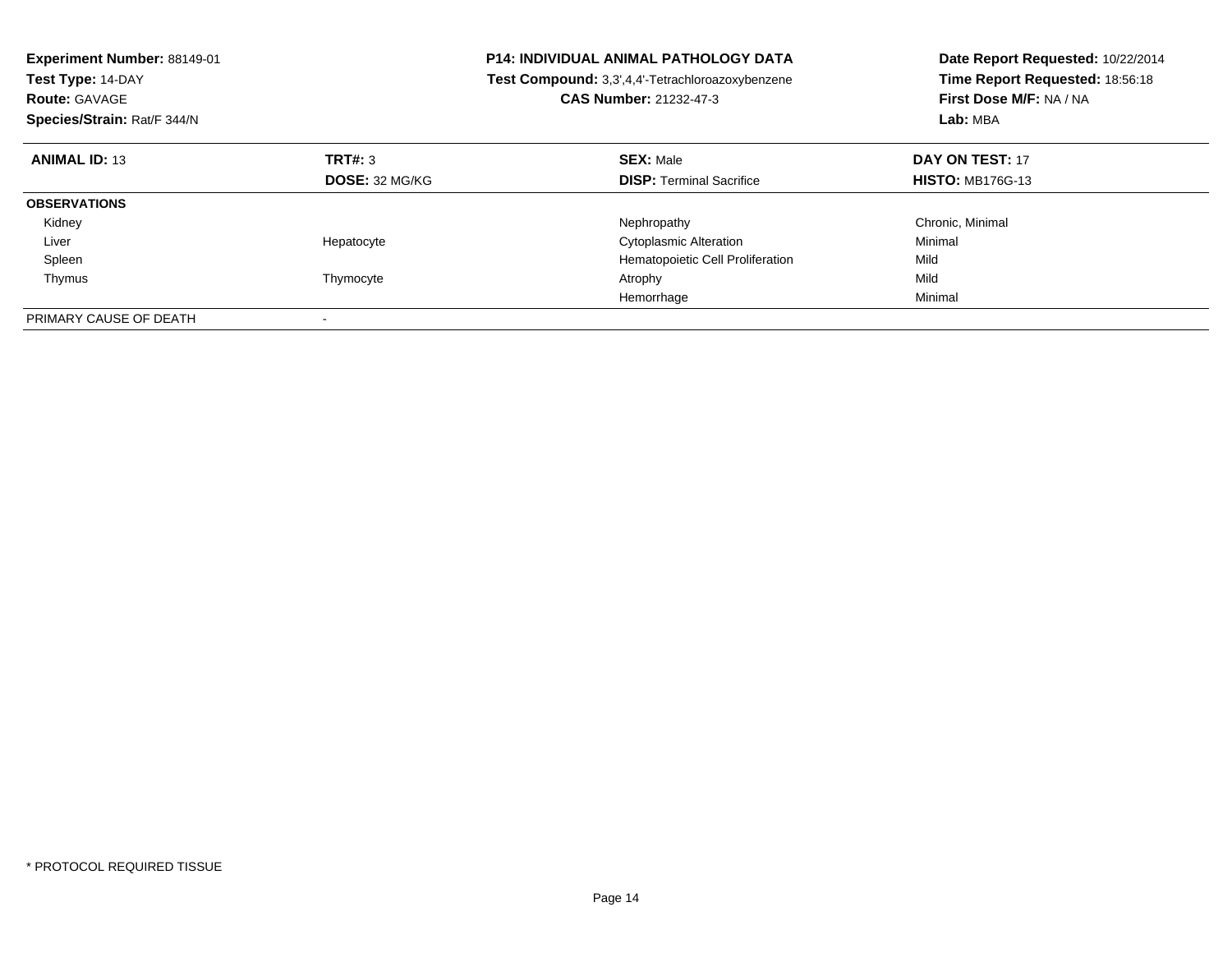**Experiment Number:** 88149-01
**Test Type:** 14-DAY
**Route:** GAVAGE
**Species/Strain:** Rat/F 344/N

**P14: INDIVIDUAL ANIMAL PATHOLOGY DATA**
**Test Compound:** 3,3',4,4'-Tetrachloroazoxybenzene
**CAS Number:** 21232-47-3

**Date Report Requested:** 10/22/2014
**Time Report Requested:** 18:56:18
**First Dose M/F:** NA / NA
**Lab:** MBA

| **ANIMAL ID:** 13 | **TRT#:** 3 | **SEX:** Male | **DAY ON TEST:** 17 |
|---|---|---|---|
| | **DOSE:** 32 MG/KG | **DISP:** Terminal Sacrifice | **HISTO:** MB176G-13 |
| **OBSERVATIONS** | | | |
| Kidney | | Nephropathy | Chronic, Minimal |
| Liver | Hepatocyte | Cytoplasmic Alteration | Minimal |
| Spleen | | Hematopoietic Cell Proliferation | Mild |
| Thymus | Thymocyte | Atrophy | Mild |
| | | Hemorrhage | Minimal |
| PRIMARY CAUSE OF DEATH | - | | |

* PROTOCOL REQUIRED TISSUE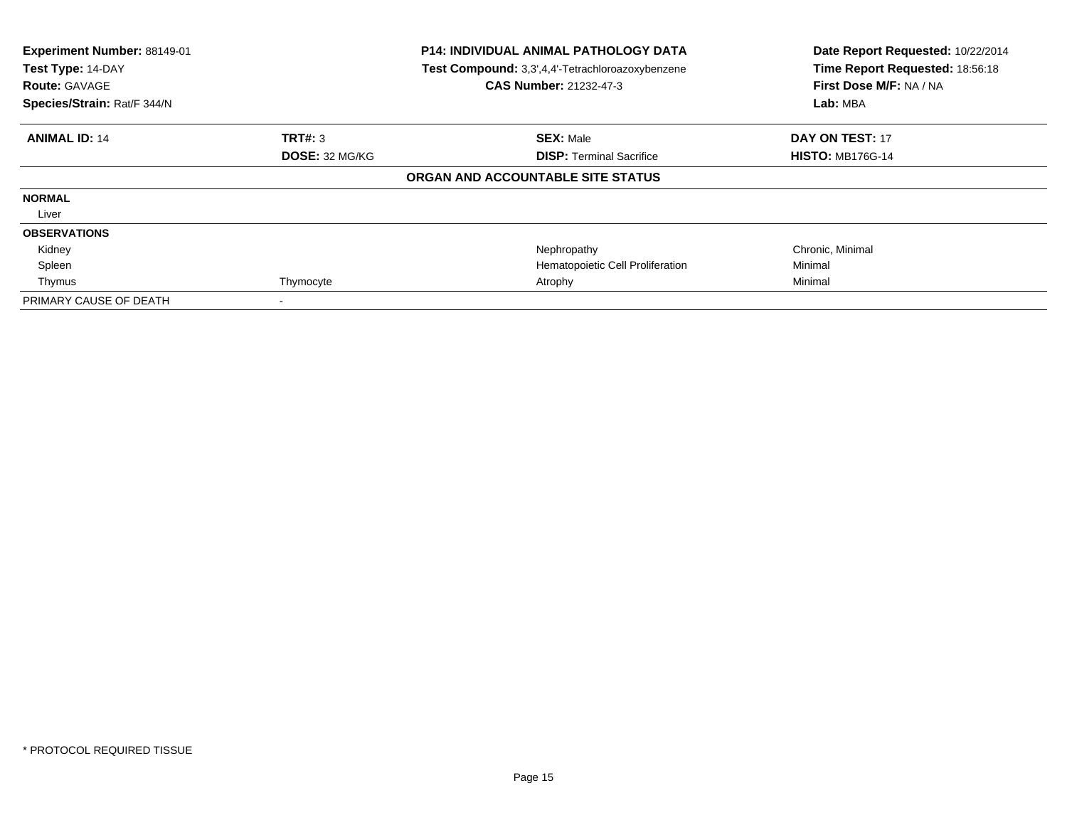| **Experiment Number:** 88149-01 | **P14: INDIVIDUAL ANIMAL PATHOLOGY DATA** | **Date Report Requested:** 10/22/2014 |
|---|---|---|
| **Test Type:** 14-DAY | **Test Compound:** 3,3',4,4'-Tetrachloroazoxybenzene | **Time Report Requested:** 18:56:18 |
| **Route:** GAVAGE | **CAS Number:** 21232-47-3 | **First Dose M/F:** NA / NA |
| **Species/Strain:** Rat/F 344/N | | **Lab:** MBA |

| **ANIMAL ID:** 14 | **TRT#:** 3 | **SEX:** Male | **DAY ON TEST:** 17 |
|---|---|---|---|
| | **DOSE:** 32 MG/KG | **DISP:** Terminal Sacrifice | **HISTO:** MB176G-14 |
| | | **ORGAN AND ACCOUNTABLE SITE STATUS** | |
| **NORMAL** | | | |
| Liver | | | |
| **OBSERVATIONS** | | | |
| Kidney | | Nephropathy | Chronic, Minimal |
| Spleen | | Hematopoietic Cell Proliferation | Minimal |
| Thymus | Thymocyte | Atrophy | Minimal |
| PRIMARY CAUSE OF DEATH | - | | |

* PROTOCOL REQUIRED TISSUE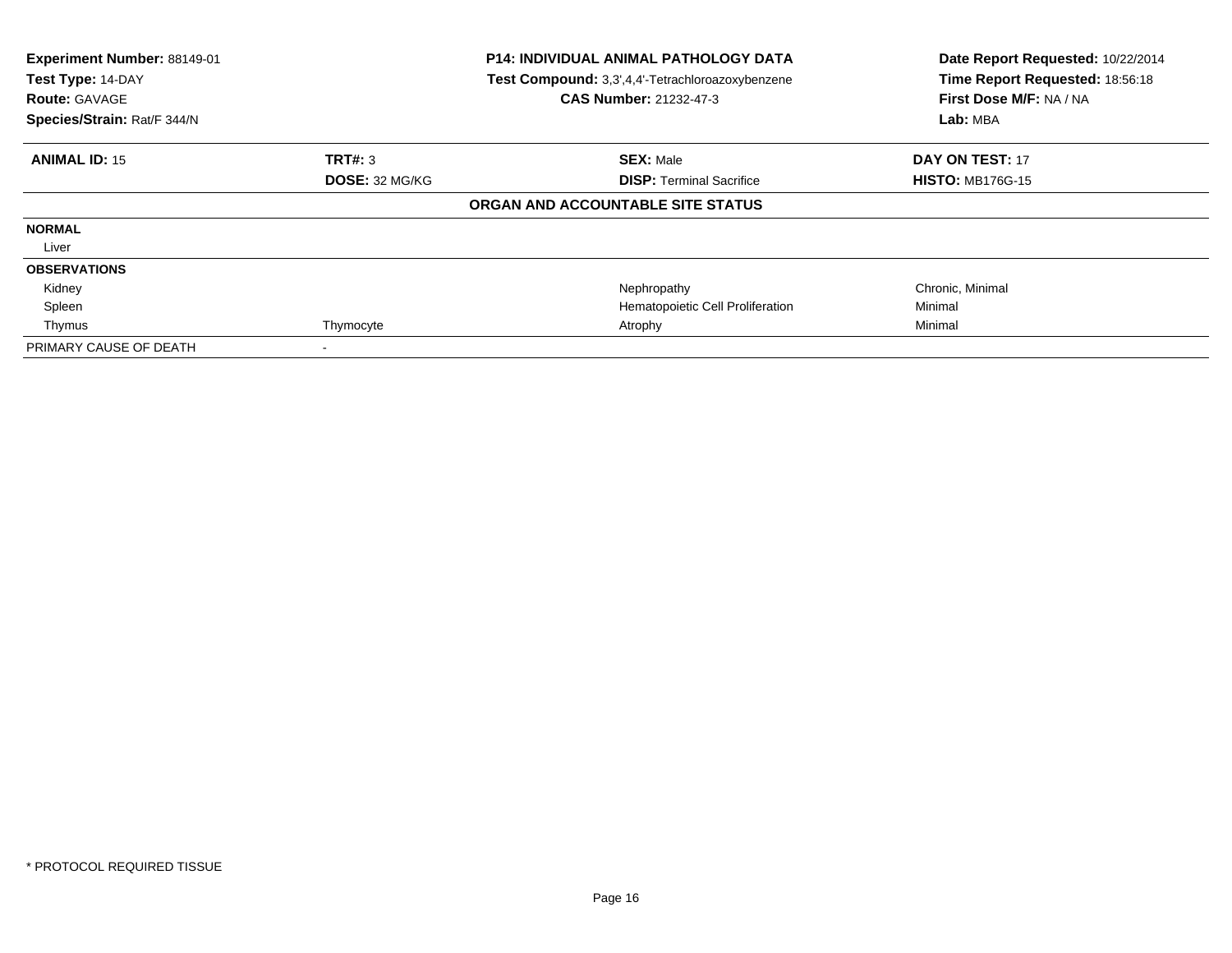**Experiment Number:** 88149-01
**Test Type:** 14-DAY
**Route:** GAVAGE
**Species/Strain:** Rat/F 344/N

**P14: INDIVIDUAL ANIMAL PATHOLOGY DATA**
**Test Compound:** 3,3',4,4'-Tetrachloroazoxybenzene
**CAS Number:** 21232-47-3

**Date Report Requested:** 10/22/2014
**Time Report Requested:** 18:56:18
**First Dose M/F:** NA / NA
**Lab:** MBA

| **ANIMAL ID:** 15 | **TRT#:** 3 | **SEX:** Male | **DAY ON TEST:** 17 |
|---|---|---|---|
| | **DOSE:** 32 MG/KG | **DISP:** Terminal Sacrifice | **HISTO:** MB176G-15 |

**ORGAN AND ACCOUNTABLE SITE STATUS**

| | | | |
|---|---|---|---|
| **NORMAL** | | | |
| Liver | | | |
| **OBSERVATIONS** | | | |
| Kidney | | Nephropathy | Chronic, Minimal |
| Spleen | | Hematopoietic Cell Proliferation | Minimal |
| Thymus | Thymocyte | Atrophy | Minimal |
| PRIMARY CAUSE OF DEATH | - | | |

* PROTOCOL REQUIRED TISSUE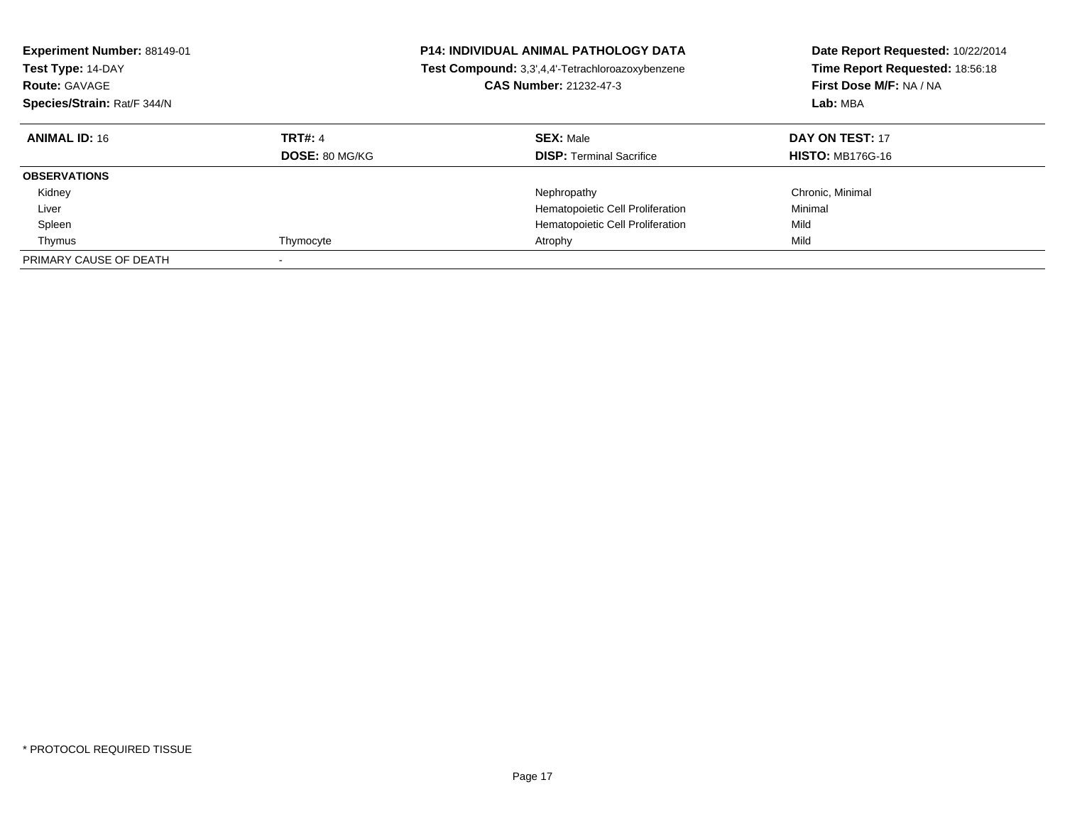**Experiment Number:** 88149-01
**Test Type:** 14-DAY
**Route:** GAVAGE
**Species/Strain:** Rat/F 344/N

**P14: INDIVIDUAL ANIMAL PATHOLOGY DATA**
**Test Compound:** 3,3',4,4'-Tetrachloroazoxybenzene
**CAS Number:** 21232-47-3

**Date Report Requested:** 10/22/2014
**Time Report Requested:** 18:56:18
**First Dose M/F:** NA / NA
**Lab:** MBA

| **ANIMAL ID:** 16 | **TRT#:** 4 | **SEX:** Male | **DAY ON TEST:** 17 |
|---|---|---|---|
| | **DOSE:** 80 MG/KG | **DISP:** Terminal Sacrifice | **HISTO:** MB176G-16 |
| **OBSERVATIONS** | | | |
| Kidney | | Nephropathy | Chronic, Minimal |
| Liver | | Hematopoietic Cell Proliferation | Minimal |
| Spleen | | Hematopoietic Cell Proliferation | Mild |
| Thymus | Thymocyte | Atrophy | Mild |
| PRIMARY CAUSE OF DEATH | - | | |

* PROTOCOL REQUIRED TISSUE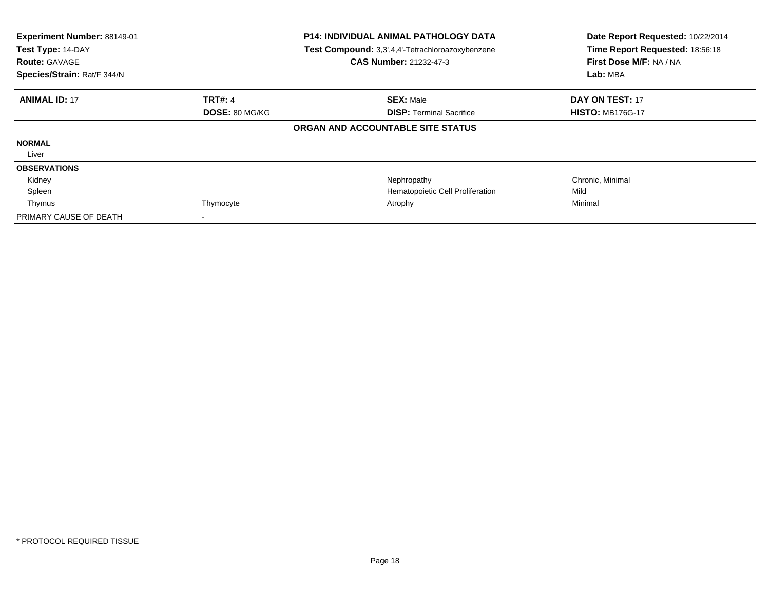| **Experiment Number:** 88149-01 | **P14: INDIVIDUAL ANIMAL PATHOLOGY DATA** | **Date Report Requested:** 10/22/2014 |
|---|---|---|
| **Test Type:** 14-DAY | **Test Compound:** 3,3',4,4'-Tetrachloroazoxybenzene | **Time Report Requested:** 18:56:18 |
| **Route:** GAVAGE | **CAS Number:** 21232-47-3 | **First Dose M/F:** NA / NA |
| **Species/Strain:** Rat/F 344/N | | **Lab:** MBA |

| **ANIMAL ID:** 17 | **TRT#:** 4 | **SEX:** Male | **DAY ON TEST:** 17 |
|---|---|---|---|
| | **DOSE:** 80 MG/KG | **DISP:** Terminal Sacrifice | **HISTO:** MB176G-17 |
| | | **ORGAN AND ACCOUNTABLE SITE STATUS** | |
| **NORMAL** | | | |
| Liver | | | |
| **OBSERVATIONS** | | | |
| Kidney | | Nephropathy | Chronic, Minimal |
| Spleen | | Hematopoietic Cell Proliferation | Mild |
| Thymus | Thymocyte | Atrophy | Minimal |
| PRIMARY CAUSE OF DEATH | - | | |

* PROTOCOL REQUIRED TISSUE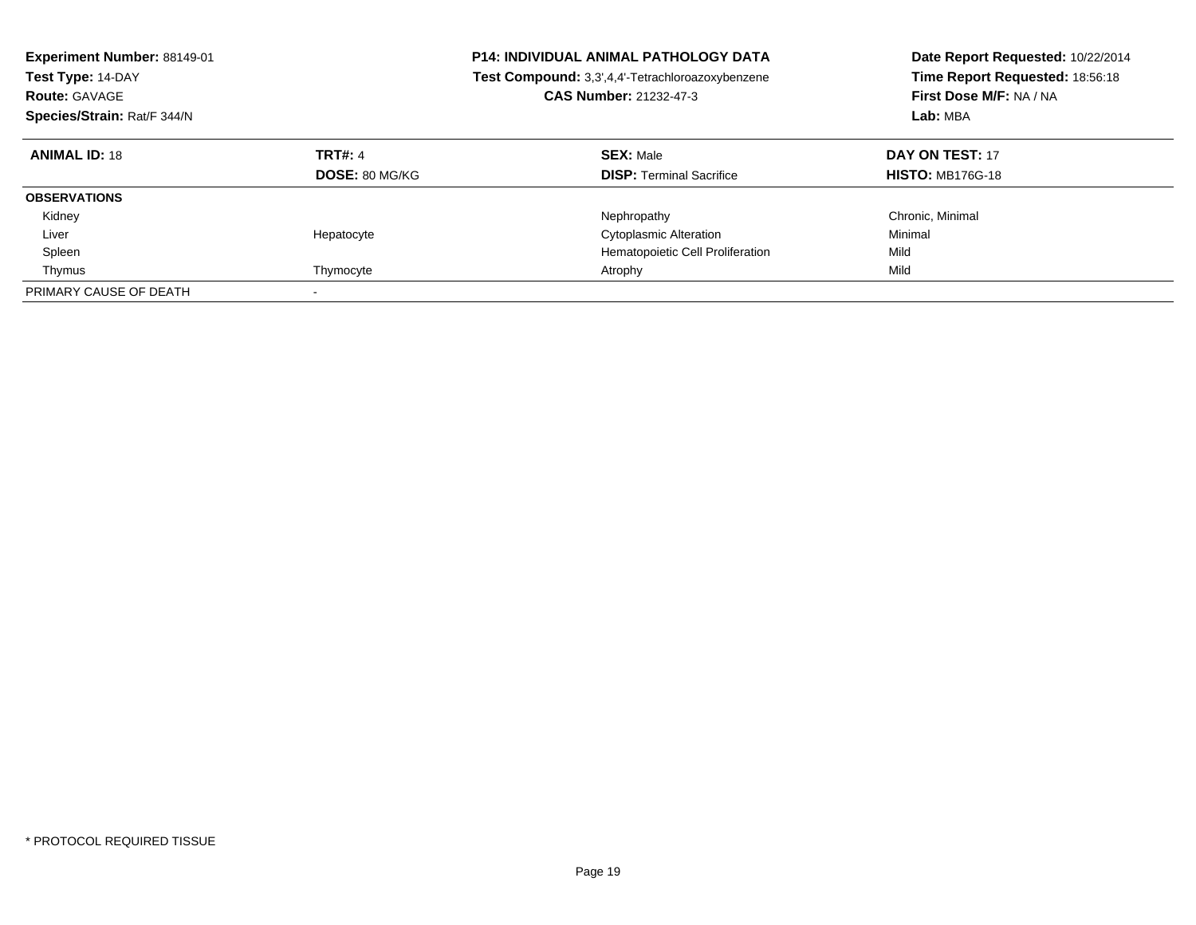**Experiment Number:** 88149-01
**Test Type:** 14-DAY
**Route:** GAVAGE
**Species/Strain:** Rat/F 344/N

**P14: INDIVIDUAL ANIMAL PATHOLOGY DATA**
**Test Compound:** 3,3',4,4'-Tetrachloroazoxybenzene
**CAS Number:** 21232-47-3

**Date Report Requested:** 10/22/2014
**Time Report Requested:** 18:56:18
**First Dose M/F:** NA / NA
**Lab:** MBA

| **ANIMAL ID:** 18 | **TRT#:** 4 | **SEX:** Male | **DAY ON TEST:** 17 |
|---|---|---|---|
| | **DOSE:** 80 MG/KG | **DISP:** Terminal Sacrifice | **HISTO:** MB176G-18 |
| **OBSERVATIONS** | | | |
| Kidney | | Nephropathy | Chronic, Minimal |
| Liver | Hepatocyte | Cytoplasmic Alteration | Minimal |
| Spleen | | Hematopoietic Cell Proliferation | Mild |
| Thymus | Thymocyte | Atrophy | Mild |
| PRIMARY CAUSE OF DEATH | - | | |

* PROTOCOL REQUIRED TISSUE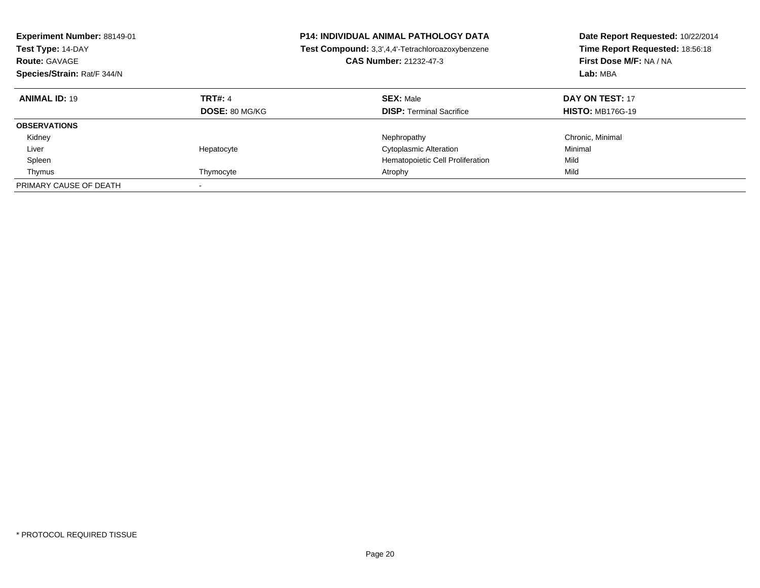**Experiment Number:** 88149-01
**Test Type:** 14-DAY
**Route:** GAVAGE
**Species/Strain:** Rat/F 344/N

**P14: INDIVIDUAL ANIMAL PATHOLOGY DATA**
**Test Compound:** 3,3',4,4'-Tetrachloroazoxybenzene
**CAS Number:** 21232-47-3

**Date Report Requested:** 10/22/2014
**Time Report Requested:** 18:56:18
**First Dose M/F:** NA / NA
**Lab:** MBA

| **ANIMAL ID:** 19 | **TRT#:** 4 | **SEX:** Male | **DAY ON TEST:** 17 |
|---|---|---|---|
| | **DOSE:** 80 MG/KG | **DISP:** Terminal Sacrifice | **HISTO:** MB176G-19 |
| **OBSERVATIONS** | | | |
| Kidney | | Nephropathy | Chronic, Minimal |
| Liver | Hepatocyte | Cytoplasmic Alteration | Minimal |
| Spleen | | Hematopoietic Cell Proliferation | Mild |
| Thymus | Thymocyte | Atrophy | Mild |
| PRIMARY CAUSE OF DEATH | - | | |

* PROTOCOL REQUIRED TISSUE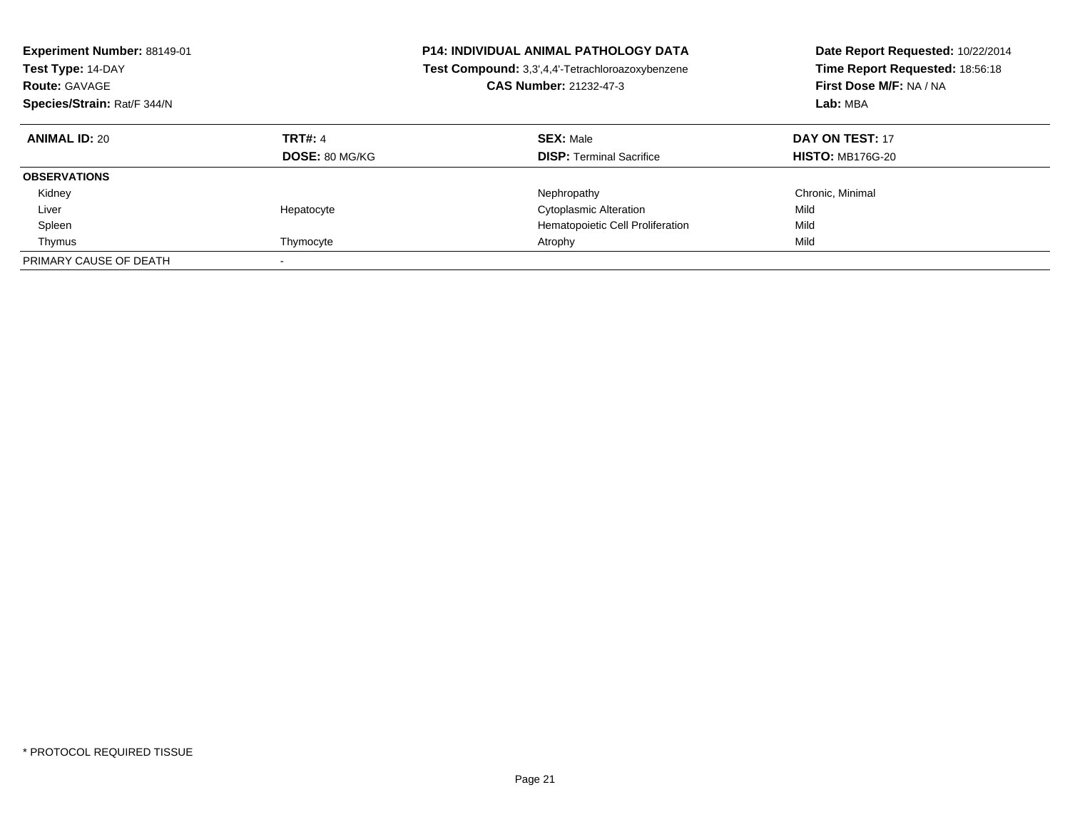**Experiment Number:** 88149-01
**Test Type:** 14-DAY
**Route:** GAVAGE
**Species/Strain:** Rat/F 344/N

**P14: INDIVIDUAL ANIMAL PATHOLOGY DATA**
**Test Compound:** 3,3',4,4'-Tetrachloroazoxybenzene
**CAS Number:** 21232-47-3

**Date Report Requested:** 10/22/2014
**Time Report Requested:** 18:56:18
**First Dose M/F:** NA / NA
**Lab:** MBA

| **ANIMAL ID:** 20 | **TRT#:** 4 | **SEX:** Male | **DAY ON TEST:** 17 |
|---|---|---|---|
| | **DOSE:** 80 MG/KG | **DISP:** Terminal Sacrifice | **HISTO:** MB176G-20 |
| **OBSERVATIONS** | | | |
| Kidney | | Nephropathy | Chronic, Minimal |
| Liver | Hepatocyte | Cytoplasmic Alteration | Mild |
| Spleen | | Hematopoietic Cell Proliferation | Mild |
| Thymus | Thymocyte | Atrophy | Mild |
| PRIMARY CAUSE OF DEATH | - | | |

* PROTOCOL REQUIRED TISSUE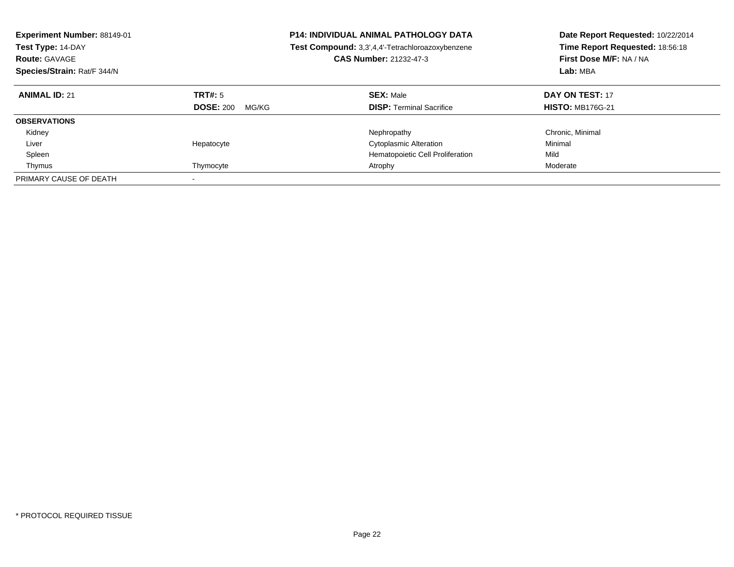**Experiment Number:** 88149-01
**Test Type:** 14-DAY
**Route:** GAVAGE
**Species/Strain:** Rat/F 344/N

**P14: INDIVIDUAL ANIMAL PATHOLOGY DATA**
**Test Compound:** 3,3',4,4'-Tetrachloroazoxybenzene
**CAS Number:** 21232-47-3

**Date Report Requested:** 10/22/2014
**Time Report Requested:** 18:56:18
**First Dose M/F:** NA / NA
**Lab:** MBA

| **ANIMAL ID:** 21 | **TRT#:** 5 | **SEX:** Male | **DAY ON TEST:** 17 |
|---|---|---|---|
| | **DOSE:** 200 MG/KG | **DISP:** Terminal Sacrifice | **HISTO:** MB176G-21 |
| **OBSERVATIONS** | | | |
| Kidney | | Nephropathy | Chronic, Minimal |
| Liver | Hepatocyte | Cytoplasmic Alteration | Minimal |
| Spleen | | Hematopoietic Cell Proliferation | Mild |
| Thymus | Thymocyte | Atrophy | Moderate |
| PRIMARY CAUSE OF DEATH | - | | |

* PROTOCOL REQUIRED TISSUE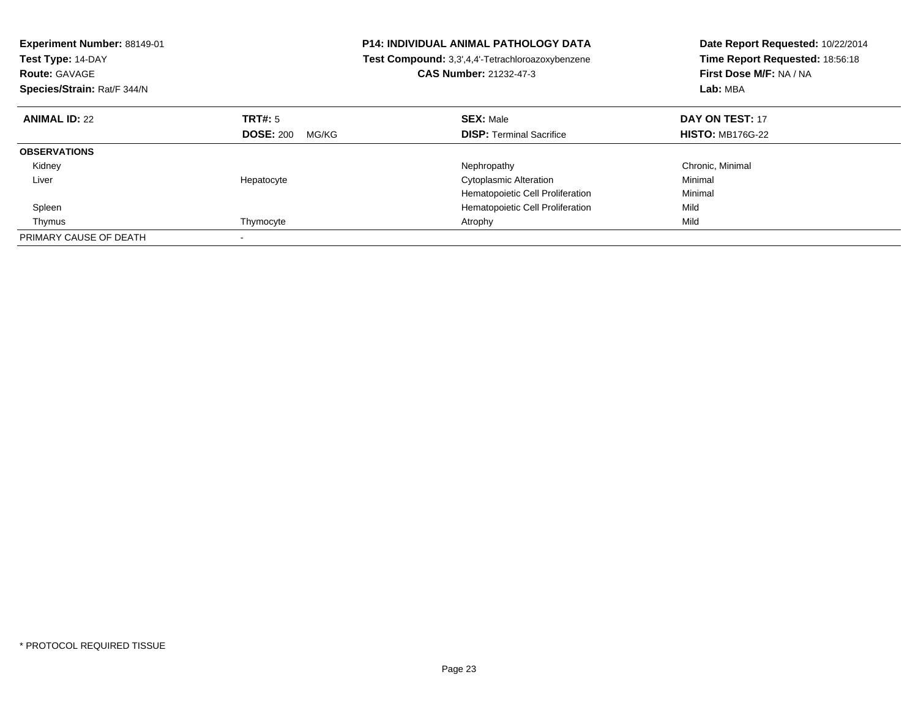**Experiment Number:** 88149-01
**Test Type:** 14-DAY
**Route:** GAVAGE
**Species/Strain:** Rat/F 344/N

**P14: INDIVIDUAL ANIMAL PATHOLOGY DATA**
**Test Compound:** 3,3',4,4'-Tetrachloroazoxybenzene
**CAS Number:** 21232-47-3

**Date Report Requested:** 10/22/2014
**Time Report Requested:** 18:56:18
**First Dose M/F:** NA / NA
**Lab:** MBA

| **ANIMAL ID:** 22 | **TRT#:** 5 | **SEX:** Male | **DAY ON TEST:** 17 |
|---|---|---|---|
| | **DOSE:** 200 MG/KG | **DISP:** Terminal Sacrifice | **HISTO:** MB176G-22 |
| **OBSERVATIONS** | | | |
| Kidney | | Nephropathy | Chronic, Minimal |
| Liver | Hepatocyte | Cytoplasmic Alteration | Minimal |
| | | Hematopoietic Cell Proliferation | Minimal |
| Spleen | | Hematopoietic Cell Proliferation | Mild |
| Thymus | Thymocyte | Atrophy | Mild |
| PRIMARY CAUSE OF DEATH | - | | |

* PROTOCOL REQUIRED TISSUE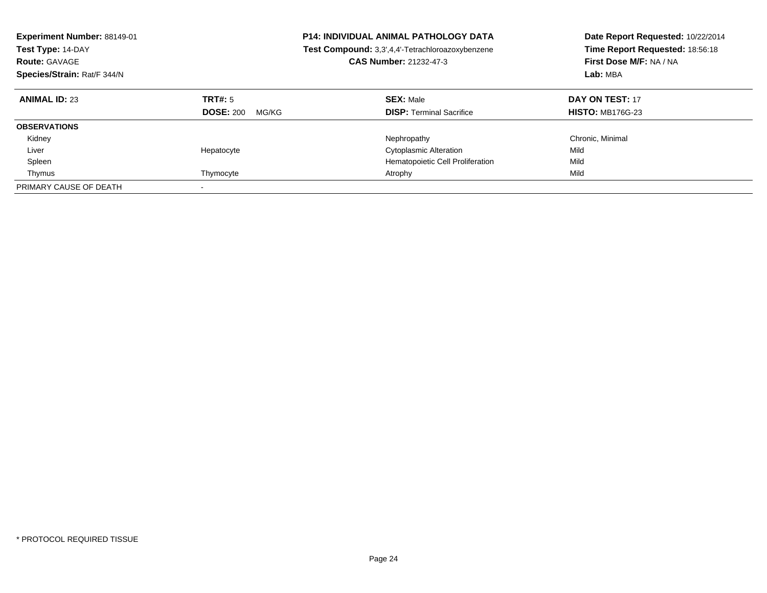**Experiment Number:** 88149-01
**Test Type:** 14-DAY
**Route:** GAVAGE
**Species/Strain:** Rat/F 344/N

**P14: INDIVIDUAL ANIMAL PATHOLOGY DATA**
**Test Compound:** 3,3',4,4'-Tetrachloroazoxybenzene
**CAS Number:** 21232-47-3

**Date Report Requested:** 10/22/2014
**Time Report Requested:** 18:56:18
**First Dose M/F:** NA / NA
**Lab:** MBA

| **ANIMAL ID:** 23 | **TRT#:** 5 | **SEX:** Male | **DAY ON TEST:** 17 |
|---|---|---|---|
| | **DOSE:** 200 MG/KG | **DISP:** Terminal Sacrifice | **HISTO:** MB176G-23 |
| **OBSERVATIONS** | | | |
| Kidney | | Nephropathy | Chronic, Minimal |
| Liver | Hepatocyte | Cytoplasmic Alteration | Mild |
| Spleen | | Hematopoietic Cell Proliferation | Mild |
| Thymus | Thymocyte | Atrophy | Mild |
| PRIMARY CAUSE OF DEATH | - | | |

* PROTOCOL REQUIRED TISSUE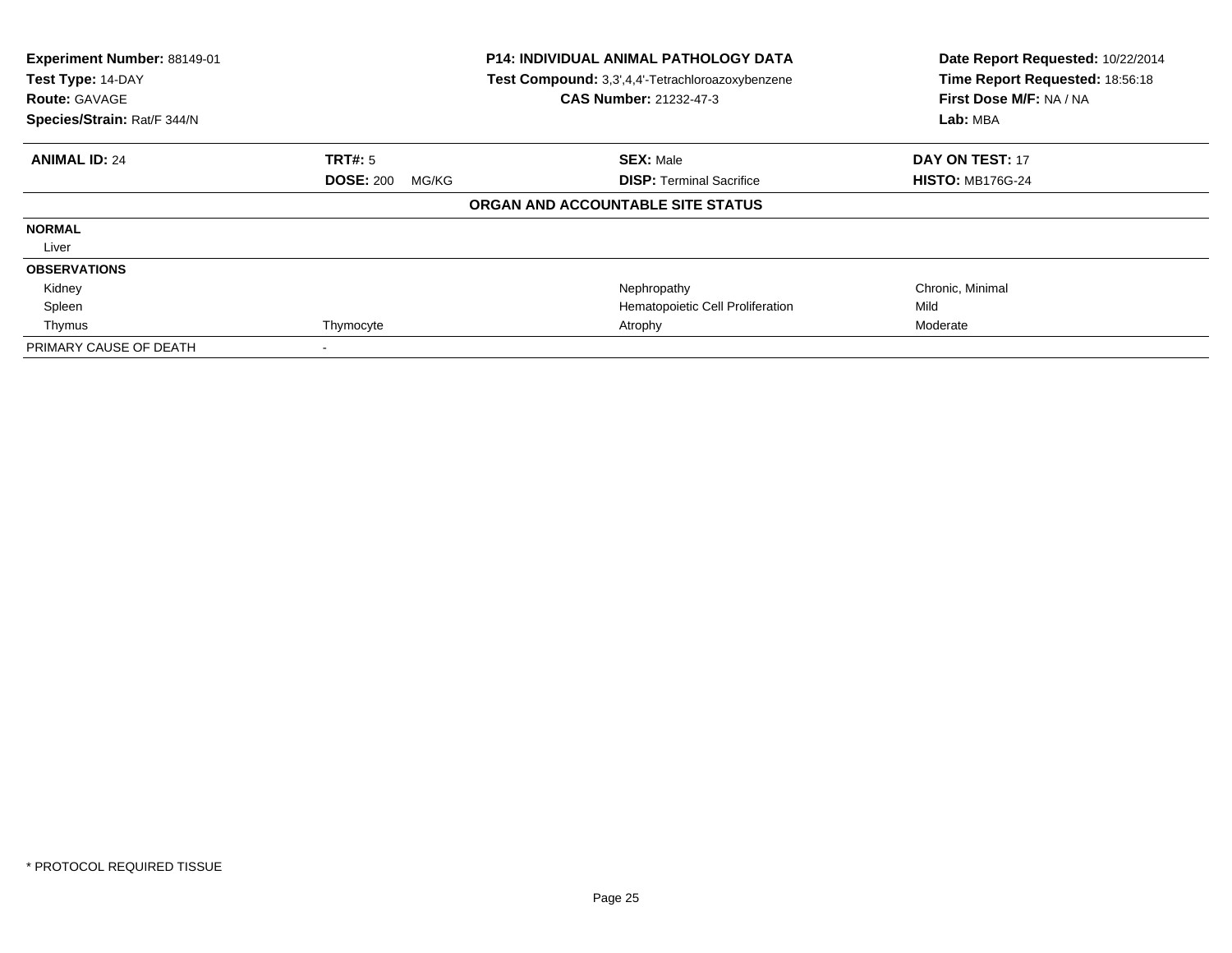| **Experiment Number:** 88149-01 | **P14: INDIVIDUAL ANIMAL PATHOLOGY DATA** | **Date Report Requested:** 10/22/2014 |
|---|---|---|
| **Test Type:** 14-DAY | **Test Compound:** 3,3',4,4'-Tetrachloroazoxybenzene | **Time Report Requested:** 18:56:18 |
| **Route:** GAVAGE | **CAS Number:** 21232-47-3 | **First Dose M/F:** NA / NA |
| **Species/Strain:** Rat/F 344/N | | **Lab:** MBA |

| **ANIMAL ID:** 24 | **TRT#:** 5 | **SEX:** Male | **DAY ON TEST:** 17 |
|---|---|---|---|
| | **DOSE:** 200 MG/KG | **DISP:** Terminal Sacrifice | **HISTO:** MB176G-24 |

**ORGAN AND ACCOUNTABLE SITE STATUS**

| | | | |
|---|---|---|---|
| **NORMAL** | | | |
| Liver | | | |
| **OBSERVATIONS** | | | |
| Kidney | | Nephropathy | Chronic, Minimal |
| Spleen | | Hematopoietic Cell Proliferation | Mild |
| Thymus | Thymocyte | Atrophy | Moderate |
| PRIMARY CAUSE OF DEATH | - | | |

* PROTOCOL REQUIRED TISSUE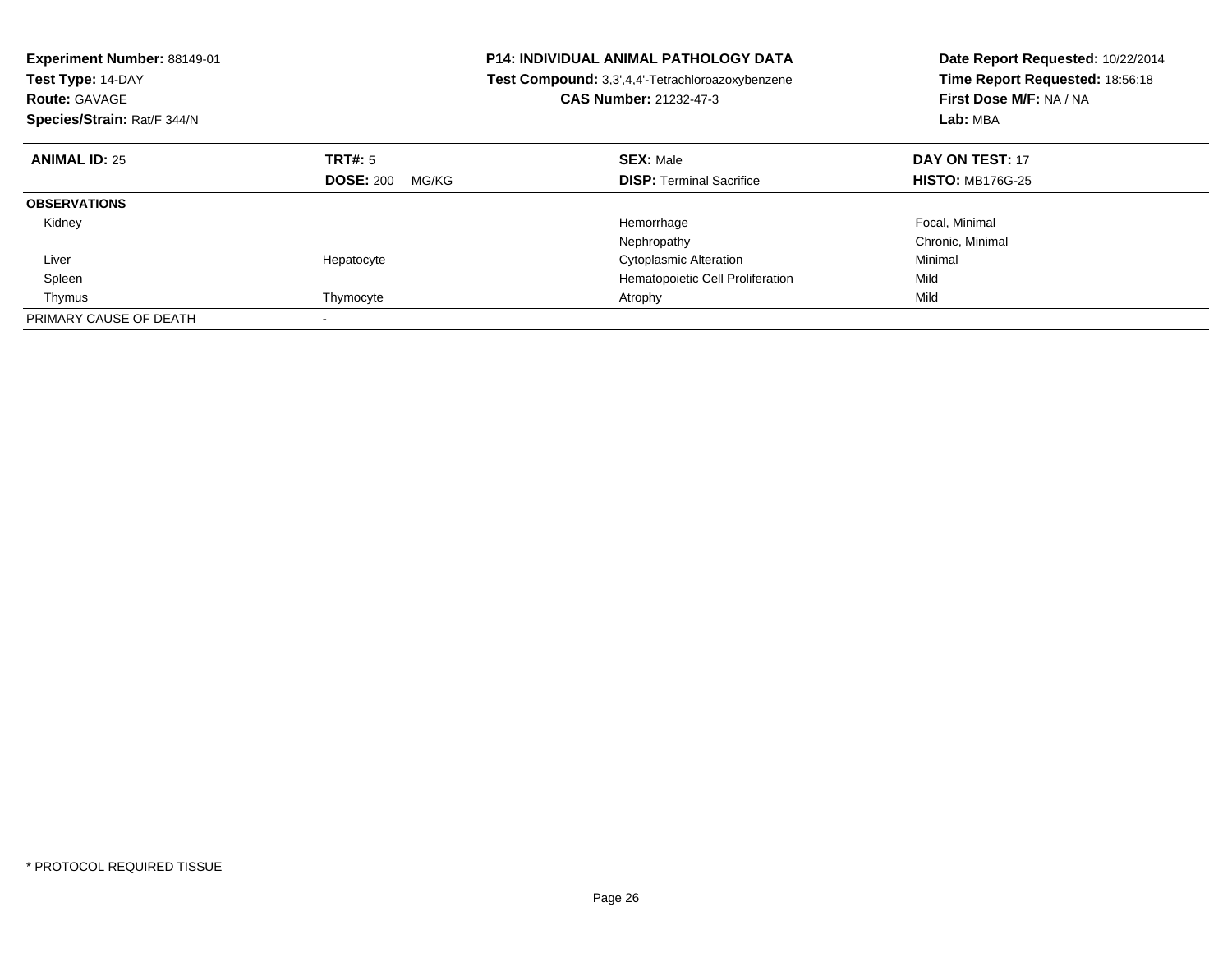**Experiment Number:** 88149-01
**Test Type:** 14-DAY
**Route:** GAVAGE
**Species/Strain:** Rat/F 344/N

**P14: INDIVIDUAL ANIMAL PATHOLOGY DATA**
**Test Compound:** 3,3',4,4'-Tetrachloroazoxybenzene
**CAS Number:** 21232-47-3

**Date Report Requested:** 10/22/2014
**Time Report Requested:** 18:56:18
**First Dose M/F:** NA / NA
**Lab:** MBA

| **ANIMAL ID:** 25 | **TRT#:** 5 | **SEX:** Male | **DAY ON TEST:** 17 |
|---|---|---|---|
| | **DOSE:** 200 MG/KG | **DISP:** Terminal Sacrifice | **HISTO:** MB176G-25 |
| **OBSERVATIONS** | | | |
| Kidney | | Hemorrhage | Focal, Minimal |
| | | Nephropathy | Chronic, Minimal |
| Liver | Hepatocyte | Cytoplasmic Alteration | Minimal |
| Spleen | | Hematopoietic Cell Proliferation | Mild |
| Thymus | Thymocyte | Atrophy | Mild |
| PRIMARY CAUSE OF DEATH | - | | |

* PROTOCOL REQUIRED TISSUE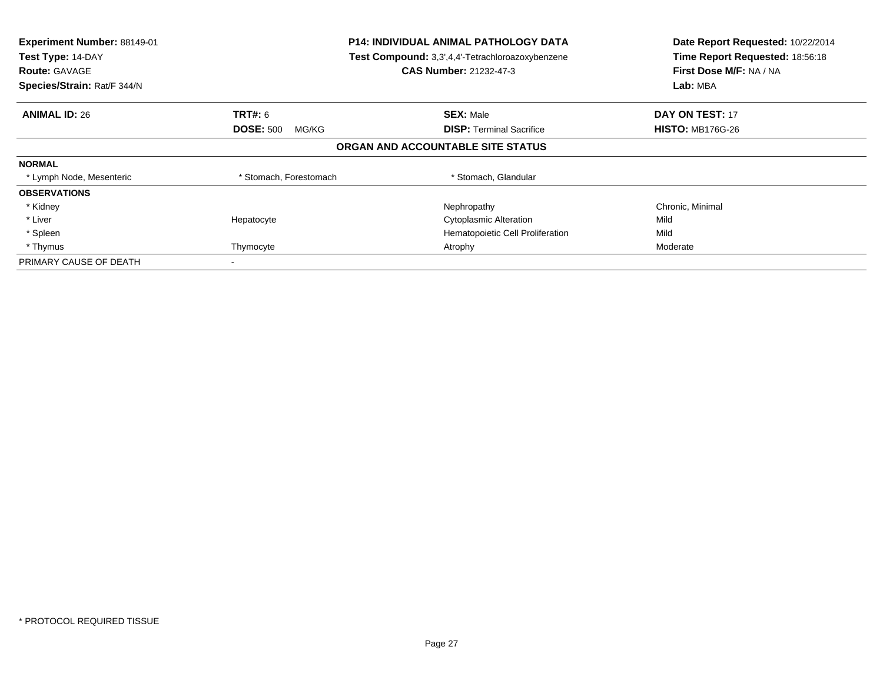| Experiment Number: 88149-01 | P14: INDIVIDUAL ANIMAL PATHOLOGY DATA | Date Report Requested: 10/22/2014 |
|---|---|---|
| Test Type: 14-DAY | Test Compound: 3,3',4,4'-Tetrachloroazoxybenzene | Time Report Requested: 18:56:18 |
| Route: GAVAGE | CAS Number: 21232-47-3 | First Dose M/F: NA / NA |
| Species/Strain: Rat/F 344/N | | Lab: MBA |

| ANIMAL ID: 26 | TRT#: 6 | SEX: Male | DAY ON TEST: 17 |
|---|---|---|---|
| | DOSE: 500 MG/KG | DISP: Terminal Sacrifice | HISTO: MB176G-26 |

## ORGAN AND ACCOUNTABLE SITE STATUS

| | | | |
|---|---|---|---|
| **NORMAL** | | | |
| * Lymph Node, Mesenteric | * Stomach, Forestomach | * Stomach, Glandular | |
| **OBSERVATIONS** | | | |
| * Kidney | | Nephropathy | Chronic, Minimal |
| * Liver | Hepatocyte | Cytoplasmic Alteration | Mild |
| * Spleen | | Hematopoietic Cell Proliferation | Mild |
| * Thymus | Thymocyte | Atrophy | Moderate |
| PRIMARY CAUSE OF DEATH | - | | |

* PROTOCOL REQUIRED TISSUE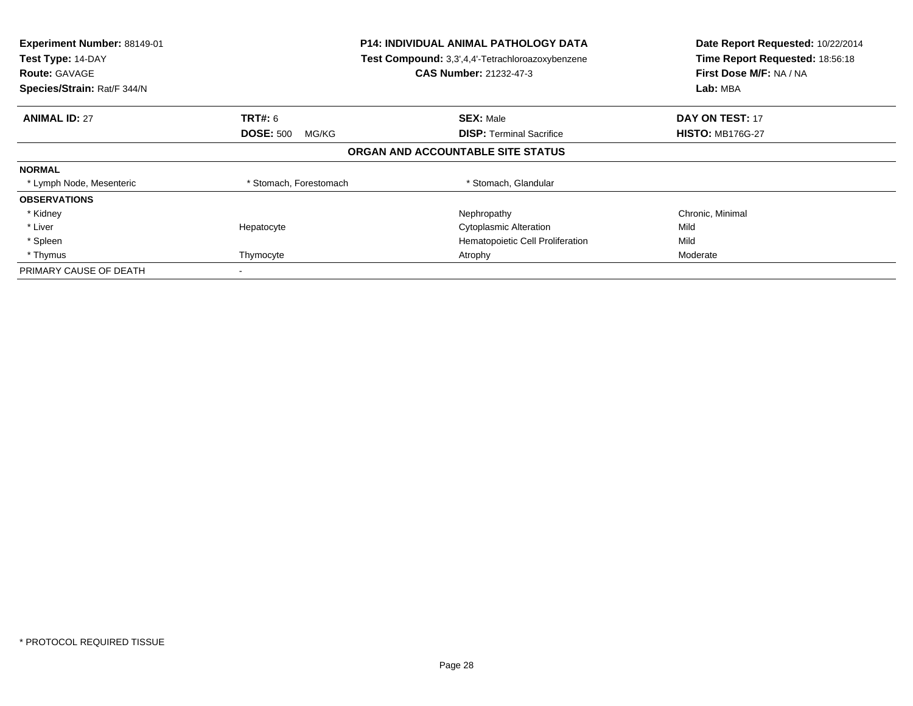**Experiment Number:** 88149-01
**Test Type:** 14-DAY
**Route:** GAVAGE
**Species/Strain:** Rat/F 344/N

**P14: INDIVIDUAL ANIMAL PATHOLOGY DATA**
**Test Compound:** 3,3',4,4'-Tetrachloroazoxybenzene
**CAS Number:** 21232-47-3

**Date Report Requested:** 10/22/2014
**Time Report Requested:** 18:56:18
**First Dose M/F:** NA / NA
**Lab:** MBA

| **ANIMAL ID:** 27 | **TRT#:** 6 | **SEX:** Male | **DAY ON TEST:** 17 |
|---|---|---|---|
| | **DOSE:** 500 MG/KG | **DISP:** Terminal Sacrifice | **HISTO:** MB176G-27 |

**ORGAN AND ACCOUNTABLE SITE STATUS**

| | | | |
|---|---|---|---|
| **NORMAL** | | | |
| * Lymph Node, Mesenteric | * Stomach, Forestomach | * Stomach, Glandular | |
| **OBSERVATIONS** | | | |
| * Kidney | | Nephropathy | Chronic, Minimal |
| * Liver | Hepatocyte | Cytoplasmic Alteration | Mild |
| * Spleen | | Hematopoietic Cell Proliferation | Mild |
| * Thymus | Thymocyte | Atrophy | Moderate |
| PRIMARY CAUSE OF DEATH | - | | |

* PROTOCOL REQUIRED TISSUE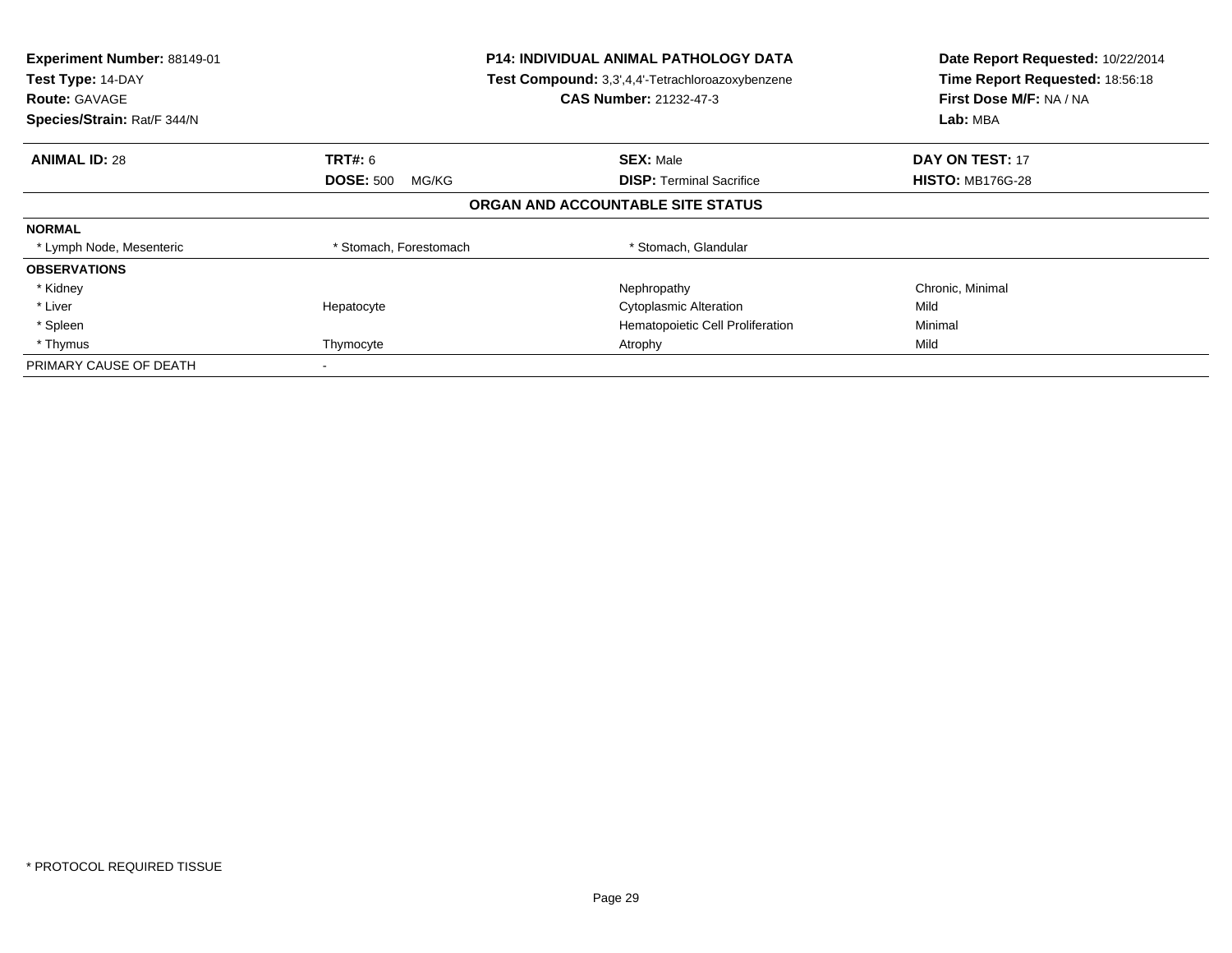**Experiment Number:** 88149-01
**Test Type:** 14-DAY
**Route:** GAVAGE
**Species/Strain:** Rat/F 344/N

**P14: INDIVIDUAL ANIMAL PATHOLOGY DATA**
**Test Compound:** 3,3',4,4'-Tetrachloroazoxybenzene
**CAS Number:** 21232-47-3

**Date Report Requested:** 10/22/2014
**Time Report Requested:** 18:56:18
**First Dose M/F:** NA / NA
**Lab:** MBA

| **ANIMAL ID:** 28 | **TRT#:** 6 | **SEX:** Male | **DAY ON TEST:** 17 |
|---|---|---|---|
| | **DOSE:** 500 MG/KG | **DISP:** Terminal Sacrifice | **HISTO:** MB176G-28 |

## ORGAN AND ACCOUNTABLE SITE STATUS

| | | | |
|---|---|---|---|
| **NORMAL** | | | |
| * Lymph Node, Mesenteric | * Stomach, Forestomach | * Stomach, Glandular | |
| **OBSERVATIONS** | | | |
| * Kidney | | Nephropathy | Chronic, Minimal |
| * Liver | Hepatocyte | Cytoplasmic Alteration | Mild |
| * Spleen | | Hematopoietic Cell Proliferation | Minimal |
| * Thymus | Thymocyte | Atrophy | Mild |
| PRIMARY CAUSE OF DEATH | - | | |

* PROTOCOL REQUIRED TISSUE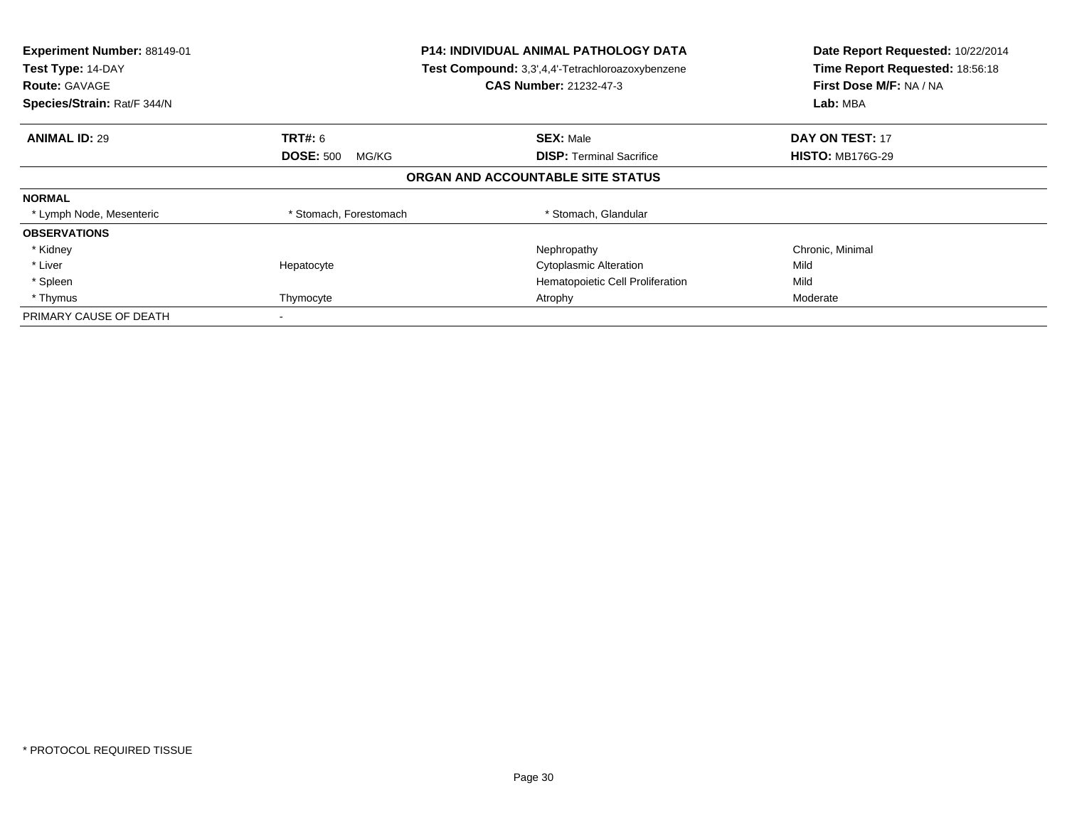**Experiment Number:** 88149-01
**Test Type:** 14-DAY
**Route:** GAVAGE
**Species/Strain:** Rat/F 344/N

**P14: INDIVIDUAL ANIMAL PATHOLOGY DATA**
**Test Compound:** 3,3',4,4'-Tetrachloroazoxybenzene
**CAS Number:** 21232-47-3

**Date Report Requested:** 10/22/2014
**Time Report Requested:** 18:56:18
**First Dose M/F:** NA / NA
**Lab:** MBA

| **ANIMAL ID:** 29 | **TRT#:** 6 | **SEX:** Male | **DAY ON TEST:** 17 |
|---|---|---|---|
| | **DOSE:** 500 MG/KG | **DISP:** Terminal Sacrifice | **HISTO:** MB176G-29 |

**ORGAN AND ACCOUNTABLE SITE STATUS**

| | | | |
|---|---|---|---|
| **NORMAL** | | | |
| * Lymph Node, Mesenteric | * Stomach, Forestomach | * Stomach, Glandular | |
| **OBSERVATIONS** | | | |
| * Kidney | | Nephropathy | Chronic, Minimal |
| * Liver | Hepatocyte | Cytoplasmic Alteration | Mild |
| * Spleen | | Hematopoietic Cell Proliferation | Mild |
| * Thymus | Thymocyte | Atrophy | Moderate |
| PRIMARY CAUSE OF DEATH | - | | |

* PROTOCOL REQUIRED TISSUE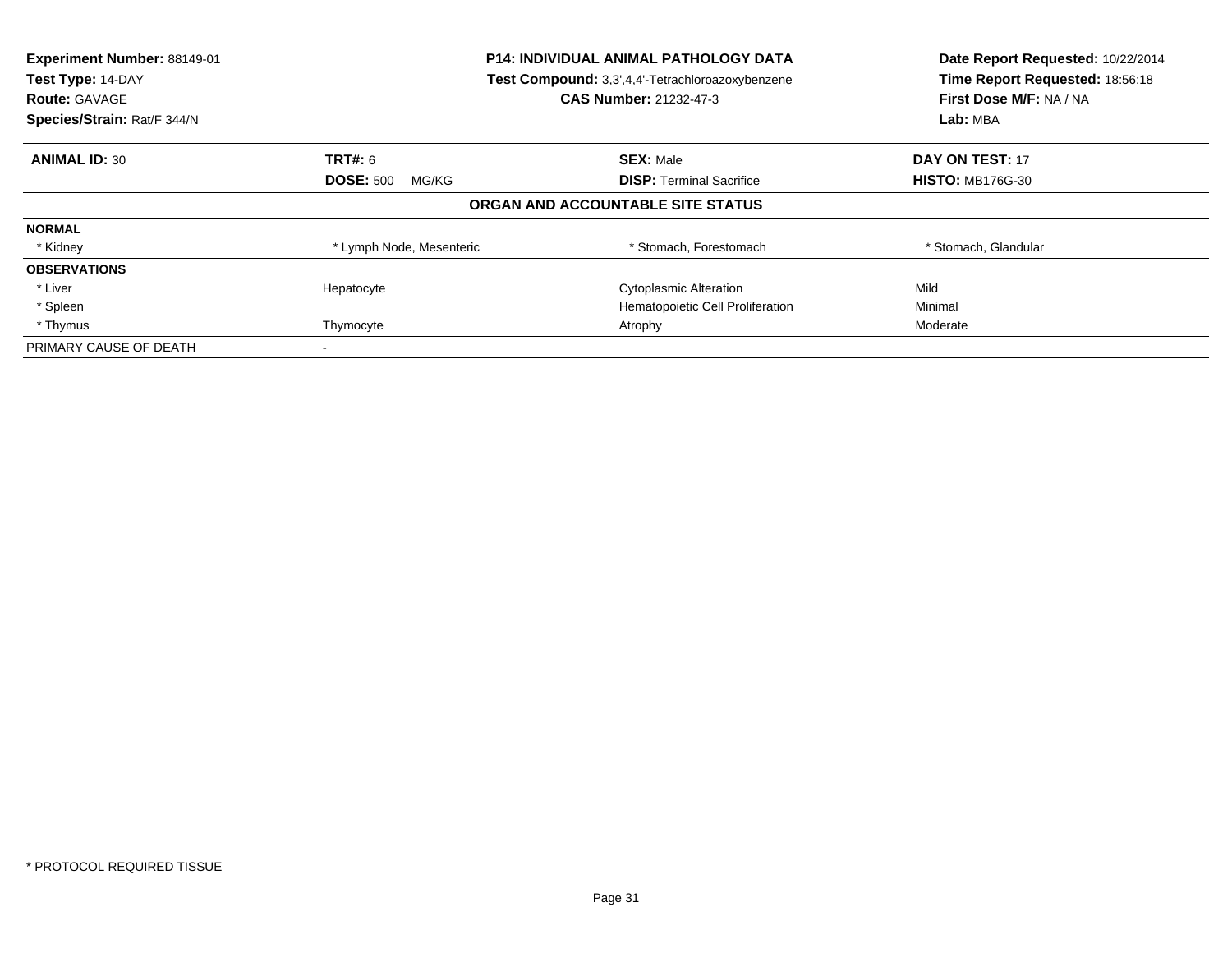**Experiment Number:** 88149-01
**Test Type:** 14-DAY
**Route:** GAVAGE
**Species/Strain:** Rat/F 344/N

**P14: INDIVIDUAL ANIMAL PATHOLOGY DATA**
**Test Compound:** 3,3',4,4'-Tetrachloroazoxybenzene
**CAS Number:** 21232-47-3

**Date Report Requested:** 10/22/2014
**Time Report Requested:** 18:56:18
**First Dose M/F:** NA / NA
**Lab:** MBA

| **ANIMAL ID:** 30 | **TRT#:** 6 | **SEX:** Male | **DAY ON TEST:** 17 |
|---|---|---|---|
| | **DOSE:** 500 MG/KG | **DISP:** Terminal Sacrifice | **HISTO:** MB176G-30 |

**ORGAN AND ACCOUNTABLE SITE STATUS**

| | | | |
|---|---|---|---|
| **NORMAL** | | | |
| * Kidney | * Lymph Node, Mesenteric | * Stomach, Forestomach | * Stomach, Glandular |
| **OBSERVATIONS** | | | |
| * Liver | Hepatocyte | Cytoplasmic Alteration | Mild |
| * Spleen | | Hematopoietic Cell Proliferation | Minimal |
| * Thymus | Thymocyte | Atrophy | Moderate |
| PRIMARY CAUSE OF DEATH | - | | |

* PROTOCOL REQUIRED TISSUE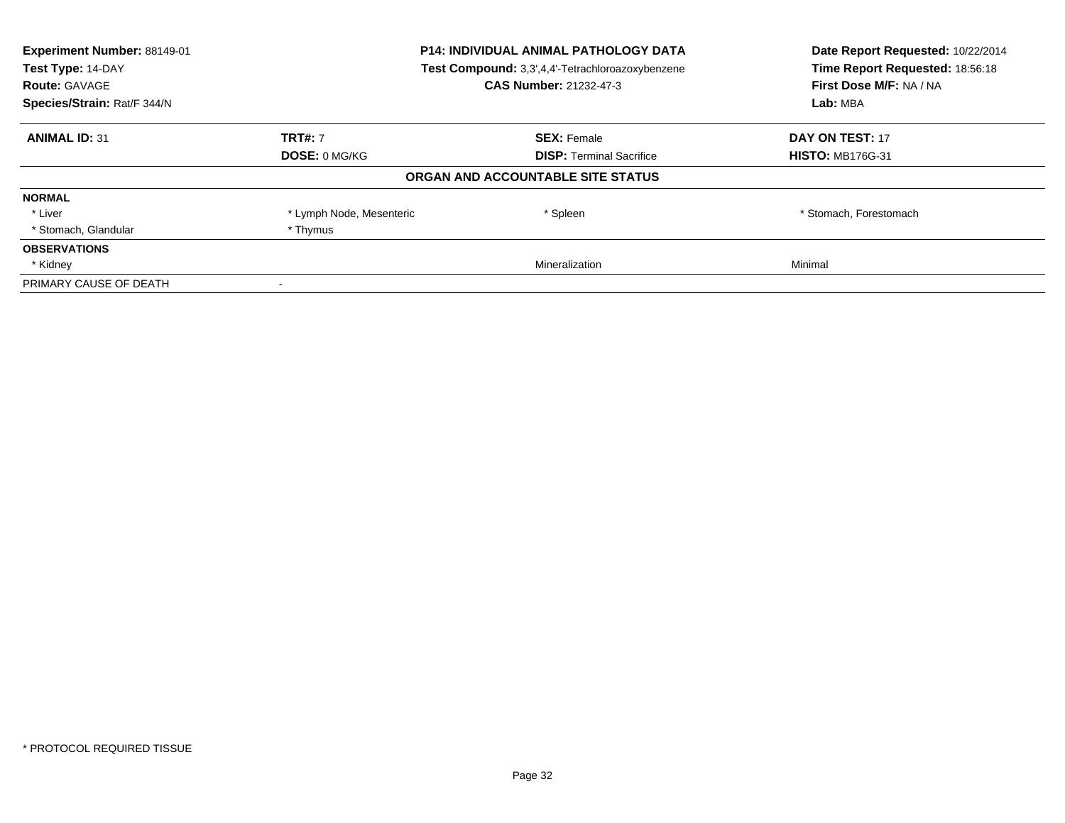**Experiment Number:** 88149-01
**Test Type:** 14-DAY
**Route:** GAVAGE
**Species/Strain:** Rat/F 344/N

**P14: INDIVIDUAL ANIMAL PATHOLOGY DATA**
**Test Compound:** 3,3',4,4'-Tetrachloroazoxybenzene
**CAS Number:** 21232-47-3

**Date Report Requested:** 10/22/2014
**Time Report Requested:** 18:56:18
**First Dose M/F:** NA / NA
**Lab:** MBA

| **ANIMAL ID:** 31 | **TRT#:** 7 | **SEX:** Female | **DAY ON TEST:** 17 |
|---|---|---|---|
| | **DOSE:** 0 MG/KG | **DISP:** Terminal Sacrifice | **HISTO:** MB176G-31 |

**ORGAN AND ACCOUNTABLE SITE STATUS**

| | | | |
|---|---|---|---|
| **NORMAL** | | | |
| * Liver | * Lymph Node, Mesenteric | * Spleen | * Stomach, Forestomach |
| * Stomach, Glandular | * Thymus | | |
| **OBSERVATIONS** | | | |
| * Kidney | | Mineralization | Minimal |
| PRIMARY CAUSE OF DEATH | - | | |

* PROTOCOL REQUIRED TISSUE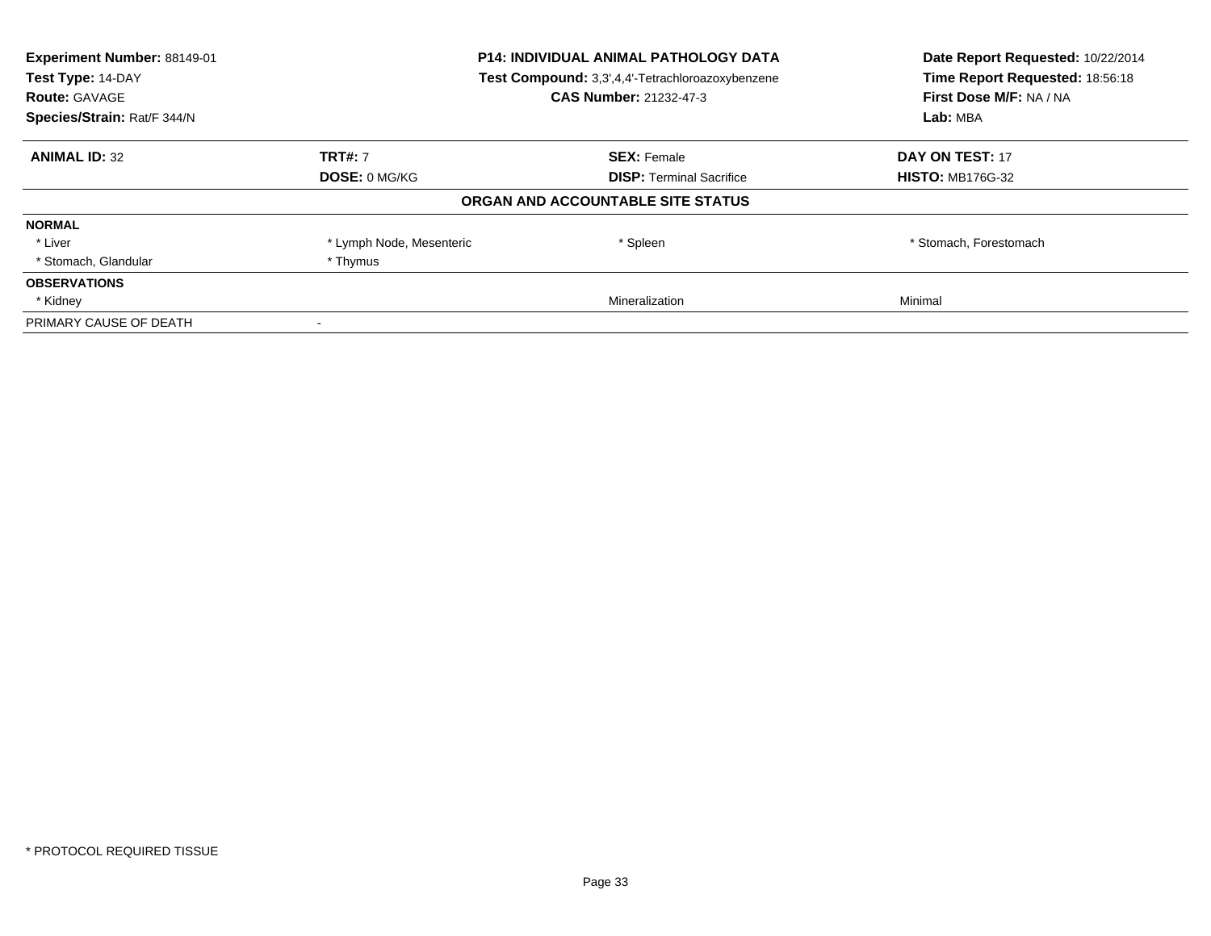**Experiment Number:** 88149-01
**Test Type:** 14-DAY
**Route:** GAVAGE
**Species/Strain:** Rat/F 344/N

**P14: INDIVIDUAL ANIMAL PATHOLOGY DATA**
**Test Compound:** 3,3',4,4'-Tetrachloroazoxybenzene
**CAS Number:** 21232-47-3

**Date Report Requested:** 10/22/2014
**Time Report Requested:** 18:56:18
**First Dose M/F:** NA / NA
**Lab:** MBA

| **ANIMAL ID:** 32 | **TRT#:** 7 | **SEX:** Female | **DAY ON TEST:** 17 |
|---|---|---|---|
| | **DOSE:** 0 MG/KG | **DISP:** Terminal Sacrifice | **HISTO:** MB176G-32 |

**ORGAN AND ACCOUNTABLE SITE STATUS**

| | | | |
|---|---|---|---|
| **NORMAL** | | | |
| * Liver | * Lymph Node, Mesenteric | * Spleen | * Stomach, Forestomach |
| * Stomach, Glandular | * Thymus | | |
| **OBSERVATIONS** | | | |
| * Kidney | | Mineralization | Minimal |
| PRIMARY CAUSE OF DEATH | - | | |

* PROTOCOL REQUIRED TISSUE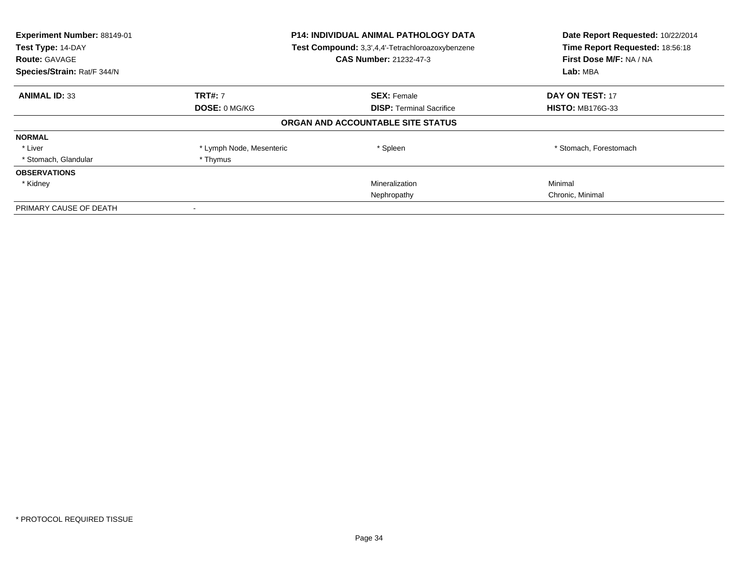**Experiment Number:** 88149-01
**Test Type:** 14-DAY
**Route:** GAVAGE
**Species/Strain:** Rat/F 344/N

**P14: INDIVIDUAL ANIMAL PATHOLOGY DATA**
**Test Compound:** 3,3',4,4'-Tetrachloroazoxybenzene
**CAS Number:** 21232-47-3

**Date Report Requested:** 10/22/2014
**Time Report Requested:** 18:56:18
**First Dose M/F:** NA / NA
**Lab:** MBA

| **ANIMAL ID:** 33 | **TRT#:** 7 | **SEX:** Female | **DAY ON TEST:** 17 |
|---|---|---|---|
| | **DOSE:** 0 MG/KG | **DISP:** Terminal Sacrifice | **HISTO:** MB176G-33 |

## ORGAN AND ACCOUNTABLE SITE STATUS

| | | | |
|---|---|---|---|
| **NORMAL** | | | |
| * Liver | * Lymph Node, Mesenteric | * Spleen | * Stomach, Forestomach |
| * Stomach, Glandular | * Thymus | | |
| **OBSERVATIONS** | | | |
| * Kidney | | Mineralization | Minimal |
| | | Nephropathy | Chronic, Minimal |
| PRIMARY CAUSE OF DEATH | - | | |

* PROTOCOL REQUIRED TISSUE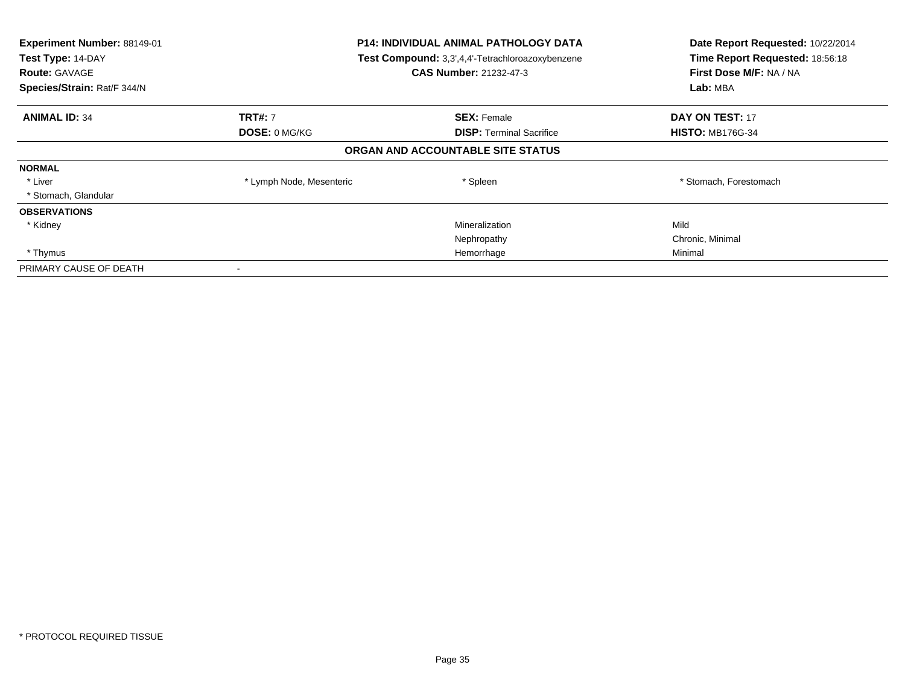**Experiment Number:** 88149-01
**Test Type:** 14-DAY
**Route:** GAVAGE
**Species/Strain:** Rat/F 344/N

**P14: INDIVIDUAL ANIMAL PATHOLOGY DATA**
**Test Compound:** 3,3',4,4'-Tetrachloroazoxybenzene
**CAS Number:** 21232-47-3

**Date Report Requested:** 10/22/2014
**Time Report Requested:** 18:56:18
**First Dose M/F:** NA / NA
**Lab:** MBA

| **ANIMAL ID:** 34 | **TRT#:** 7 | **SEX:** Female | **DAY ON TEST:** 17 |
|---|---|---|---|
| | **DOSE:** 0 MG/KG | **DISP:** Terminal Sacrifice | **HISTO:** MB176G-34 |

**ORGAN AND ACCOUNTABLE SITE STATUS**

| | | | |
|---|---|---|---|
| **NORMAL** | | | |
| * Liver | * Lymph Node, Mesenteric | * Spleen | * Stomach, Forestomach |
| * Stomach, Glandular | | | |
| **OBSERVATIONS** | | | |
| * Kidney | | Mineralization | Mild |
| | | Nephropathy | Chronic, Minimal |
| * Thymus | | Hemorrhage | Minimal |
| PRIMARY CAUSE OF DEATH | - | | |

\* PROTOCOL REQUIRED TISSUE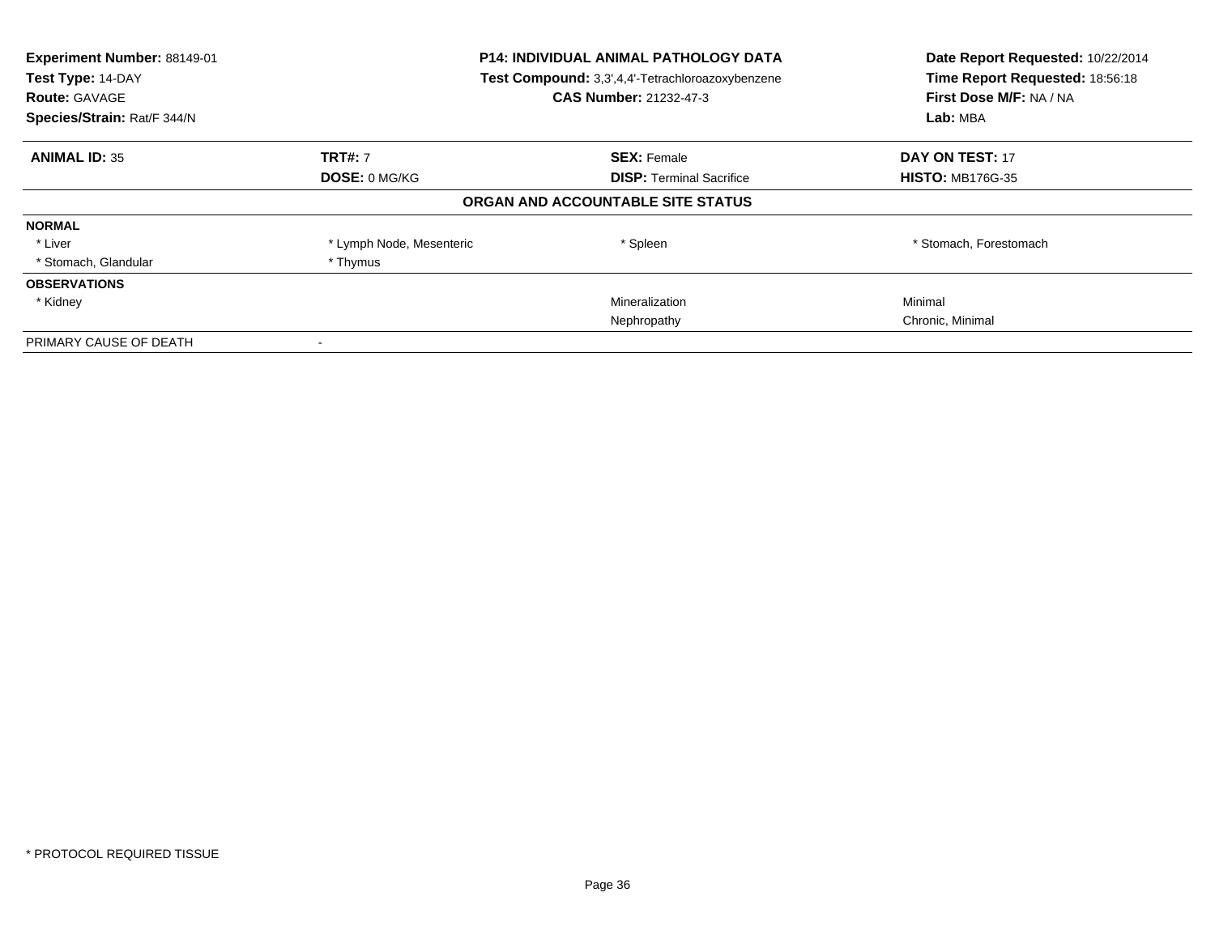| Experiment Number: 88149-01 | P14: INDIVIDUAL ANIMAL PATHOLOGY DATA | Date Report Requested: 10/22/2014 |
|---|---|---|
| Test Type: 14-DAY | Test Compound: 3,3',4,4'-Tetrachloroazoxybenzene | Time Report Requested: 18:56:18 |
| Route: GAVAGE | CAS Number: 21232-47-3 | First Dose M/F: NA / NA |
| Species/Strain: Rat/F 344/N | | Lab: MBA |

| ANIMAL ID: 35 | TRT#: 7 | SEX: Female | DAY ON TEST: 17 |
|---|---|---|---|
| | DOSE: 0 MG/KG | DISP: Terminal Sacrifice | HISTO: MB176G-35 |

## ORGAN AND ACCOUNTABLE SITE STATUS

| | | | |
|---|---|---|---|
| **NORMAL** | | | |
| * Liver | * Lymph Node, Mesenteric | * Spleen | * Stomach, Forestomach |
| * Stomach, Glandular | * Thymus | | |
| **OBSERVATIONS** | | | |
| * Kidney | | Mineralization | Minimal |
| | | Nephropathy | Chronic, Minimal |
| PRIMARY CAUSE OF DEATH | - | | |

\* PROTOCOL REQUIRED TISSUE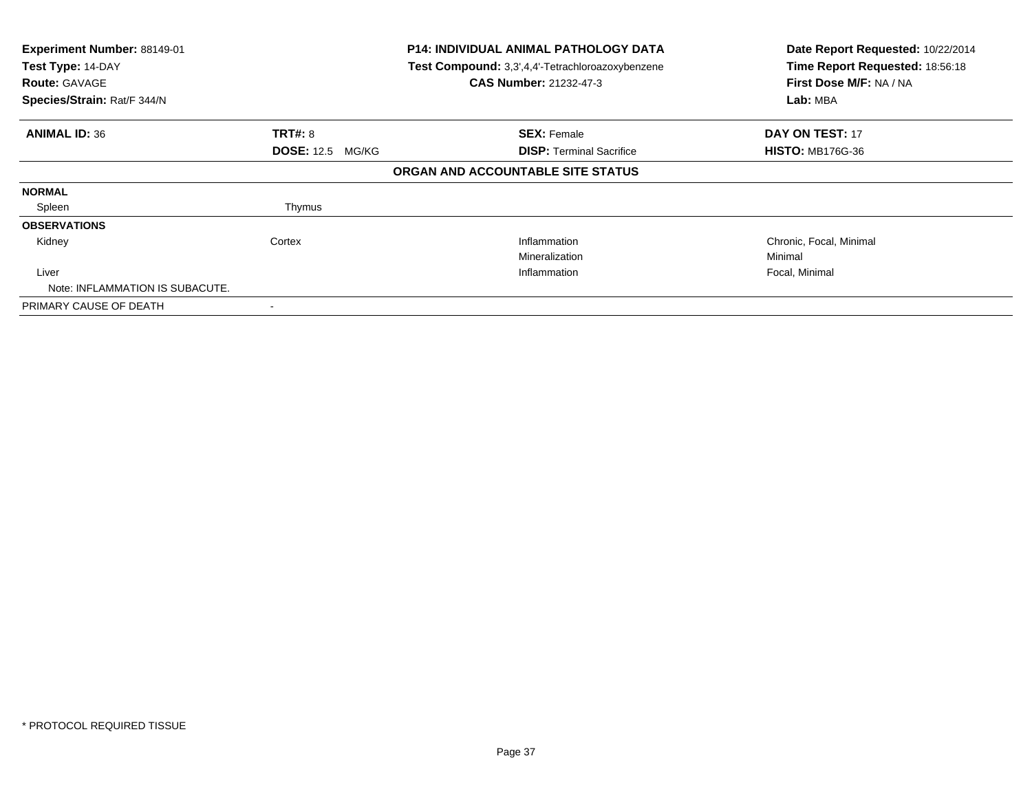**Experiment Number:** 88149-01
**Test Type:** 14-DAY
**Route:** GAVAGE
**Species/Strain:** Rat/F 344/N

**P14: INDIVIDUAL ANIMAL PATHOLOGY DATA**
**Test Compound:** 3,3',4,4'-Tetrachloroazoxybenzene
**CAS Number:** 21232-47-3

**Date Report Requested:** 10/22/2014
**Time Report Requested:** 18:56:18
**First Dose M/F:** NA / NA
**Lab:** MBA

| **ANIMAL ID:** 36 | **TRT#:** 8 | **SEX:** Female | **DAY ON TEST:** 17 |
|---|---|---|---|
| | **DOSE:** 12.5 MG/KG | **DISP:** Terminal Sacrifice | **HISTO:** MB176G-36 |

**ORGAN AND ACCOUNTABLE SITE STATUS**

| | | | |
|---|---|---|---|
| **NORMAL** | | | |
| Spleen | Thymus | | |
| **OBSERVATIONS** | | | |
| Kidney | Cortex | Inflammation | Chronic, Focal, Minimal |
| | | Mineralization | Minimal |
| Liver | | Inflammation | Focal, Minimal |
| Note: INFLAMMATION IS SUBACUTE. | | | |
| PRIMARY CAUSE OF DEATH | - | | |

* PROTOCOL REQUIRED TISSUE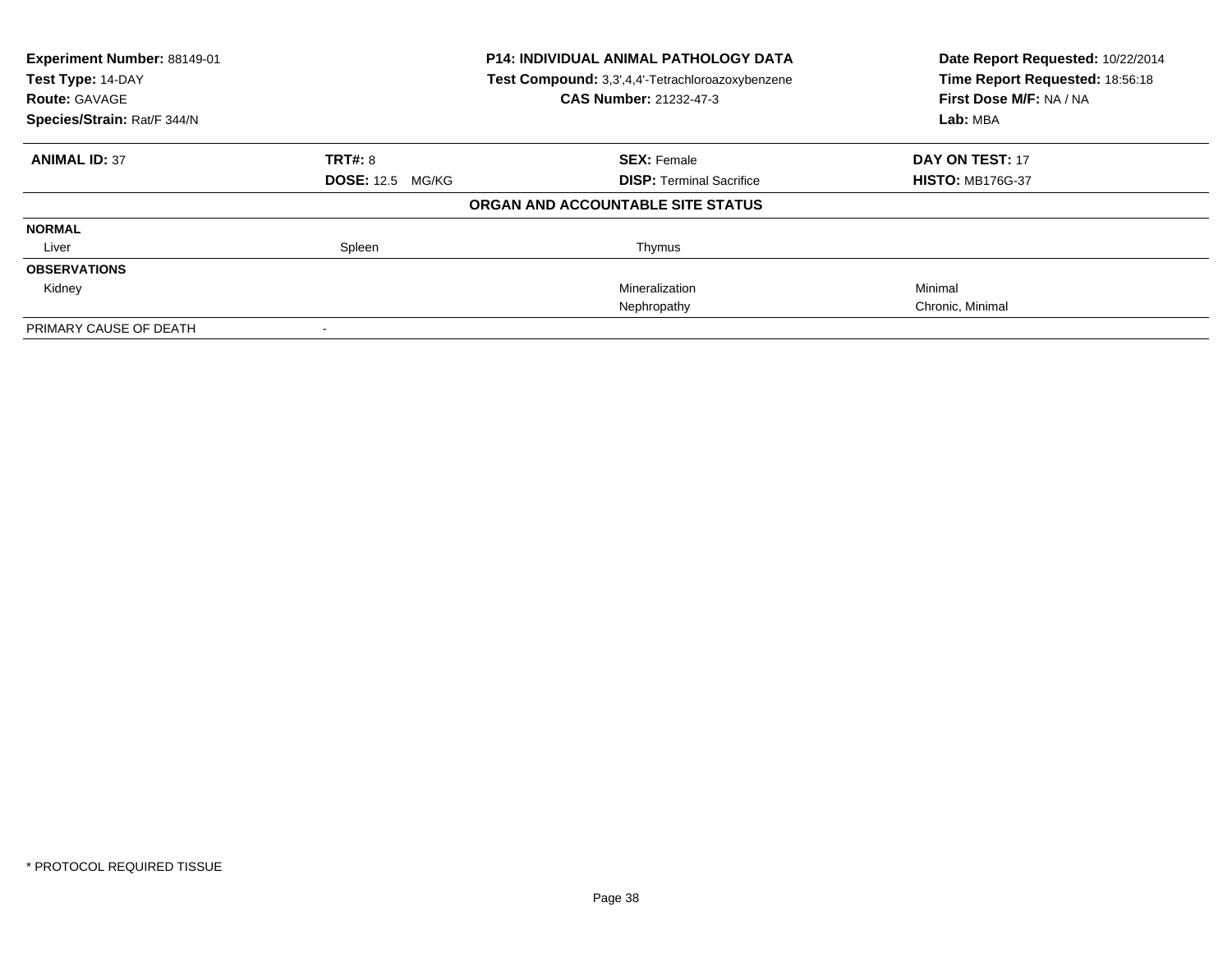**Experiment Number:** 88149-01
**Test Type:** 14-DAY
**Route:** GAVAGE
**Species/Strain:** Rat/F 344/N

**P14: INDIVIDUAL ANIMAL PATHOLOGY DATA**
**Test Compound:** 3,3',4,4'-Tetrachloroazoxybenzene
**CAS Number:** 21232-47-3

**Date Report Requested:** 10/22/2014
**Time Report Requested:** 18:56:18
**First Dose M/F:** NA / NA
**Lab:** MBA

| **ANIMAL ID:** 37 | **TRT#:** 8 | **SEX:** Female | **DAY ON TEST:** 17 |
|---|---|---|---|
| | **DOSE:** 12.5 MG/KG | **DISP:** Terminal Sacrifice | **HISTO:** MB176G-37 |

**ORGAN AND ACCOUNTABLE SITE STATUS**

| | | | |
|---|---|---|---|
| **NORMAL** | | | |
| Liver | Spleen | Thymus | |
| **OBSERVATIONS** | | | |
| Kidney | | Mineralization | Minimal |
| | | Nephropathy | Chronic, Minimal |
| PRIMARY CAUSE OF DEATH | - | | |

\* PROTOCOL REQUIRED TISSUE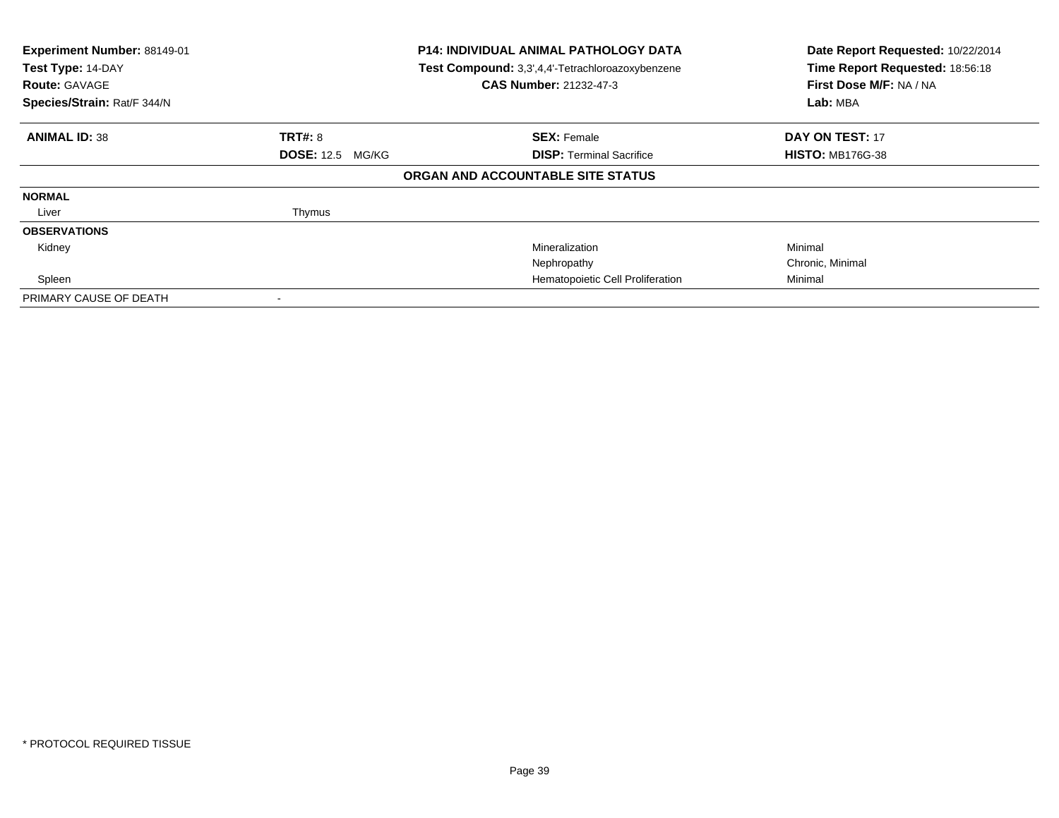**Experiment Number:** 88149-01
**Test Type:** 14-DAY
**Route:** GAVAGE
**Species/Strain:** Rat/F 344/N

**P14: INDIVIDUAL ANIMAL PATHOLOGY DATA**
**Test Compound:** 3,3',4,4'-Tetrachloroazoxybenzene
**CAS Number:** 21232-47-3

**Date Report Requested:** 10/22/2014
**Time Report Requested:** 18:56:18
**First Dose M/F:** NA / NA
**Lab:** MBA

| **ANIMAL ID:** 38 | **TRT#:** 8 | **SEX:** Female | **DAY ON TEST:** 17 |
|---|---|---|---|
| | **DOSE:** 12.5 MG/KG | **DISP:** Terminal Sacrifice | **HISTO:** MB176G-38 |

**ORGAN AND ACCOUNTABLE SITE STATUS**

| | | | |
|---|---|---|---|
| **NORMAL** | | | |
| Liver | Thymus | | |
| **OBSERVATIONS** | | | |
| Kidney | | Mineralization | Minimal |
| | | Nephropathy | Chronic, Minimal |
| Spleen | | Hematopoietic Cell Proliferation | Minimal |
| PRIMARY CAUSE OF DEATH | - | | |

* PROTOCOL REQUIRED TISSUE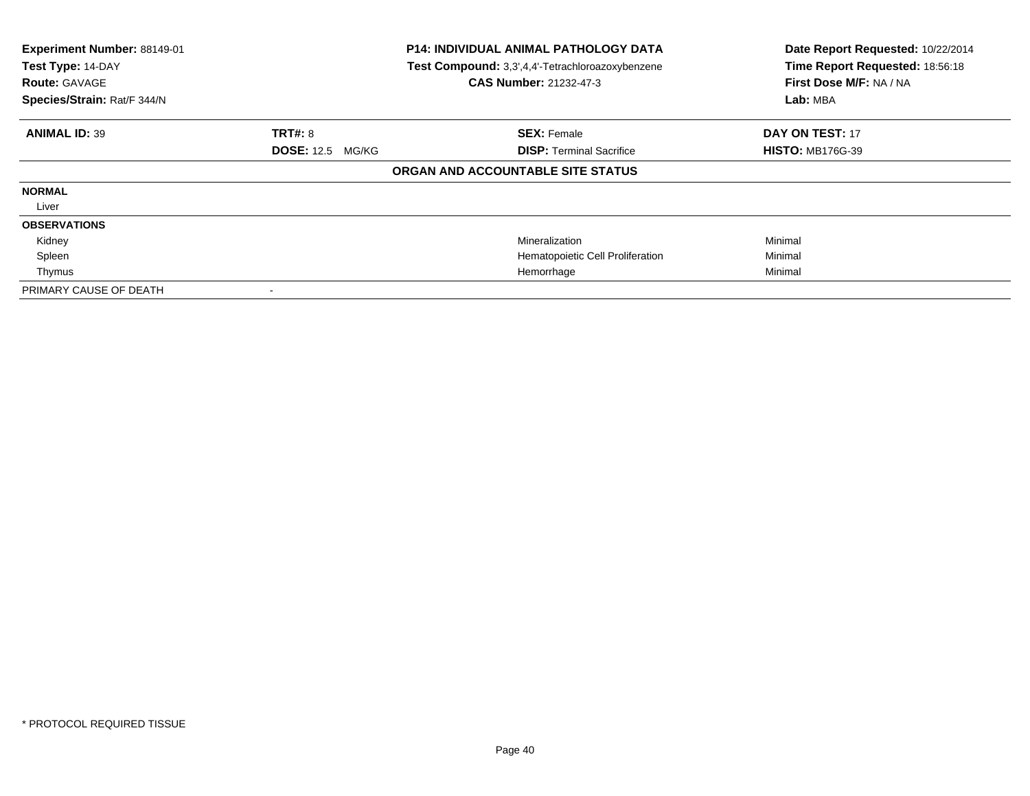**Experiment Number:** 88149-01
**Test Type:** 14-DAY
**Route:** GAVAGE
**Species/Strain:** Rat/F 344/N

**P14: INDIVIDUAL ANIMAL PATHOLOGY DATA**
**Test Compound:** 3,3',4,4'-Tetrachloroazoxybenzene
**CAS Number:** 21232-47-3

**Date Report Requested:** 10/22/2014
**Time Report Requested:** 18:56:18
**First Dose M/F:** NA / NA
**Lab:** MBA

| **ANIMAL ID:** 39 | **TRT#:** 8 | **SEX:** Female | **DAY ON TEST:** 17 |
|---|---|---|---|
| | **DOSE:** 12.5 MG/KG | **DISP:** Terminal Sacrifice | **HISTO:** MB176G-39 |

**ORGAN AND ACCOUNTABLE SITE STATUS**

| | | | |
|---|---|---|---|
| **NORMAL** | | | |
| Liver | | | |
| **OBSERVATIONS** | | | |
| Kidney | | Mineralization | Minimal |
| Spleen | | Hematopoietic Cell Proliferation | Minimal |
| Thymus | | Hemorrhage | Minimal |
| PRIMARY CAUSE OF DEATH | - | | |

* PROTOCOL REQUIRED TISSUE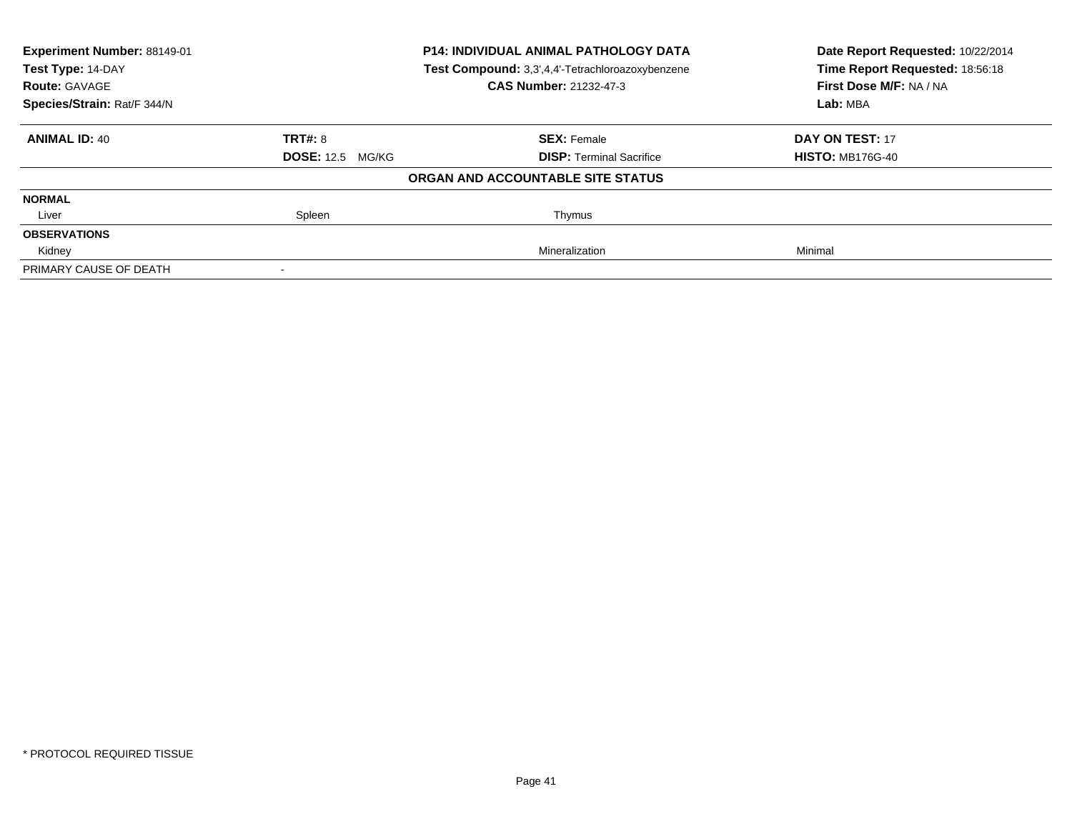| **Experiment Number:** 88149-01 | **P14: INDIVIDUAL ANIMAL PATHOLOGY DATA** | **Date Report Requested:** 10/22/2014 |
|---|---|---|
| **Test Type:** 14-DAY | **Test Compound:** 3,3',4,4'-Tetrachloroazoxybenzene | **Time Report Requested:** 18:56:18 |
| **Route:** GAVAGE | **CAS Number:** 21232-47-3 | **First Dose M/F:** NA / NA |
| **Species/Strain:** Rat/F 344/N | | **Lab:** MBA |

| **ANIMAL ID:** 40 | **TRT#:** 8 | **SEX:** Female | **DAY ON TEST:** 17 |
|---|---|---|---|
| | **DOSE:** 12.5 MG/KG | **DISP:** Terminal Sacrifice | **HISTO:** MB176G-40 |

**ORGAN AND ACCOUNTABLE SITE STATUS**

| | | | |
|---|---|---|---|
| **NORMAL** | | | |
| Liver | Spleen | Thymus | |
| **OBSERVATIONS** | | | |
| Kidney | | Mineralization | Minimal |
| PRIMARY CAUSE OF DEATH | - | | |

\* PROTOCOL REQUIRED TISSUE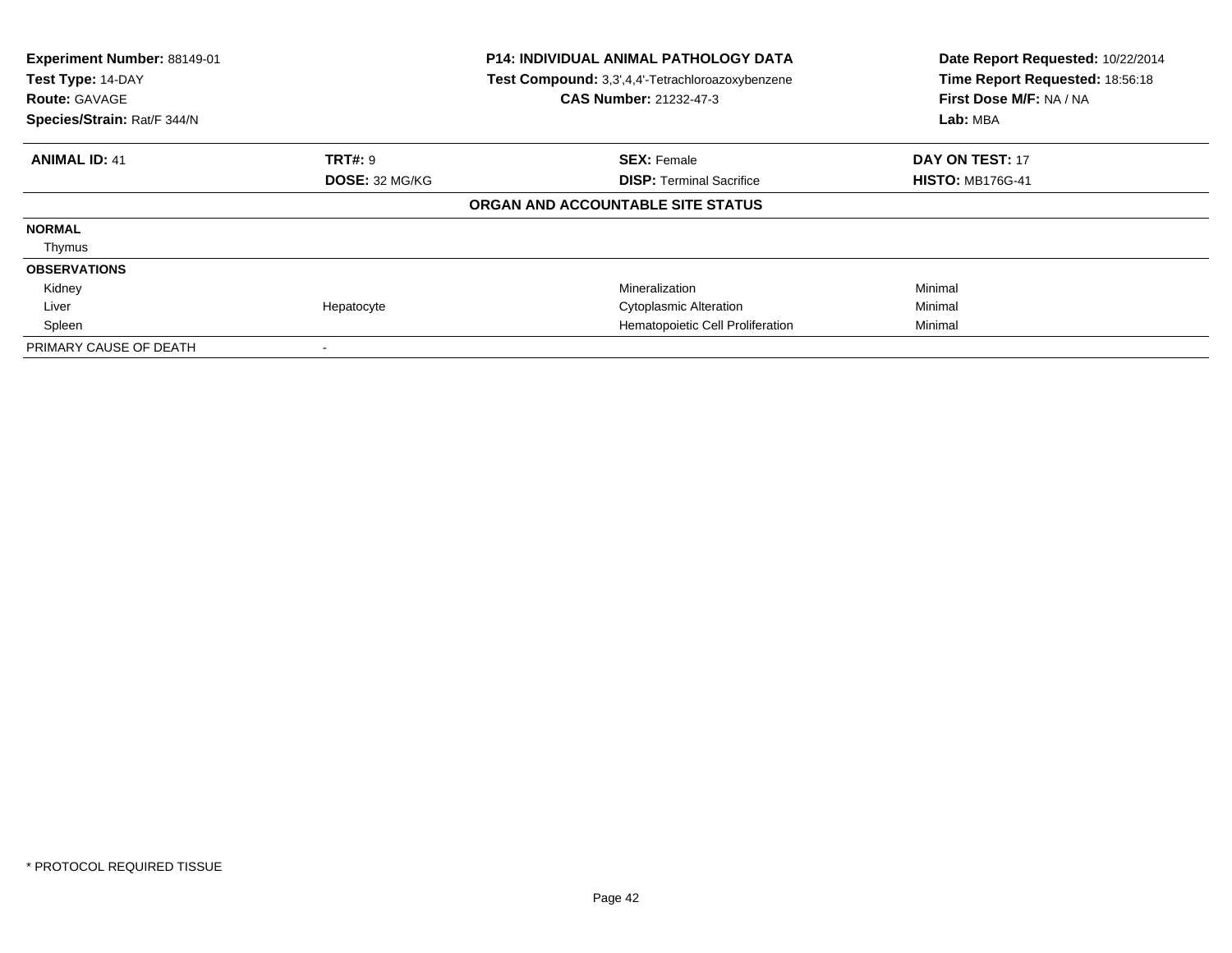| **Experiment Number:** 88149-01 | **P14: INDIVIDUAL ANIMAL PATHOLOGY DATA** | **Date Report Requested:** 10/22/2014 |
|---|---|---|
| **Test Type:** 14-DAY | **Test Compound:** 3,3',4,4'-Tetrachloroazoxybenzene | **Time Report Requested:** 18:56:18 |
| **Route:** GAVAGE | **CAS Number:** 21232-47-3 | **First Dose M/F:** NA / NA |
| **Species/Strain:** Rat/F 344/N | | **Lab:** MBA |

| **ANIMAL ID:** 41 | **TRT#:** 9 | **SEX:** Female | **DAY ON TEST:** 17 |
|---|---|---|---|
| | **DOSE:** 32 MG/KG | **DISP:** Terminal Sacrifice | **HISTO:** MB176G-41 |
| | | **ORGAN AND ACCOUNTABLE SITE STATUS** | |
| **NORMAL** | | | |
| Thymus | | | |
| **OBSERVATIONS** | | | |
| Kidney | | Mineralization | Minimal |
| Liver | Hepatocyte | Cytoplasmic Alteration | Minimal |
| Spleen | | Hematopoietic Cell Proliferation | Minimal |
| PRIMARY CAUSE OF DEATH | - | | |

* PROTOCOL REQUIRED TISSUE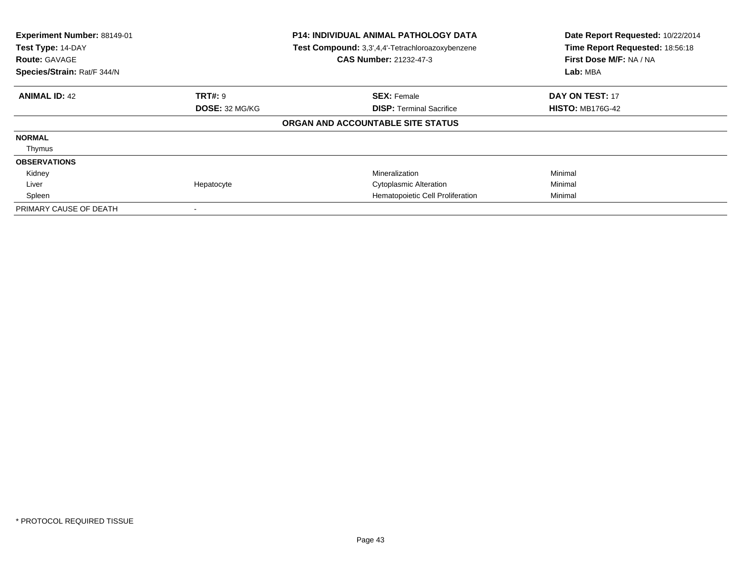**Experiment Number:** 88149-01
**Test Type:** 14-DAY
**Route:** GAVAGE
**Species/Strain:** Rat/F 344/N

**P14: INDIVIDUAL ANIMAL PATHOLOGY DATA**
**Test Compound:** 3,3',4,4'-Tetrachloroazoxybenzene
**CAS Number:** 21232-47-3

**Date Report Requested:** 10/22/2014
**Time Report Requested:** 18:56:18
**First Dose M/F:** NA / NA
**Lab:** MBA

| **ANIMAL ID:** 42 | **TRT#:** 9 | **SEX:** Female | **DAY ON TEST:** 17 |
|---|---|---|---|
| | **DOSE:** 32 MG/KG | **DISP:** Terminal Sacrifice | **HISTO:** MB176G-42 |
| | | **ORGAN AND ACCOUNTABLE SITE STATUS** | |
| **NORMAL** | | | |
| Thymus | | | |
| **OBSERVATIONS** | | | |
| Kidney | | Mineralization | Minimal |
| Liver | Hepatocyte | Cytoplasmic Alteration | Minimal |
| Spleen | | Hematopoietic Cell Proliferation | Minimal |
| PRIMARY CAUSE OF DEATH | - | | |

* PROTOCOL REQUIRED TISSUE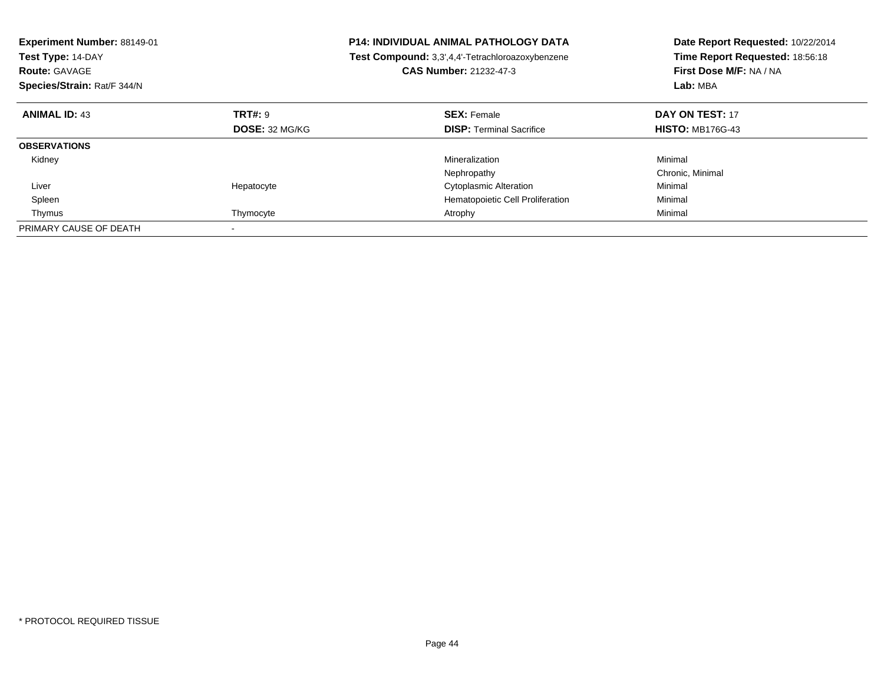**Experiment Number:** 88149-01
**Test Type:** 14-DAY
**Route:** GAVAGE
**Species/Strain:** Rat/F 344/N

**P14: INDIVIDUAL ANIMAL PATHOLOGY DATA**
**Test Compound:** 3,3',4,4'-Tetrachloroazoxybenzene
**CAS Number:** 21232-47-3

**Date Report Requested:** 10/22/2014
**Time Report Requested:** 18:56:18
**First Dose M/F:** NA / NA
**Lab:** MBA

| **ANIMAL ID:** 43 | **TRT#:** 9 | **SEX:** Female | **DAY ON TEST:** 17 |
|---|---|---|---|
| | **DOSE:** 32 MG/KG | **DISP:** Terminal Sacrifice | **HISTO:** MB176G-43 |
| **OBSERVATIONS** | | | |
| Kidney | | Mineralization | Minimal |
| | | Nephropathy | Chronic, Minimal |
| Liver | Hepatocyte | Cytoplasmic Alteration | Minimal |
| Spleen | | Hematopoietic Cell Proliferation | Minimal |
| Thymus | Thymocyte | Atrophy | Minimal |
| PRIMARY CAUSE OF DEATH | - | | |

\* PROTOCOL REQUIRED TISSUE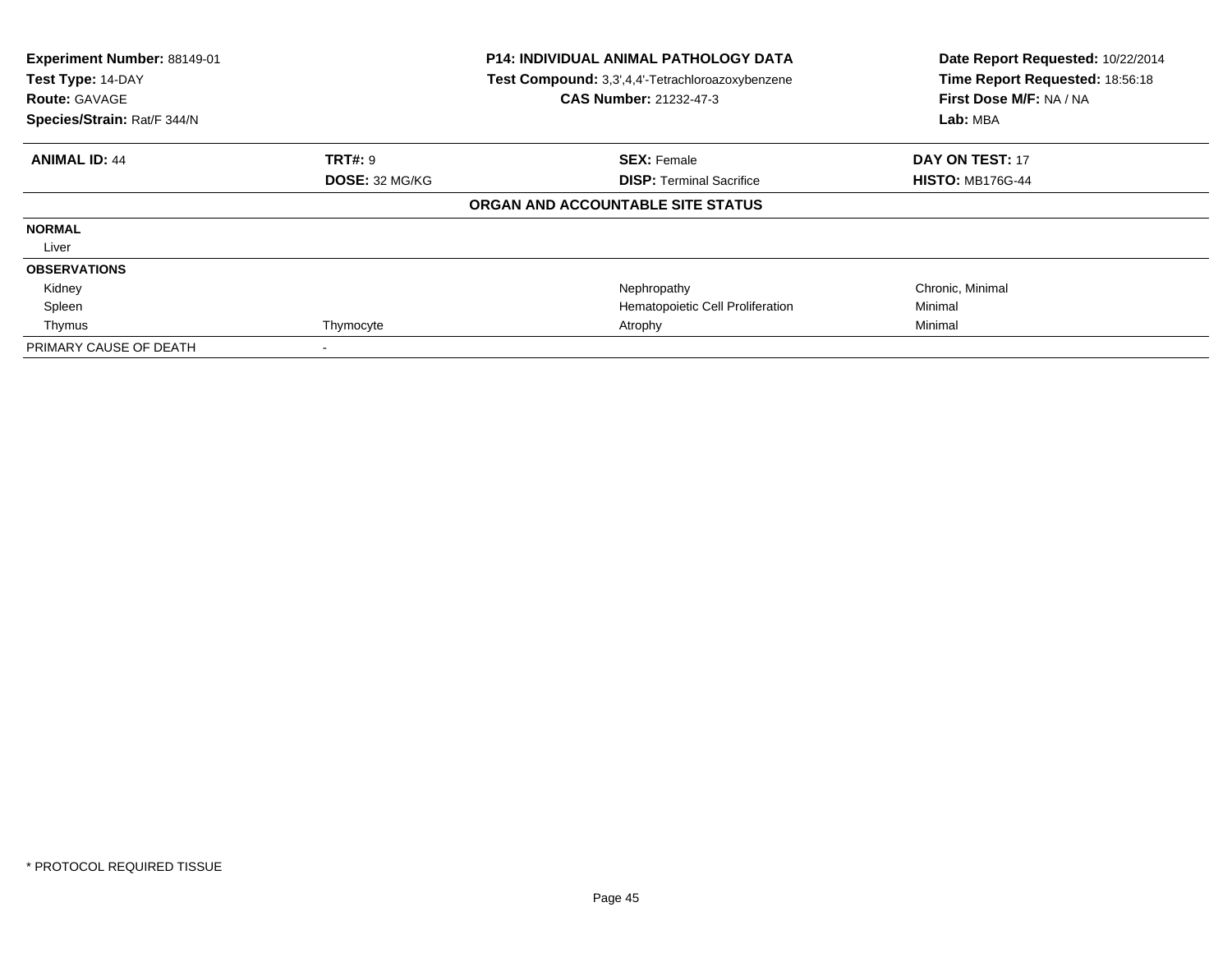**Experiment Number:** 88149-01
**Test Type:** 14-DAY
**Route:** GAVAGE
**Species/Strain:** Rat/F 344/N

**P14: INDIVIDUAL ANIMAL PATHOLOGY DATA**
**Test Compound:** 3,3',4,4'-Tetrachloroazoxybenzene
**CAS Number:** 21232-47-3

**Date Report Requested:** 10/22/2014
**Time Report Requested:** 18:56:18
**First Dose M/F:** NA / NA
**Lab:** MBA

| **ANIMAL ID:** 44 | **TRT#:** 9 | **SEX:** Female | **DAY ON TEST:** 17 |
|---|---|---|---|
| | **DOSE:** 32 MG/KG | **DISP:** Terminal Sacrifice | **HISTO:** MB176G-44 |

**ORGAN AND ACCOUNTABLE SITE STATUS**

| | | | |
|---|---|---|---|
| **NORMAL** | | | |
| Liver | | | |
| **OBSERVATIONS** | | | |
| Kidney | | Nephropathy | Chronic, Minimal |
| Spleen | | Hematopoietic Cell Proliferation | Minimal |
| Thymus | Thymocyte | Atrophy | Minimal |
| PRIMARY CAUSE OF DEATH | - | | |

* PROTOCOL REQUIRED TISSUE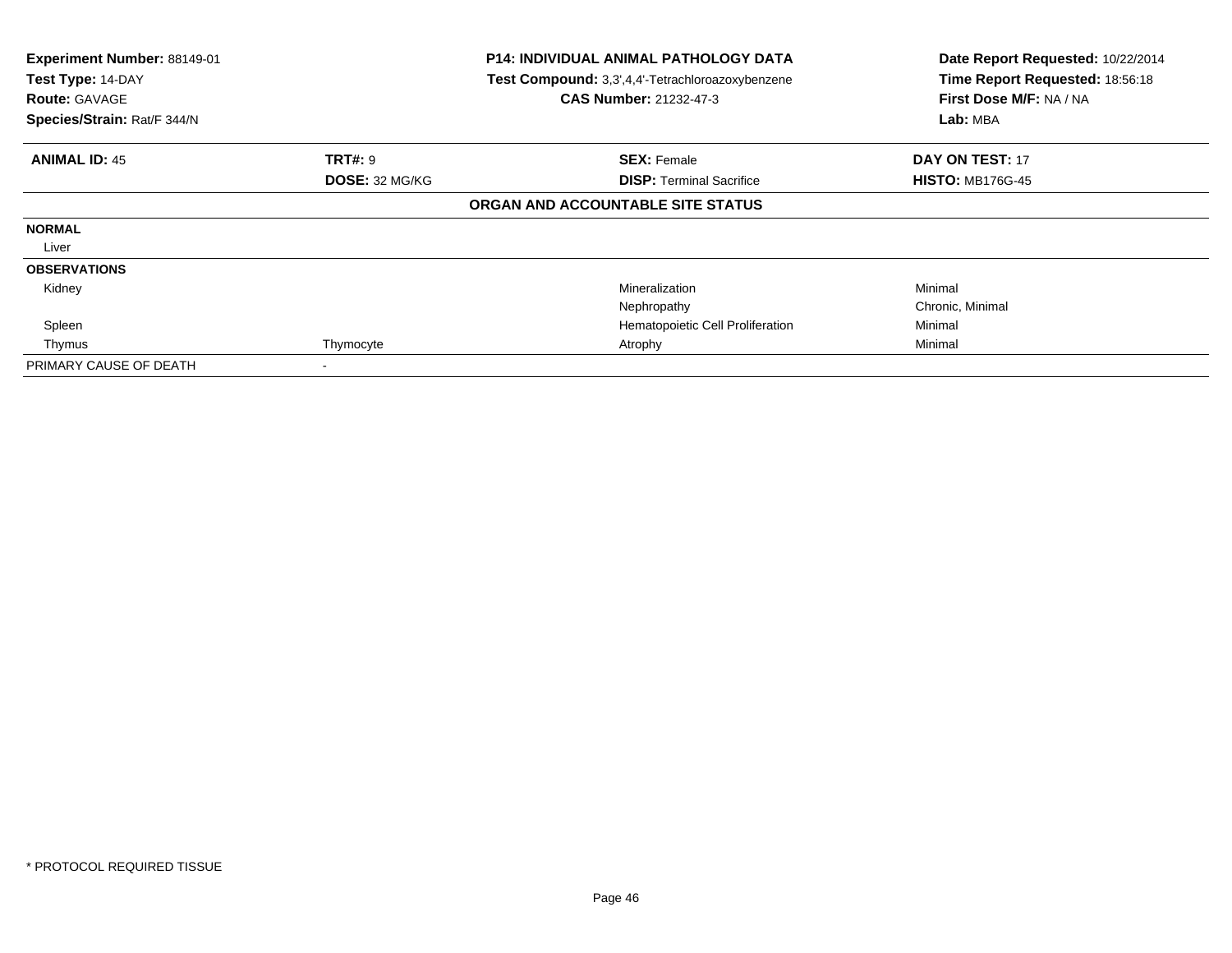| **Experiment Number:** 88149-01 | **P14: INDIVIDUAL ANIMAL PATHOLOGY DATA** | **Date Report Requested:** 10/22/2014 |
|---|---|---|
| **Test Type:** 14-DAY | **Test Compound:** 3,3',4,4'-Tetrachloroazoxybenzene | **Time Report Requested:** 18:56:18 |
| **Route:** GAVAGE | **CAS Number:** 21232-47-3 | **First Dose M/F:** NA / NA |
| **Species/Strain:** Rat/F 344/N | | **Lab:** MBA |

| **ANIMAL ID:** 45 | **TRT#:** 9 | **SEX:** Female | **DAY ON TEST:** 17 |
|---|---|---|---|
| | **DOSE:** 32 MG/KG | **DISP:** Terminal Sacrifice | **HISTO:** MB176G-45 |

**ORGAN AND ACCOUNTABLE SITE STATUS**

| | | | |
|---|---|---|---|
| **NORMAL** | | | |
| Liver | | | |
| **OBSERVATIONS** | | | |
| Kidney | | Mineralization | Minimal |
| | | Nephropathy | Chronic, Minimal |
| Spleen | | Hematopoietic Cell Proliferation | Minimal |
| Thymus | Thymocyte | Atrophy | Minimal |
| PRIMARY CAUSE OF DEATH | - | | |

* PROTOCOL REQUIRED TISSUE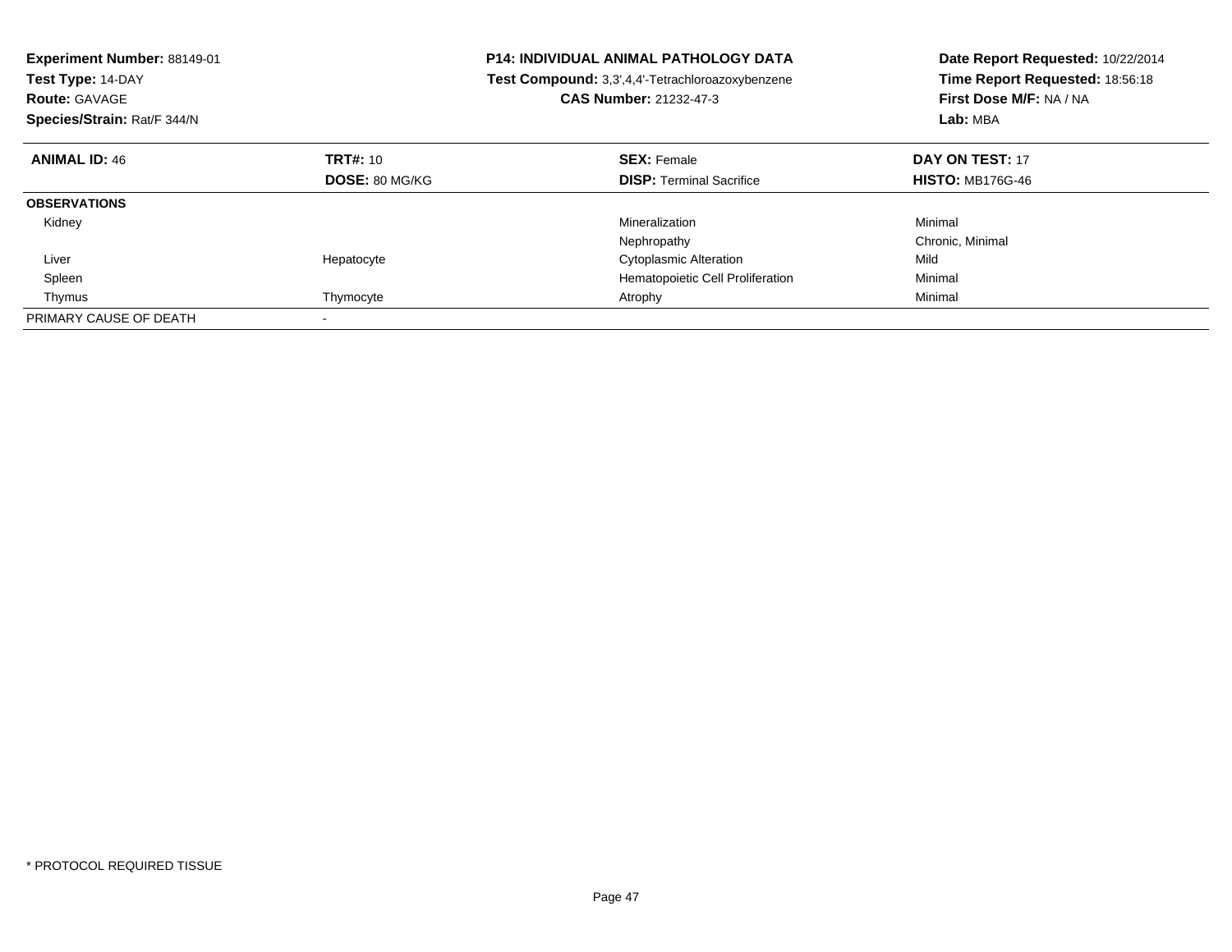**Experiment Number:** 88149-01
**Test Type:** 14-DAY
**Route:** GAVAGE
**Species/Strain:** Rat/F 344/N

**P14: INDIVIDUAL ANIMAL PATHOLOGY DATA**
**Test Compound:** 3,3',4,4'-Tetrachloroazoxybenzene
**CAS Number:** 21232-47-3

**Date Report Requested:** 10/22/2014
**Time Report Requested:** 18:56:18
**First Dose M/F:** NA / NA
**Lab:** MBA

| **ANIMAL ID:** 46 | **TRT#:** 10 | **SEX:** Female | **DAY ON TEST:** 17 |
|---|---|---|---|
| | **DOSE:** 80 MG/KG | **DISP:** Terminal Sacrifice | **HISTO:** MB176G-46 |
| **OBSERVATIONS** | | | |
| Kidney | | Mineralization | Minimal |
| | | Nephropathy | Chronic, Minimal |
| Liver | Hepatocyte | Cytoplasmic Alteration | Mild |
| Spleen | | Hematopoietic Cell Proliferation | Minimal |
| Thymus | Thymocyte | Atrophy | Minimal |
| PRIMARY CAUSE OF DEATH | - | | |

\* PROTOCOL REQUIRED TISSUE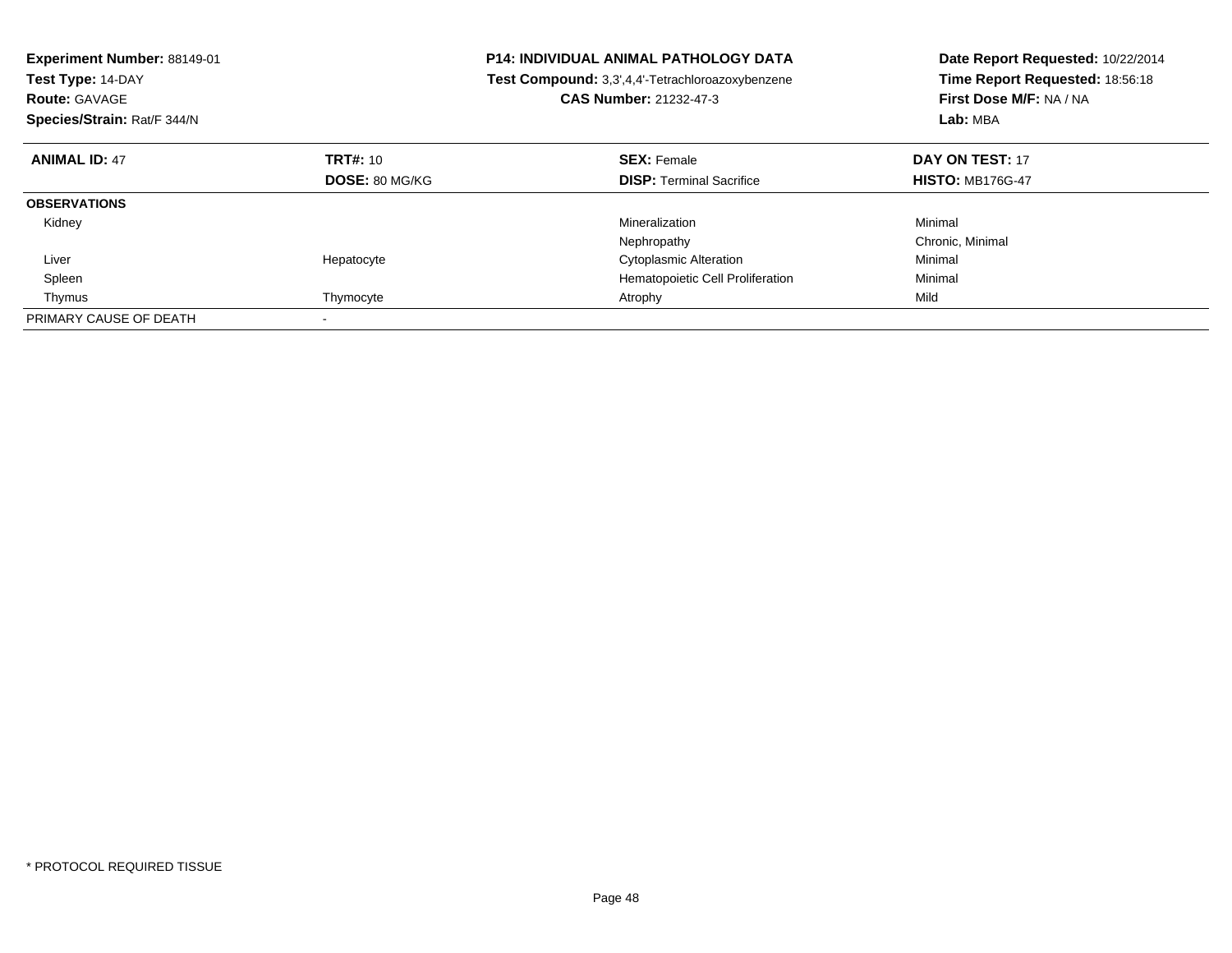**Experiment Number:** 88149-01
**Test Type:** 14-DAY
**Route:** GAVAGE
**Species/Strain:** Rat/F 344/N

**P14: INDIVIDUAL ANIMAL PATHOLOGY DATA**
**Test Compound:** 3,3',4,4'-Tetrachloroazoxybenzene
**CAS Number:** 21232-47-3

**Date Report Requested:** 10/22/2014
**Time Report Requested:** 18:56:18
**First Dose M/F:** NA / NA
**Lab:** MBA

| **ANIMAL ID:** 47 | **TRT#:** 10 | **SEX:** Female | **DAY ON TEST:** 17 |
|---|---|---|---|
| | **DOSE:** 80 MG/KG | **DISP:** Terminal Sacrifice | **HISTO:** MB176G-47 |
| **OBSERVATIONS** | | | |
| Kidney | | Mineralization | Minimal |
| | | Nephropathy | Chronic, Minimal |
| Liver | Hepatocyte | Cytoplasmic Alteration | Minimal |
| Spleen | | Hematopoietic Cell Proliferation | Minimal |
| Thymus | Thymocyte | Atrophy | Mild |
| PRIMARY CAUSE OF DEATH | - | | |

* PROTOCOL REQUIRED TISSUE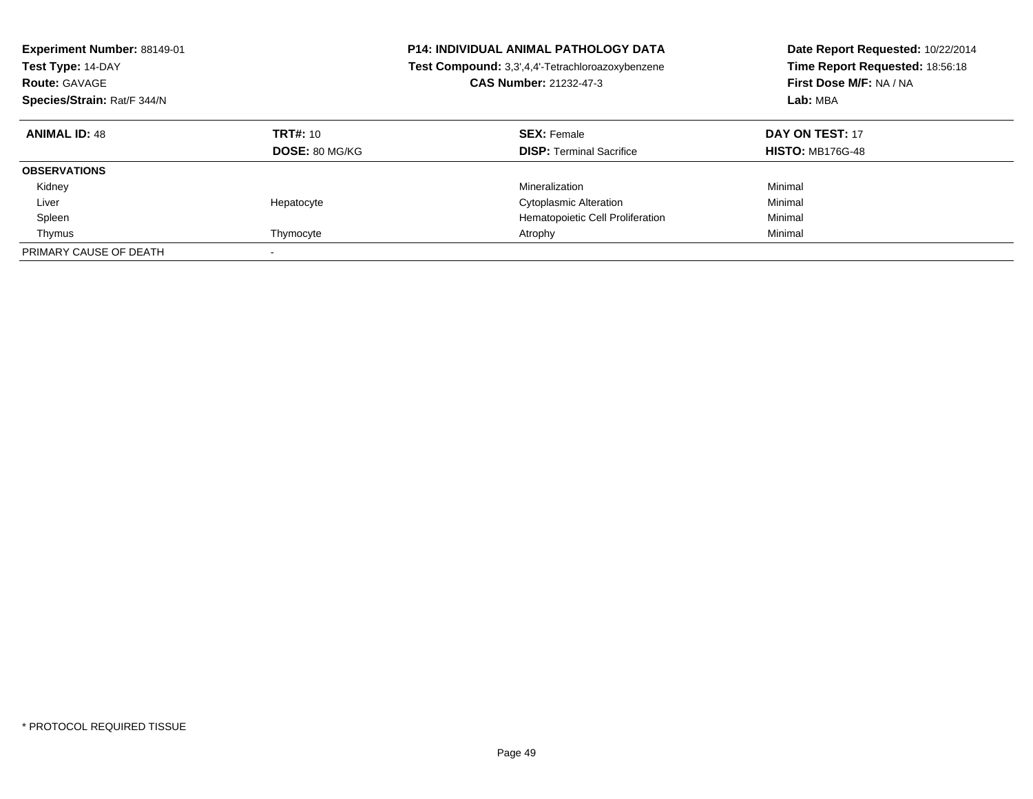**Experiment Number:** 88149-01
**Test Type:** 14-DAY
**Route:** GAVAGE
**Species/Strain:** Rat/F 344/N

**P14: INDIVIDUAL ANIMAL PATHOLOGY DATA**
**Test Compound:** 3,3',4,4'-Tetrachloroazoxybenzene
**CAS Number:** 21232-47-3

**Date Report Requested:** 10/22/2014
**Time Report Requested:** 18:56:18
**First Dose M/F:** NA / NA
**Lab:** MBA

| **ANIMAL ID:** 48 | **TRT#:** 10 | **SEX:** Female | **DAY ON TEST:** 17 |
|---|---|---|---|
| | **DOSE:** 80 MG/KG | **DISP:** Terminal Sacrifice | **HISTO:** MB176G-48 |
| **OBSERVATIONS** | | | |
| Kidney | | Mineralization | Minimal |
| Liver | Hepatocyte | Cytoplasmic Alteration | Minimal |
| Spleen | | Hematopoietic Cell Proliferation | Minimal |
| Thymus | Thymocyte | Atrophy | Minimal |
| PRIMARY CAUSE OF DEATH | - | | |

* PROTOCOL REQUIRED TISSUE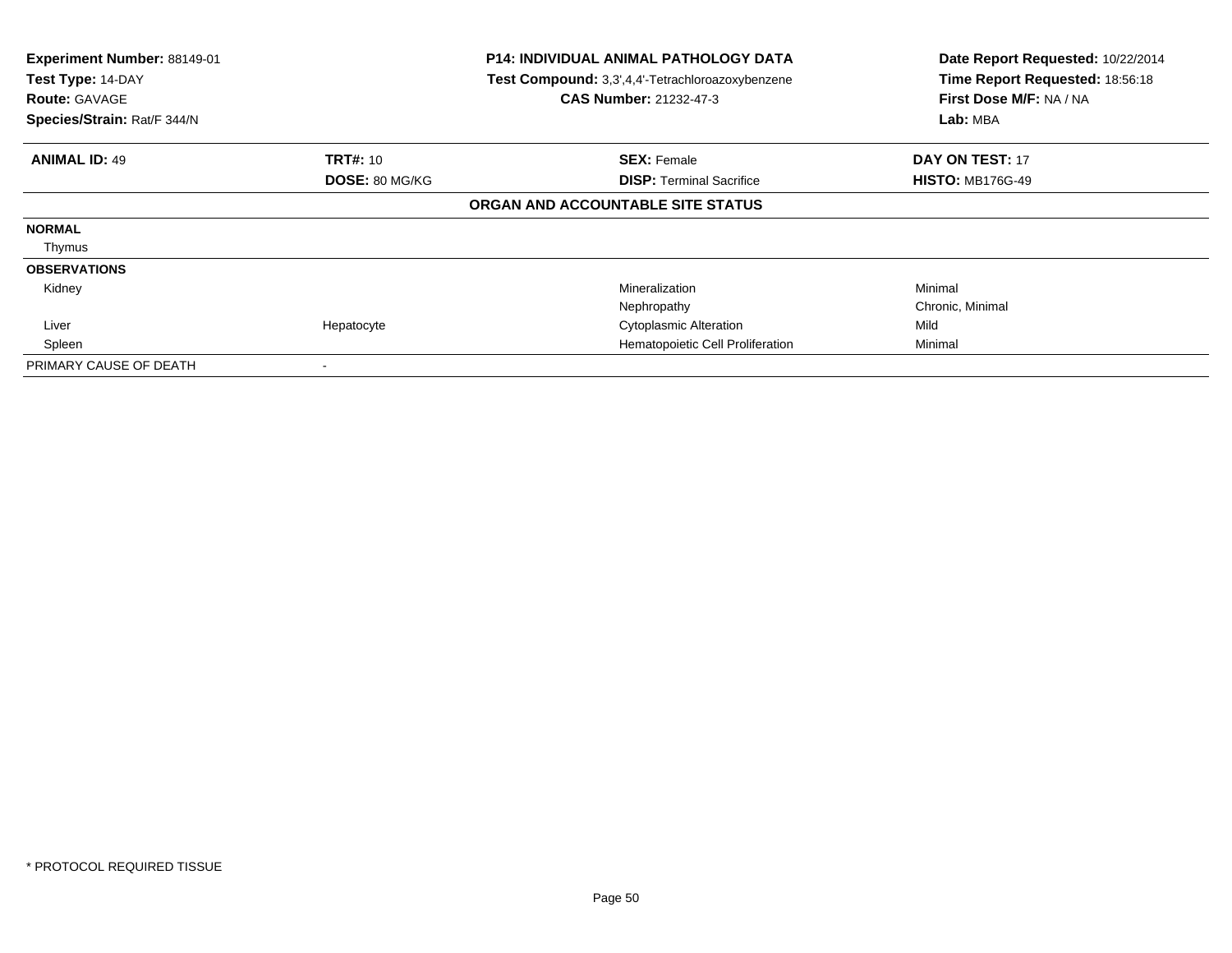**Experiment Number:** 88149-01
**Test Type:** 14-DAY
**Route:** GAVAGE
**Species/Strain:** Rat/F 344/N

**P14: INDIVIDUAL ANIMAL PATHOLOGY DATA**
**Test Compound:** 3,3',4,4'-Tetrachloroazoxybenzene
**CAS Number:** 21232-47-3

**Date Report Requested:** 10/22/2014
**Time Report Requested:** 18:56:18
**First Dose M/F:** NA / NA
**Lab:** MBA

| **ANIMAL ID:** 49 | **TRT#:** 10 | **SEX:** Female | **DAY ON TEST:** 17 |
|---|---|---|---|
| | **DOSE:** 80 MG/KG | **DISP:** Terminal Sacrifice | **HISTO:** MB176G-49 |

**ORGAN AND ACCOUNTABLE SITE STATUS**

| | | | |
|---|---|---|---|
| **NORMAL** | | | |
| Thymus | | | |
| **OBSERVATIONS** | | | |
| Kidney | | Mineralization | Minimal |
| | | Nephropathy | Chronic, Minimal |
| Liver | Hepatocyte | Cytoplasmic Alteration | Mild |
| Spleen | | Hematopoietic Cell Proliferation | Minimal |
| PRIMARY CAUSE OF DEATH | - | | |

* PROTOCOL REQUIRED TISSUE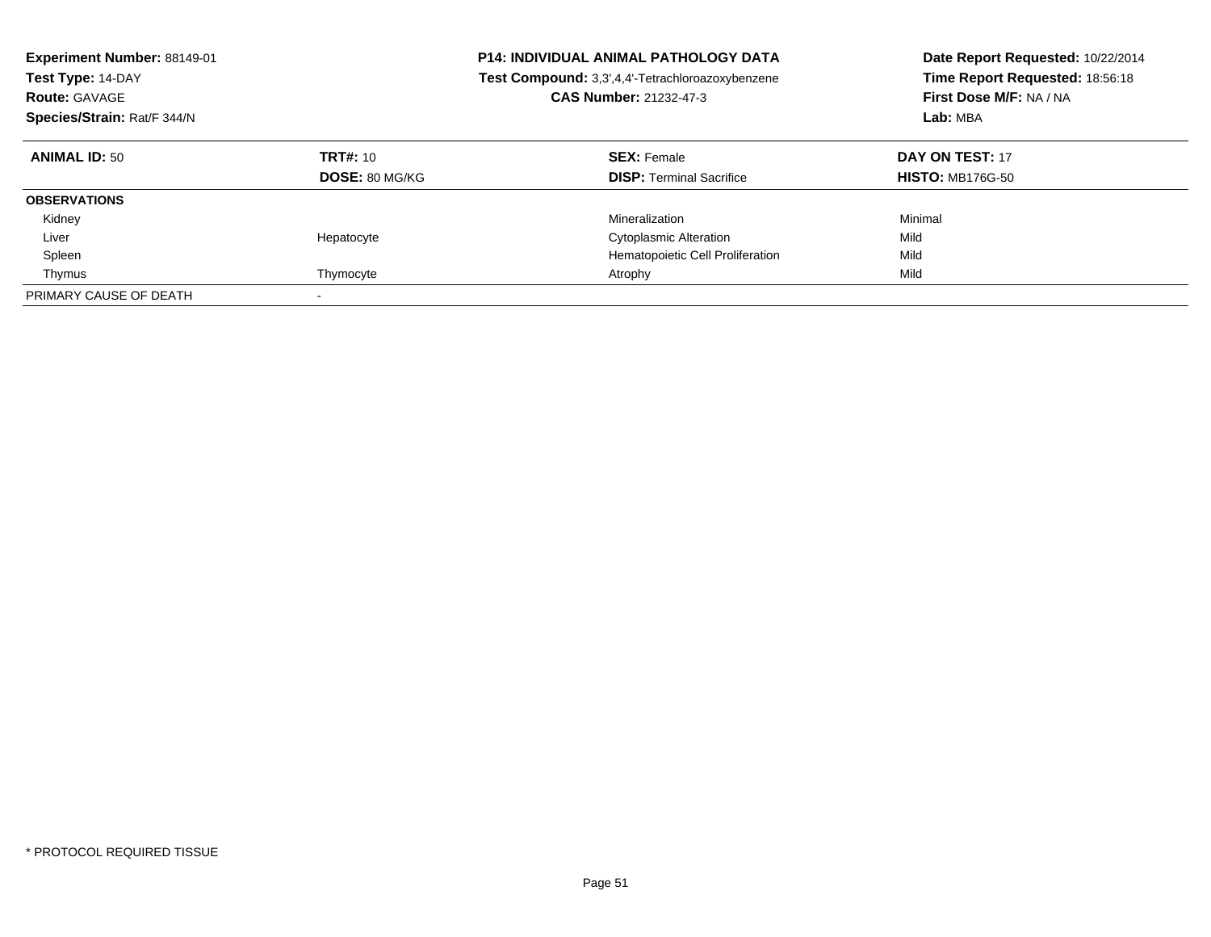**Experiment Number:** 88149-01
**Test Type:** 14-DAY
**Route:** GAVAGE
**Species/Strain:** Rat/F 344/N

**P14: INDIVIDUAL ANIMAL PATHOLOGY DATA**
**Test Compound:** 3,3',4,4'-Tetrachloroazoxybenzene
**CAS Number:** 21232-47-3

**Date Report Requested:** 10/22/2014
**Time Report Requested:** 18:56:18
**First Dose M/F:** NA / NA
**Lab:** MBA

| **ANIMAL ID:** 50 | **TRT#:** 10 | **SEX:** Female | **DAY ON TEST:** 17 |
|---|---|---|---|
| | **DOSE:** 80 MG/KG | **DISP:** Terminal Sacrifice | **HISTO:** MB176G-50 |
| **OBSERVATIONS** | | | |
| Kidney | | Mineralization | Minimal |
| Liver | Hepatocyte | Cytoplasmic Alteration | Mild |
| Spleen | | Hematopoietic Cell Proliferation | Mild |
| Thymus | Thymocyte | Atrophy | Mild |
| PRIMARY CAUSE OF DEATH | - | | |

* PROTOCOL REQUIRED TISSUE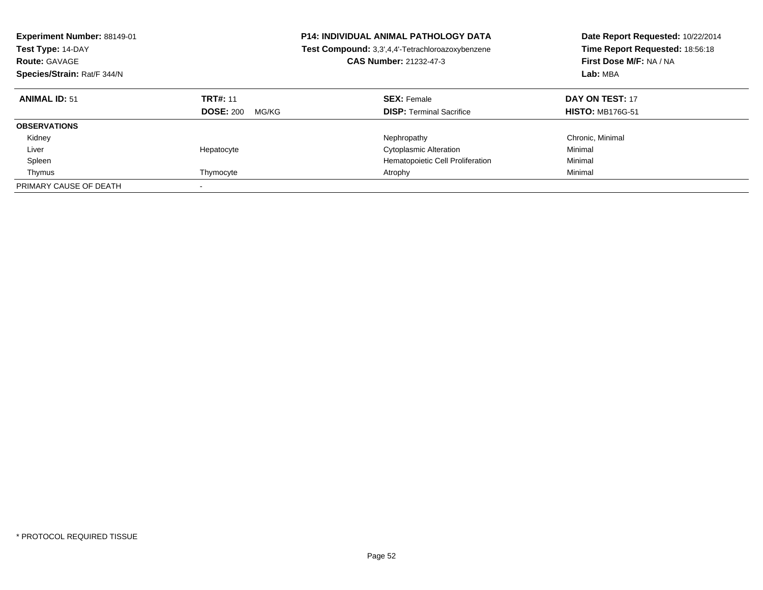**Experiment Number:** 88149-01
**Test Type:** 14-DAY
**Route:** GAVAGE
**Species/Strain:** Rat/F 344/N

**P14: INDIVIDUAL ANIMAL PATHOLOGY DATA**
**Test Compound:** 3,3',4,4'-Tetrachloroazoxybenzene
**CAS Number:** 21232-47-3

**Date Report Requested:** 10/22/2014
**Time Report Requested:** 18:56:18
**First Dose M/F:** NA / NA
**Lab:** MBA

| **ANIMAL ID:** 51 | **TRT#:** 11 | **SEX:** Female | **DAY ON TEST:** 17 |
|---|---|---|---|
| | **DOSE:** 200 MG/KG | **DISP:** Terminal Sacrifice | **HISTO:** MB176G-51 |
| **OBSERVATIONS** | | | |
| Kidney | | Nephropathy | Chronic, Minimal |
| Liver | Hepatocyte | Cytoplasmic Alteration | Minimal |
| Spleen | | Hematopoietic Cell Proliferation | Minimal |
| Thymus | Thymocyte | Atrophy | Minimal |
| PRIMARY CAUSE OF DEATH | - | | |

* PROTOCOL REQUIRED TISSUE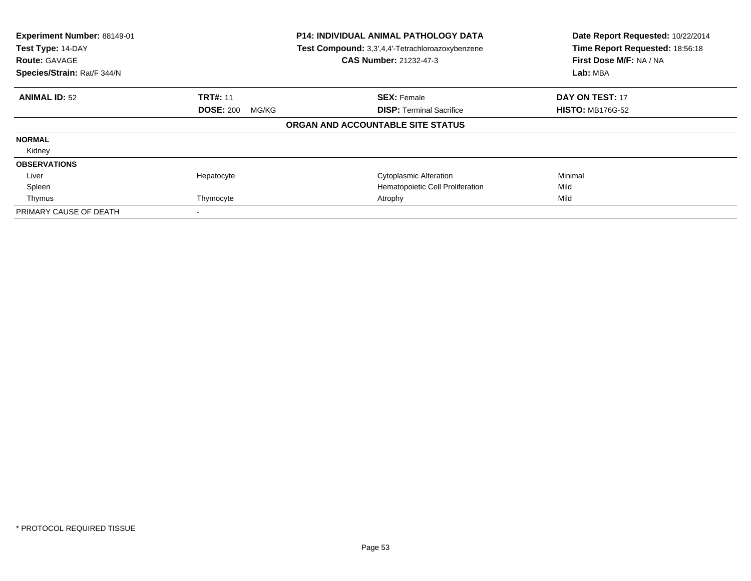| **Experiment Number:** 88149-01 | **P14: INDIVIDUAL ANIMAL PATHOLOGY DATA** | **Date Report Requested:** 10/22/2014 |
|---|---|---|
| **Test Type:** 14-DAY | **Test Compound:** 3,3',4,4'-Tetrachloroazoxybenzene | **Time Report Requested:** 18:56:18 |
| **Route:** GAVAGE | **CAS Number:** 21232-47-3 | **First Dose M/F:** NA / NA |
| **Species/Strain:** Rat/F 344/N | | **Lab:** MBA |

| **ANIMAL ID:** 52 | **TRT#:** 11 | **SEX:** Female | **DAY ON TEST:** 17 |
|---|---|---|---|
| | **DOSE:** 200 MG/KG | **DISP:** Terminal Sacrifice | **HISTO:** MB176G-52 |

**ORGAN AND ACCOUNTABLE SITE STATUS**

| | | | |
|---|---|---|---|
| **NORMAL** | | | |
| Kidney | | | |
| **OBSERVATIONS** | | | |
| Liver | Hepatocyte | Cytoplasmic Alteration | Minimal |
| Spleen | | Hematopoietic Cell Proliferation | Mild |
| Thymus | Thymocyte | Atrophy | Mild |
| PRIMARY CAUSE OF DEATH | - | | |

* PROTOCOL REQUIRED TISSUE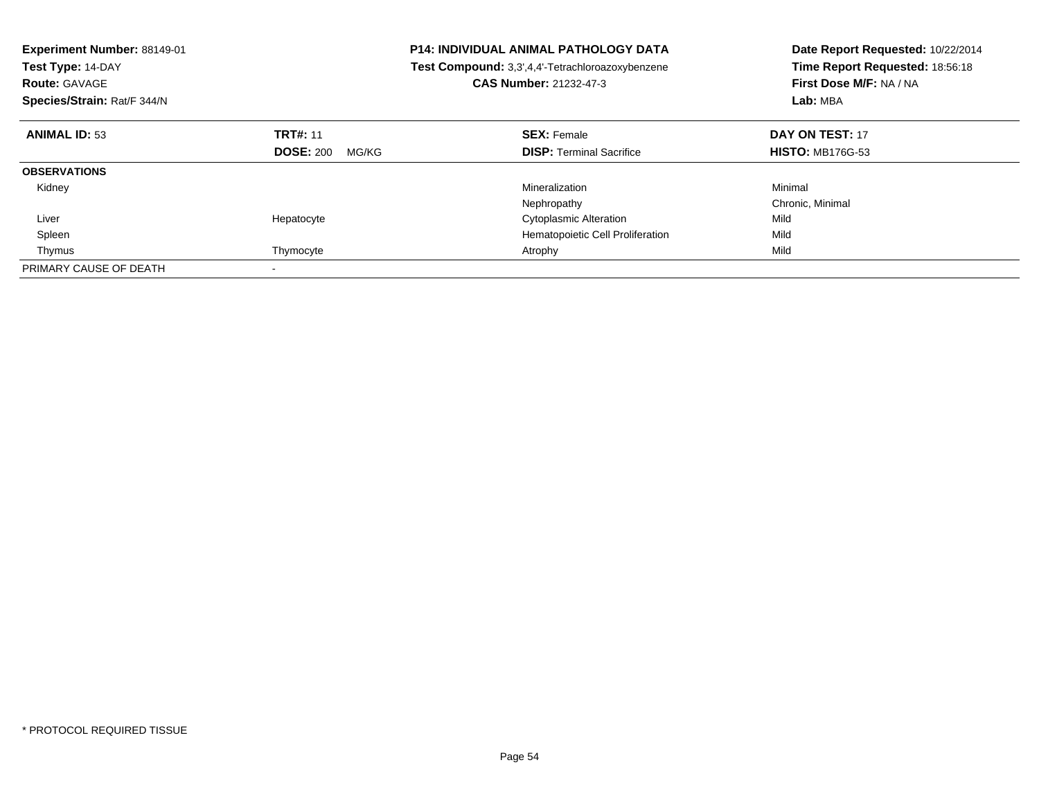**Experiment Number:** 88149-01
**Test Type:** 14-DAY
**Route:** GAVAGE
**Species/Strain:** Rat/F 344/N

**P14: INDIVIDUAL ANIMAL PATHOLOGY DATA**
**Test Compound:** 3,3',4,4'-Tetrachloroazoxybenzene
**CAS Number:** 21232-47-3

**Date Report Requested:** 10/22/2014
**Time Report Requested:** 18:56:18
**First Dose M/F:** NA / NA
**Lab:** MBA

| **ANIMAL ID:** 53 | **TRT#:** 11 | **SEX:** Female | **DAY ON TEST:** 17 |
|---|---|---|---|
| | **DOSE:** 200 MG/KG | **DISP:** Terminal Sacrifice | **HISTO:** MB176G-53 |
| **OBSERVATIONS** | | | |
| Kidney | | Mineralization | Minimal |
| | | Nephropathy | Chronic, Minimal |
| Liver | Hepatocyte | Cytoplasmic Alteration | Mild |
| Spleen | | Hematopoietic Cell Proliferation | Mild |
| Thymus | Thymocyte | Atrophy | Mild |
| PRIMARY CAUSE OF DEATH | - | | |

* PROTOCOL REQUIRED TISSUE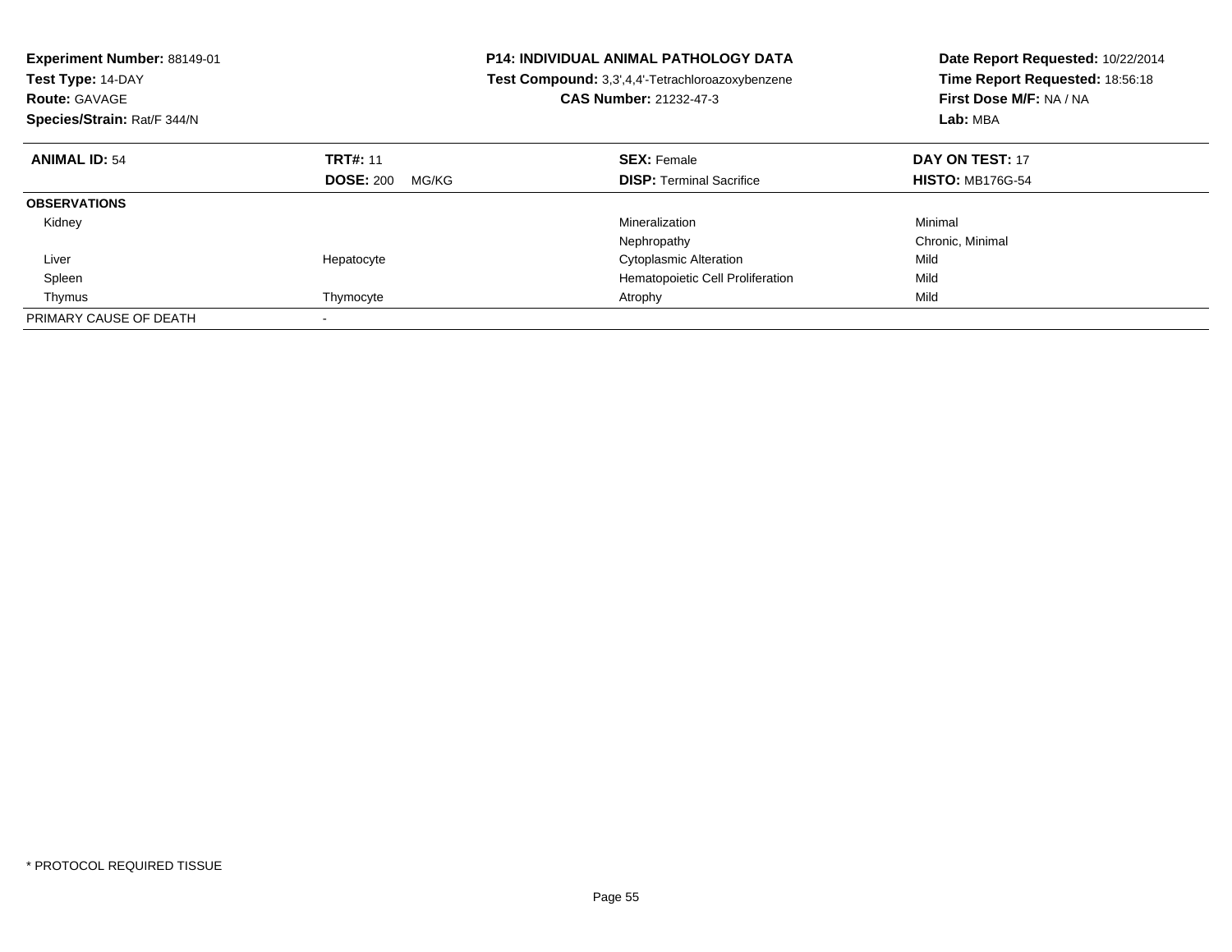**Experiment Number:** 88149-01
**Test Type:** 14-DAY
**Route:** GAVAGE
**Species/Strain:** Rat/F 344/N

**P14: INDIVIDUAL ANIMAL PATHOLOGY DATA**
**Test Compound:** 3,3',4,4'-Tetrachloroazoxybenzene
**CAS Number:** 21232-47-3

**Date Report Requested:** 10/22/2014
**Time Report Requested:** 18:56:18
**First Dose M/F:** NA / NA
**Lab:** MBA

| **ANIMAL ID:** 54 | **TRT#:** 11 | **SEX:** Female | **DAY ON TEST:** 17 |
|---|---|---|---|
| | **DOSE:** 200 MG/KG | **DISP:** Terminal Sacrifice | **HISTO:** MB176G-54 |
| **OBSERVATIONS** | | | |
| Kidney | | Mineralization | Minimal |
| | | Nephropathy | Chronic, Minimal |
| Liver | Hepatocyte | Cytoplasmic Alteration | Mild |
| Spleen | | Hematopoietic Cell Proliferation | Mild |
| Thymus | Thymocyte | Atrophy | Mild |
| PRIMARY CAUSE OF DEATH | - | | |

* PROTOCOL REQUIRED TISSUE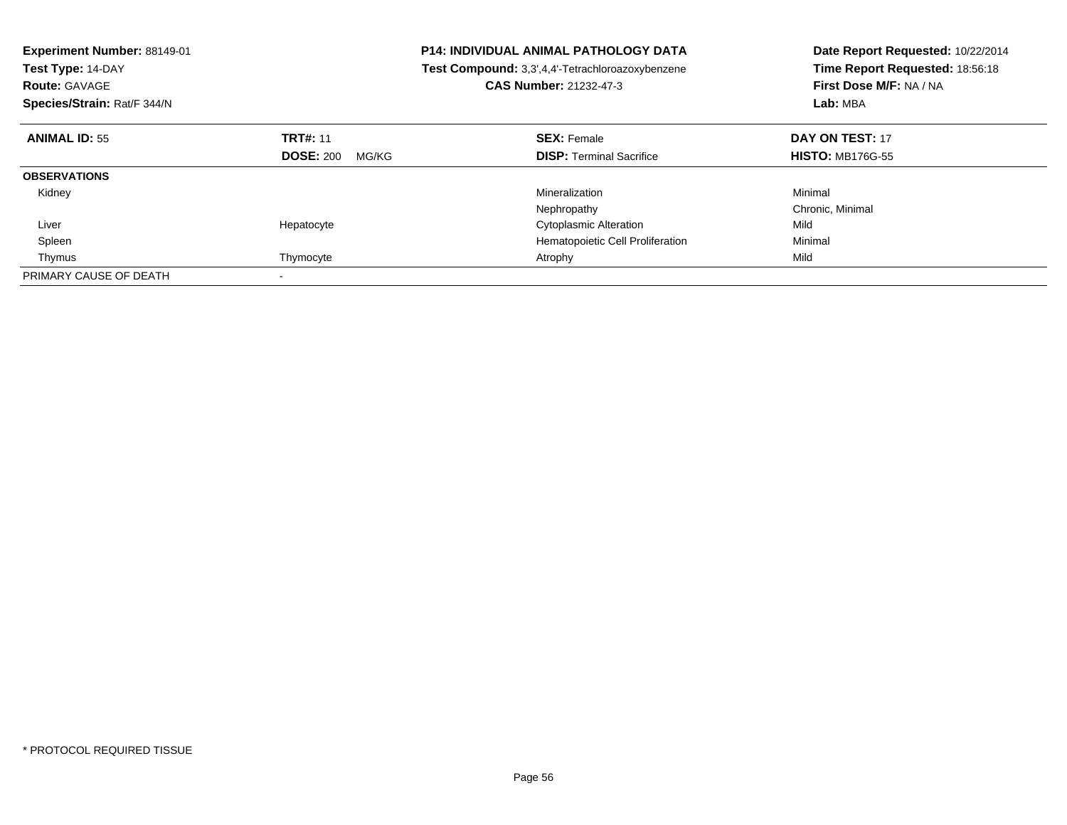**Experiment Number:** 88149-01
**Test Type:** 14-DAY
**Route:** GAVAGE
**Species/Strain:** Rat/F 344/N

**P14: INDIVIDUAL ANIMAL PATHOLOGY DATA**
**Test Compound:** 3,3',4,4'-Tetrachloroazoxybenzene
**CAS Number:** 21232-47-3

**Date Report Requested:** 10/22/2014
**Time Report Requested:** 18:56:18
**First Dose M/F:** NA / NA
**Lab:** MBA

| **ANIMAL ID:** 55 | **TRT#:** 11 | **SEX:** Female | **DAY ON TEST:** 17 |
|---|---|---|---|
| | **DOSE:** 200 MG/KG | **DISP:** Terminal Sacrifice | **HISTO:** MB176G-55 |
| **OBSERVATIONS** | | | |
| Kidney | | Mineralization | Minimal |
| | | Nephropathy | Chronic, Minimal |
| Liver | Hepatocyte | Cytoplasmic Alteration | Mild |
| Spleen | | Hematopoietic Cell Proliferation | Minimal |
| Thymus | Thymocyte | Atrophy | Mild |
| PRIMARY CAUSE OF DEATH | - | | |

\* PROTOCOL REQUIRED TISSUE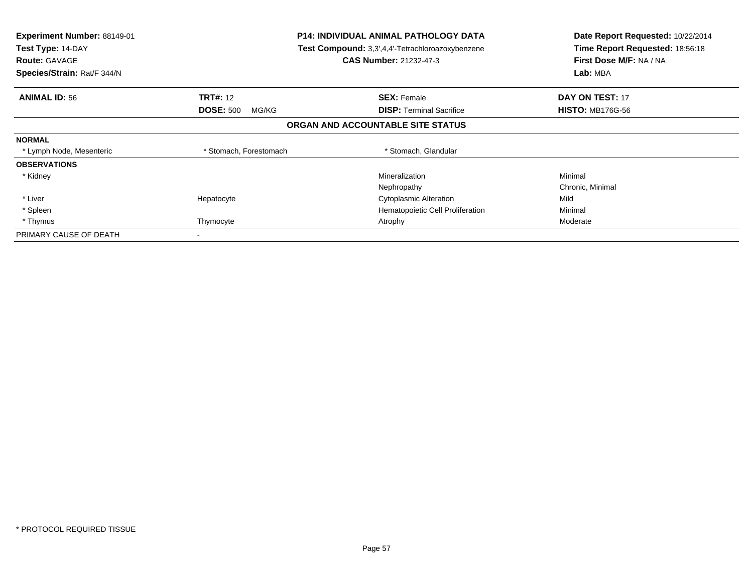**Experiment Number:** 88149-01
**Test Type:** 14-DAY
**Route:** GAVAGE
**Species/Strain:** Rat/F 344/N

**P14: INDIVIDUAL ANIMAL PATHOLOGY DATA**
**Test Compound:** 3,3',4,4'-Tetrachloroazoxybenzene
**CAS Number:** 21232-47-3

**Date Report Requested:** 10/22/2014
**Time Report Requested:** 18:56:18
**First Dose M/F:** NA / NA
**Lab:** MBA

| **ANIMAL ID:** 56 | **TRT#:** 12 | **SEX:** Female | **DAY ON TEST:** 17 |
|---|---|---|---|
| | **DOSE:** 500 MG/KG | **DISP:** Terminal Sacrifice | **HISTO:** MB176G-56 |

**ORGAN AND ACCOUNTABLE SITE STATUS**

| | | | |
|---|---|---|---|
| **NORMAL** | | | |
| * Lymph Node, Mesenteric | * Stomach, Forestomach | * Stomach, Glandular | |
| **OBSERVATIONS** | | | |
| * Kidney | | Mineralization | Minimal |
| | | Nephropathy | Chronic, Minimal |
| * Liver | Hepatocyte | Cytoplasmic Alteration | Mild |
| * Spleen | | Hematopoietic Cell Proliferation | Minimal |
| * Thymus | Thymocyte | Atrophy | Moderate |
| PRIMARY CAUSE OF DEATH | - | | |

\* PROTOCOL REQUIRED TISSUE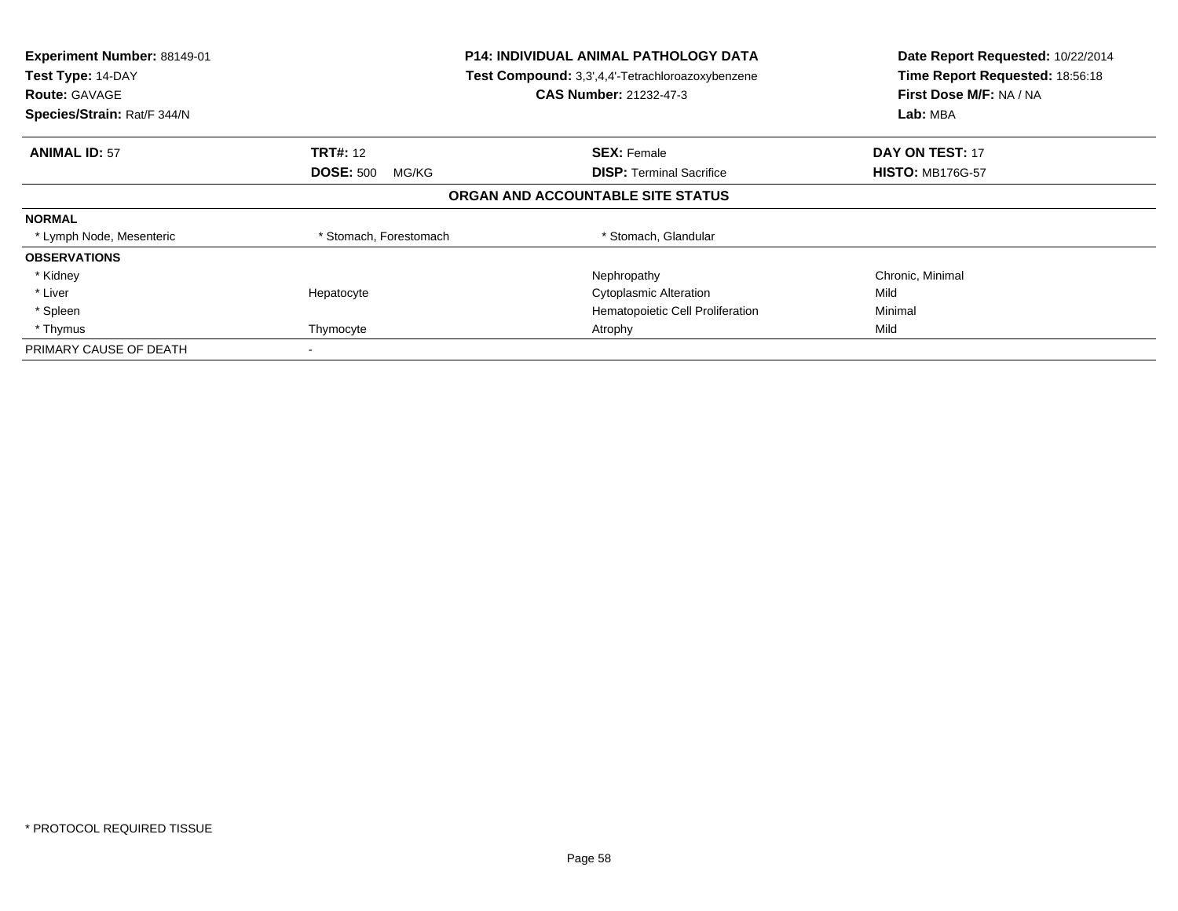| Experiment Number: 88149-01 | P14: INDIVIDUAL ANIMAL PATHOLOGY DATA | Date Report Requested: 10/22/2014 |
|---|---|---|
| Test Type: 14-DAY | Test Compound: 3,3',4,4'-Tetrachloroazoxybenzene | Time Report Requested: 18:56:18 |
| Route: GAVAGE | CAS Number: 21232-47-3 | First Dose M/F: NA / NA |
| Species/Strain: Rat/F 344/N | | Lab: MBA |

| **ANIMAL ID:** 57 | **TRT#:** 12 | **SEX:** Female | **DAY ON TEST:** 17 |
|---|---|---|---|
| | **DOSE:** 500 MG/KG | **DISP:** Terminal Sacrifice | **HISTO:** MB176G-57 |

**ORGAN AND ACCOUNTABLE SITE STATUS**

| | | | |
|---|---|---|---|
| **NORMAL** | | | |
| * Lymph Node, Mesenteric | * Stomach, Forestomach | * Stomach, Glandular | |
| **OBSERVATIONS** | | | |
| * Kidney | | Nephropathy | Chronic, Minimal |
| * Liver | Hepatocyte | Cytoplasmic Alteration | Mild |
| * Spleen | | Hematopoietic Cell Proliferation | Minimal |
| * Thymus | Thymocyte | Atrophy | Mild |
| PRIMARY CAUSE OF DEATH | - | | |

* PROTOCOL REQUIRED TISSUE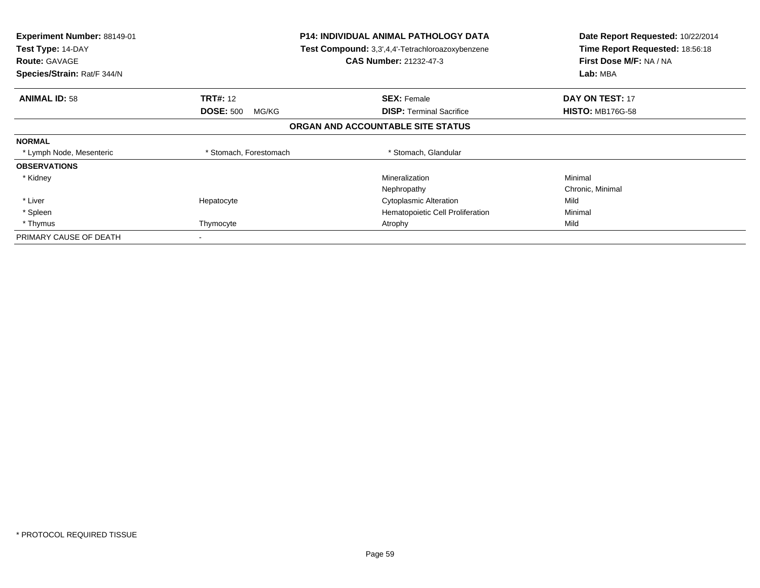**Experiment Number:** 88149-01
**Test Type:** 14-DAY
**Route:** GAVAGE
**Species/Strain:** Rat/F 344/N

**P14: INDIVIDUAL ANIMAL PATHOLOGY DATA**
**Test Compound:** 3,3',4,4'-Tetrachloroazoxybenzene
**CAS Number:** 21232-47-3

**Date Report Requested:** 10/22/2014
**Time Report Requested:** 18:56:18
**First Dose M/F:** NA / NA
**Lab:** MBA

| **ANIMAL ID:** 58 | **TRT#:** 12 | **SEX:** Female | **DAY ON TEST:** 17 |
|---|---|---|---|
| | **DOSE:** 500 MG/KG | **DISP:** Terminal Sacrifice | **HISTO:** MB176G-58 |

## ORGAN AND ACCOUNTABLE SITE STATUS

| | | | |
|---|---|---|---|
| **NORMAL** | | | |
| * Lymph Node, Mesenteric | * Stomach, Forestomach | * Stomach, Glandular | |
| **OBSERVATIONS** | | | |
| * Kidney | | Mineralization | Minimal |
| | | Nephropathy | Chronic, Minimal |
| * Liver | Hepatocyte | Cytoplasmic Alteration | Mild |
| * Spleen | | Hematopoietic Cell Proliferation | Minimal |
| * Thymus | Thymocyte | Atrophy | Mild |
| PRIMARY CAUSE OF DEATH | - | | |

* PROTOCOL REQUIRED TISSUE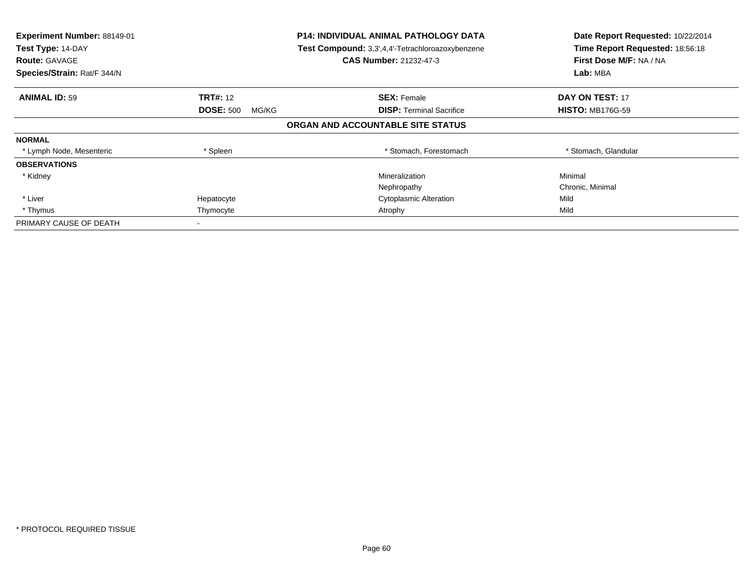**Experiment Number:** 88149-01
**Test Type:** 14-DAY
**Route:** GAVAGE
**Species/Strain:** Rat/F 344/N

**P14: INDIVIDUAL ANIMAL PATHOLOGY DATA**
**Test Compound:** 3,3',4,4'-Tetrachloroazoxybenzene
**CAS Number:** 21232-47-3

**Date Report Requested:** 10/22/2014
**Time Report Requested:** 18:56:18
**First Dose M/F:** NA / NA
**Lab:** MBA

| **ANIMAL ID:** 59 | **TRT#:** 12 | **SEX:** Female | **DAY ON TEST:** 17 |
|---|---|---|---|
| | **DOSE:** 500 MG/KG | **DISP:** Terminal Sacrifice | **HISTO:** MB176G-59 |

**ORGAN AND ACCOUNTABLE SITE STATUS**

| | | | |
|---|---|---|---|
| **NORMAL** | | | |
| * Lymph Node, Mesenteric | * Spleen | * Stomach, Forestomach | * Stomach, Glandular |
| **OBSERVATIONS** | | | |
| * Kidney | | Mineralization | Minimal |
| | | Nephropathy | Chronic, Minimal |
| * Liver | Hepatocyte | Cytoplasmic Alteration | Mild |
| * Thymus | Thymocyte | Atrophy | Mild |
| PRIMARY CAUSE OF DEATH | - | | |

* PROTOCOL REQUIRED TISSUE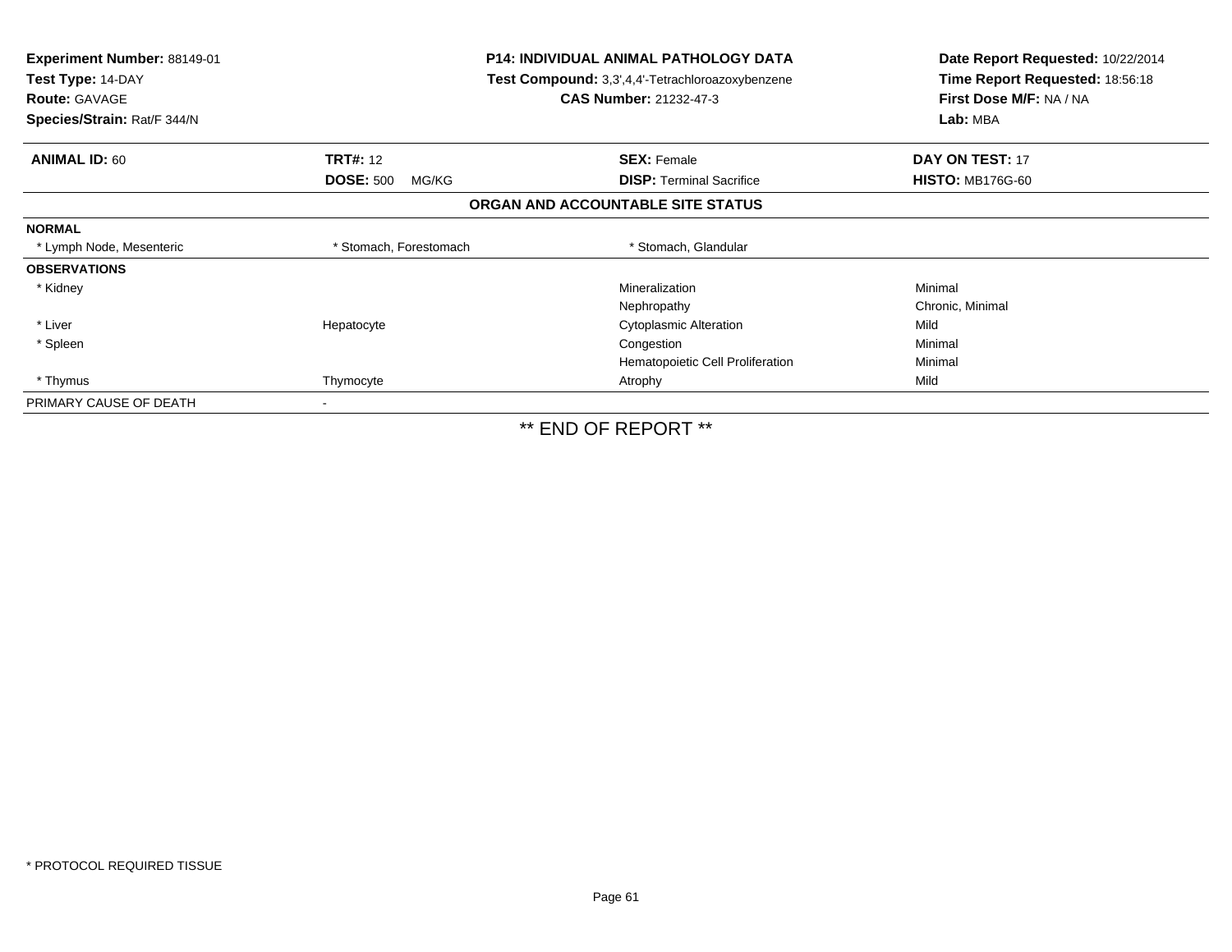**Experiment Number:** 88149-01
**Test Type:** 14-DAY
**Route:** GAVAGE
**Species/Strain:** Rat/F 344/N

**P14: INDIVIDUAL ANIMAL PATHOLOGY DATA**
**Test Compound:** 3,3',4,4'-Tetrachloroazoxybenzene
**CAS Number:** 21232-47-3

**Date Report Requested:** 10/22/2014
**Time Report Requested:** 18:56:18
**First Dose M/F:** NA / NA
**Lab:** MBA

| | | | |
|---|---|---|---|
| **ANIMAL ID:** 60 | **TRT#:** 12 | **SEX:** Female | **DAY ON TEST:** 17 |
| | **DOSE:** 500 MG/KG | **DISP:** Terminal Sacrifice | **HISTO:** MB176G-60 |

**ORGAN AND ACCOUNTABLE SITE STATUS**

| | | | |
|---|---|---|---|
| **NORMAL** | | | |
| * Lymph Node, Mesenteric | * Stomach, Forestomach | * Stomach, Glandular | |
| **OBSERVATIONS** | | | |
| * Kidney | | Mineralization | Minimal |
| | | Nephropathy | Chronic, Minimal |
| * Liver | Hepatocyte | Cytoplasmic Alteration | Mild |
| * Spleen | | Congestion | Minimal |
| | | Hematopoietic Cell Proliferation | Minimal |
| * Thymus | Thymocyte | Atrophy | Mild |
| PRIMARY CAUSE OF DEATH | - | | |

** END OF REPORT **

* PROTOCOL REQUIRED TISSUE